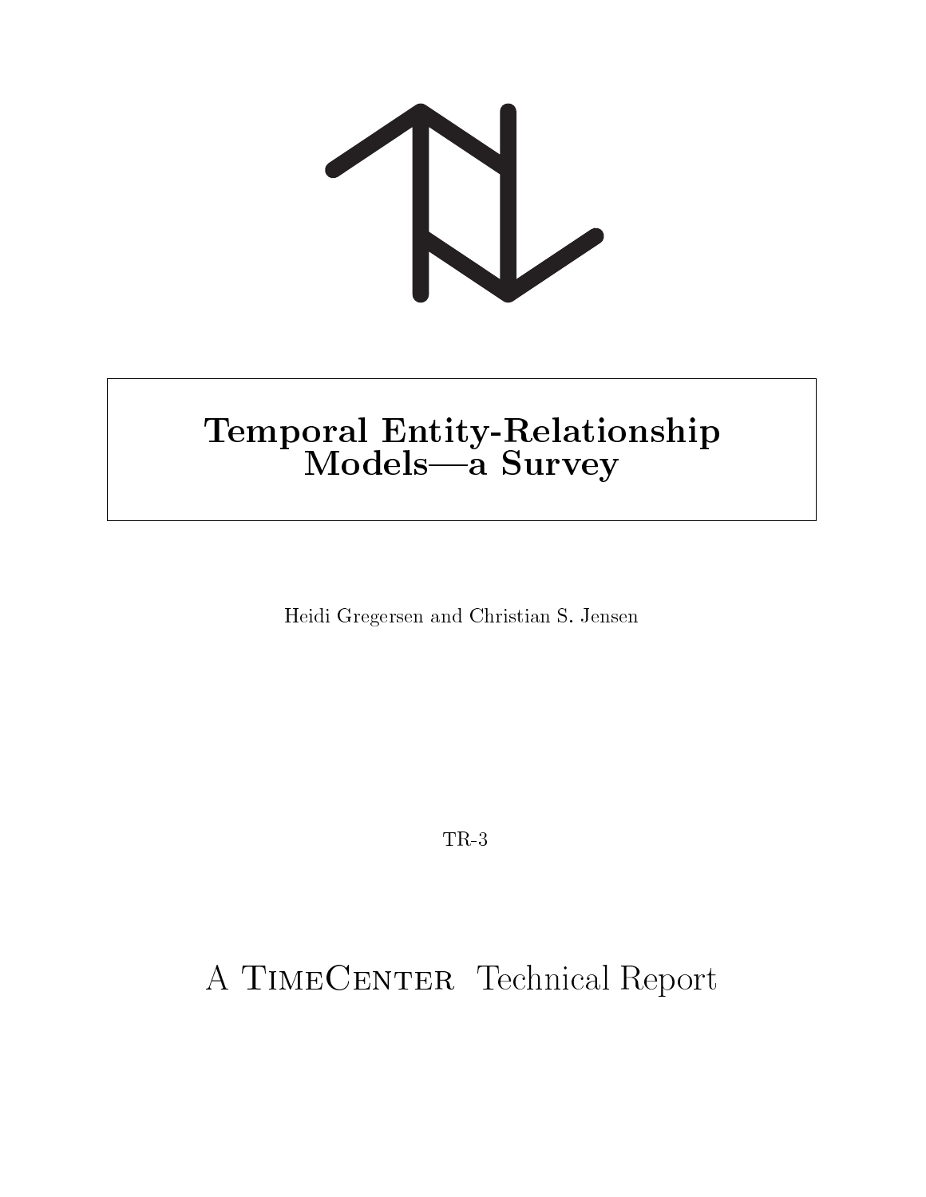# Temporal Entity-Relationship Models—a Survey

Heidi Gregersen and Christian S. Jensen

TR-3

A TimeCenter Technical Report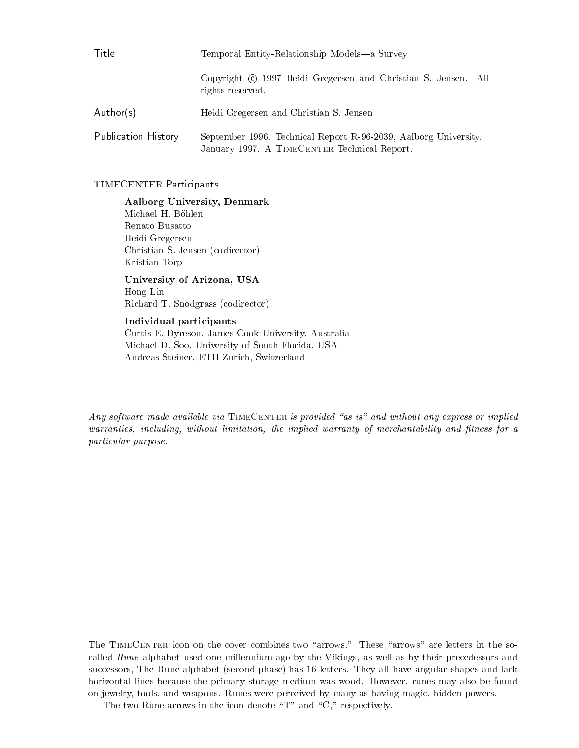| | |
|---|---|
| Title | Temporal Entity-Relationship Models—a Survey |
| | Copyright © 1997 Heidi Gregersen and Christian S. Jensen. All rights reserved. |
| Author(s) | Heidi Gregersen and Christian S. Jensen |
| Publication History | September 1996. Technical Report R-96-2039, Aalborg University. January 1997. A TimeCenter Technical Report. |

TimeCenter Participants

**Aalborg University, Denmark**
Michael H. Böhlen
Renato Busatto
Heidi Gregersen
Christian S. Jensen (codirector)
Kristian Torp

**University of Arizona, USA**
Hong Lin
Richard T. Snodgrass (codirector)

**Individual participants**
Curtis E. Dyreson, James Cook University, Australia
Michael D. Soo, University of South Florida, USA
Andreas Steiner, ETH Zurich, Switzerland

*Any software made available via TimeCenter is provided "as is" and without any express or implied warranties, including, without limitation, the implied warranty of merchantability and fitness for a particular purpose.*

The TimeCenter icon on the cover combines two "arrows." These "arrows" are letters in the so-called *Rune* alphabet used one millennium ago by the Vikings, as well as by their precedessors and successors, The Rune alphabet (second phase) has 16 letters. They all have angular shapes and lack horizontal lines because the primary storage medium was wood. However, runes may also be found on jewelry, tools, and weapons. Runes were perceived by many as having magic, hidden powers.

The two Rune arrows in the icon denote "T" and "C," respectively.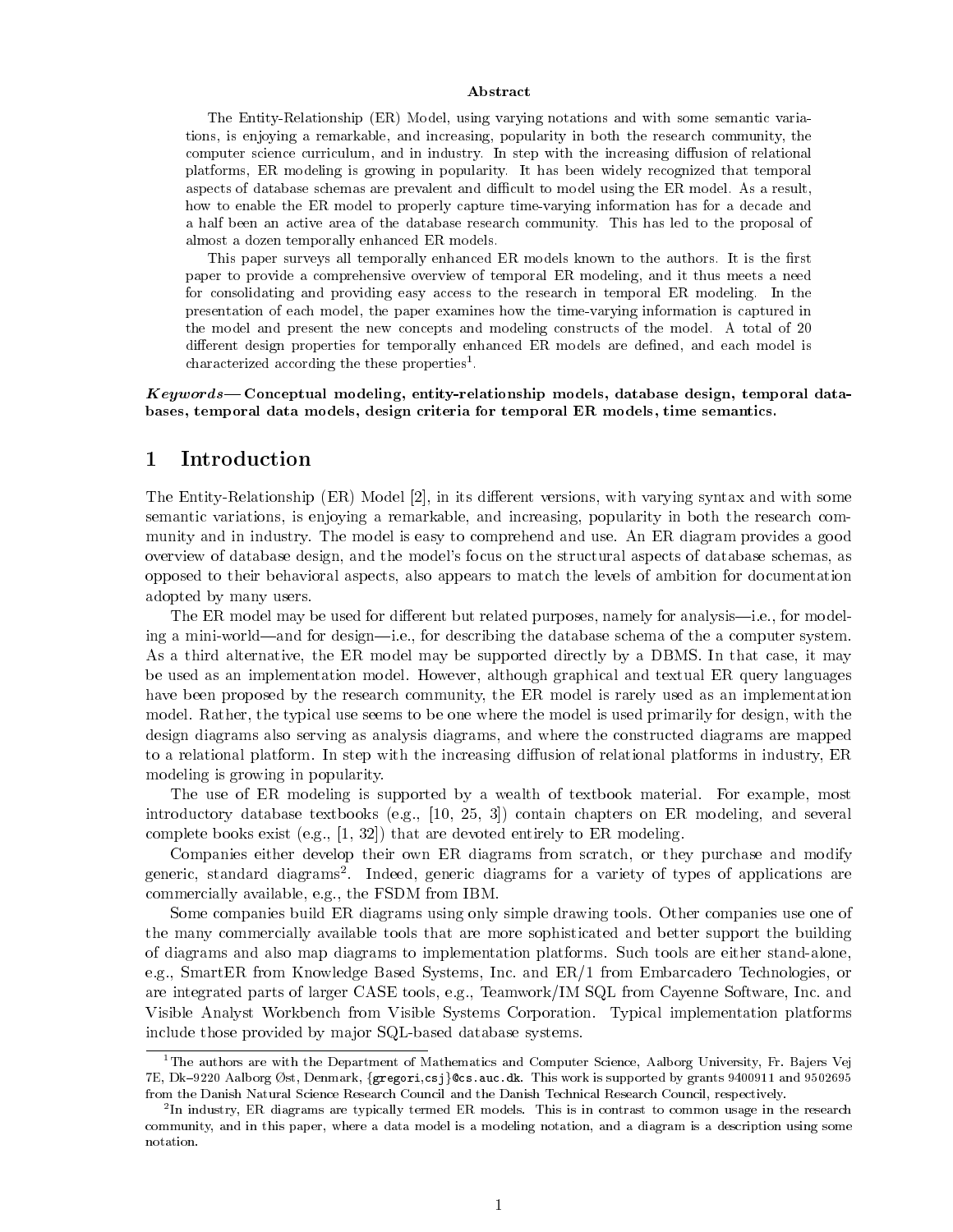**Abstract**

The Entity-Relationship (ER) Model, using varying notations and with some semantic variations, is enjoying a remarkable, and increasing, popularity in both the research community, the computer science curriculum, and in industry. In step with the increasing diffusion of relational platforms, ER modeling is growing in popularity. It has been widely recognized that temporal aspects of database schemas are prevalent and difficult to model using the ER model. As a result, how to enable the ER model to properly capture time-varying information has for a decade and a half been an active area of the database research community. This has led to the proposal of almost a dozen temporally enhanced ER models.

This paper surveys all temporally enhanced ER models known to the authors. It is the first paper to provide a comprehensive overview of temporal ER modeling, and it thus meets a need for consolidating and providing easy access to the research in temporal ER modeling. In the presentation of each model, the paper examines how the time-varying information is captured in the model and present the new concepts and modeling constructs of the model. A total of 20 different design properties for temporally enhanced ER models are defined, and each model is characterized according the these properties[1].

***Keywords*— Conceptual modeling, entity-relationship models, database design, temporal databases, temporal data models, design criteria for temporal ER models, time semantics.**

# 1 Introduction

The Entity-Relationship (ER) Model [2], in its different versions, with varying syntax and with some semantic variations, is enjoying a remarkable, and increasing, popularity in both the research community and in industry. The model is easy to comprehend and use. An ER diagram provides a good overview of database design, and the model's focus on the structural aspects of database schemas, as opposed to their behavioral aspects, also appears to match the levels of ambition for documentation adopted by many users.

The ER model may be used for different but related purposes, namely for analysis—i.e., for modeling a mini-world—and for design—i.e., for describing the database schema of the a computer system. As a third alternative, the ER model may be supported directly by a DBMS. In that case, it may be used as an implementation model. However, although graphical and textual ER query languages have been proposed by the research community, the ER model is rarely used as an implementation model. Rather, the typical use seems to be one where the model is used primarily for design, with the design diagrams also serving as analysis diagrams, and where the constructed diagrams are mapped to a relational platform. In step with the increasing diffusion of relational platforms in industry, ER modeling is growing in popularity.

The use of ER modeling is supported by a wealth of textbook material. For example, most introductory database textbooks (e.g., [10, 25, 3]) contain chapters on ER modeling, and several complete books exist (e.g., [1, 32]) that are devoted entirely to ER modeling.

Companies either develop their own ER diagrams from scratch, or they purchase and modify generic, standard diagrams[2]. Indeed, generic diagrams for a variety of types of applications are commercially available, e.g., the FSDM from IBM.

Some companies build ER diagrams using only simple drawing tools. Other companies use one of the many commercially available tools that are more sophisticated and better support the building of diagrams and also map diagrams to implementation platforms. Such tools are either stand-alone, e.g., SmartER from Knowledge Based Systems, Inc. and ER/1 from Embarcadero Technologies, or are integrated parts of larger CASE tools, e.g., Teamwork/IM SQL from Cayenne Software, Inc. and Visible Analyst Workbench from Visible Systems Corporation. Typical implementation platforms include those provided by major SQL-based database systems.

---

[1] The authors are with the Department of Mathematics and Computer Science, Aalborg University, Fr. Bajers Vej 7E, Dk–9220 Aalborg Øst, Denmark, {gregori,csj}@cs.auc.dk. This work is supported by grants 9400911 and 9502695 from the Danish Natural Science Research Council and the Danish Technical Research Council, respectively.

[2] In industry, ER diagrams are typically termed ER models. This is in contrast to common usage in the research community, and in this paper, where a data model is a modeling notation, and a diagram is a description using some notation.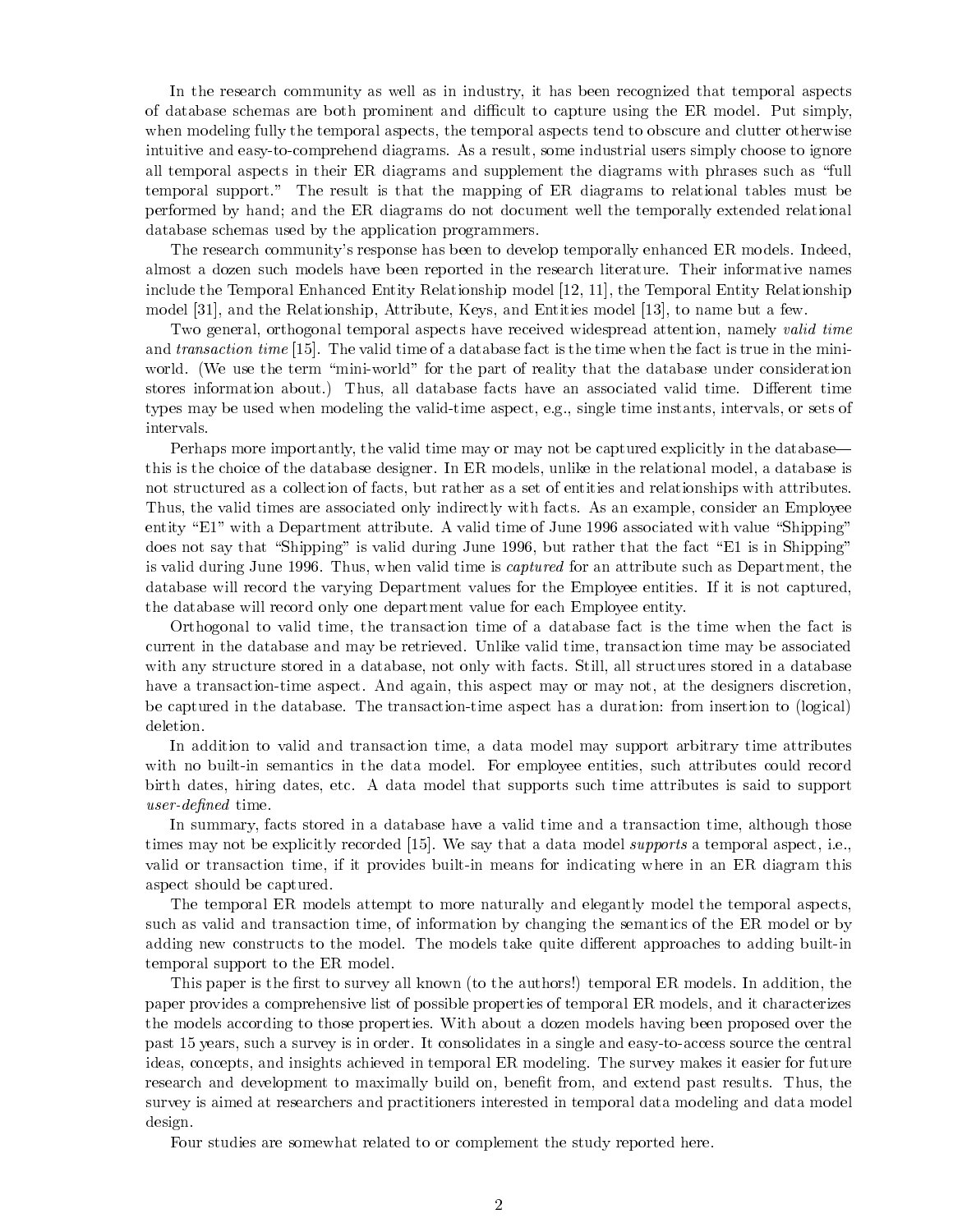In the research community as well as in industry, it has been recognized that temporal aspects of database schemas are both prominent and difficult to capture using the ER model. Put simply, when modeling fully the temporal aspects, the temporal aspects tend to obscure and clutter otherwise intuitive and easy-to-comprehend diagrams. As a result, some industrial users simply choose to ignore all temporal aspects in their ER diagrams and supplement the diagrams with phrases such as "full temporal support." The result is that the mapping of ER diagrams to relational tables must be performed by hand; and the ER diagrams do not document well the temporally extended relational database schemas used by the application programmers.

The research community's response has been to develop temporally enhanced ER models. Indeed, almost a dozen such models have been reported in the research literature. Their informative names include the Temporal Enhanced Entity Relationship model [12, 11], the Temporal Entity Relationship model [31], and the Relationship, Attribute, Keys, and Entities model [13], to name but a few.

Two general, orthogonal temporal aspects have received widespread attention, namely *valid time* and *transaction time* [15]. The valid time of a database fact is the time when the fact is true in the mini-world. (We use the term "mini-world" for the part of reality that the database under consideration stores information about.) Thus, all database facts have an associated valid time. Different time types may be used when modeling the valid-time aspect, e.g., single time instants, intervals, or sets of intervals.

Perhaps more importantly, the valid time may or may not be captured explicitly in the database—this is the choice of the database designer. In ER models, unlike in the relational model, a database is not structured as a collection of facts, but rather as a set of entities and relationships with attributes. Thus, the valid times are associated only indirectly with facts. As an example, consider an Employee entity "E1" with a Department attribute. A valid time of June 1996 associated with value "Shipping" does not say that "Shipping" is valid during June 1996, but rather that the fact "E1 is in Shipping" is valid during June 1996. Thus, when valid time is *captured* for an attribute such as Department, the database will record the varying Department values for the Employee entities. If it is not captured, the database will record only one department value for each Employee entity.

Orthogonal to valid time, the transaction time of a database fact is the time when the fact is current in the database and may be retrieved. Unlike valid time, transaction time may be associated with any structure stored in a database, not only with facts. Still, all structures stored in a database have a transaction-time aspect. And again, this aspect may or may not, at the designers discretion, be captured in the database. The transaction-time aspect has a duration: from insertion to (logical) deletion.

In addition to valid and transaction time, a data model may support arbitrary time attributes with no built-in semantics in the data model. For employee entities, such attributes could record birth dates, hiring dates, etc. A data model that supports such time attributes is said to support *user-defined* time.

In summary, facts stored in a database have a valid time and a transaction time, although those times may not be explicitly recorded [15]. We say that a data model *supports* a temporal aspect, i.e., valid or transaction time, if it provides built-in means for indicating where in an ER diagram this aspect should be captured.

The temporal ER models attempt to more naturally and elegantly model the temporal aspects, such as valid and transaction time, of information by changing the semantics of the ER model or by adding new constructs to the model. The models take quite different approaches to adding built-in temporal support to the ER model.

This paper is the first to survey all known (to the authors!) temporal ER models. In addition, the paper provides a comprehensive list of possible properties of temporal ER models, and it characterizes the models according to those properties. With about a dozen models having been proposed over the past 15 years, such a survey is in order. It consolidates in a single and easy-to-access source the central ideas, concepts, and insights achieved in temporal ER modeling. The survey makes it easier for future research and development to maximally build on, benefit from, and extend past results. Thus, the survey is aimed at researchers and practitioners interested in temporal data modeling and data model design.

Four studies are somewhat related to or complement the study reported here.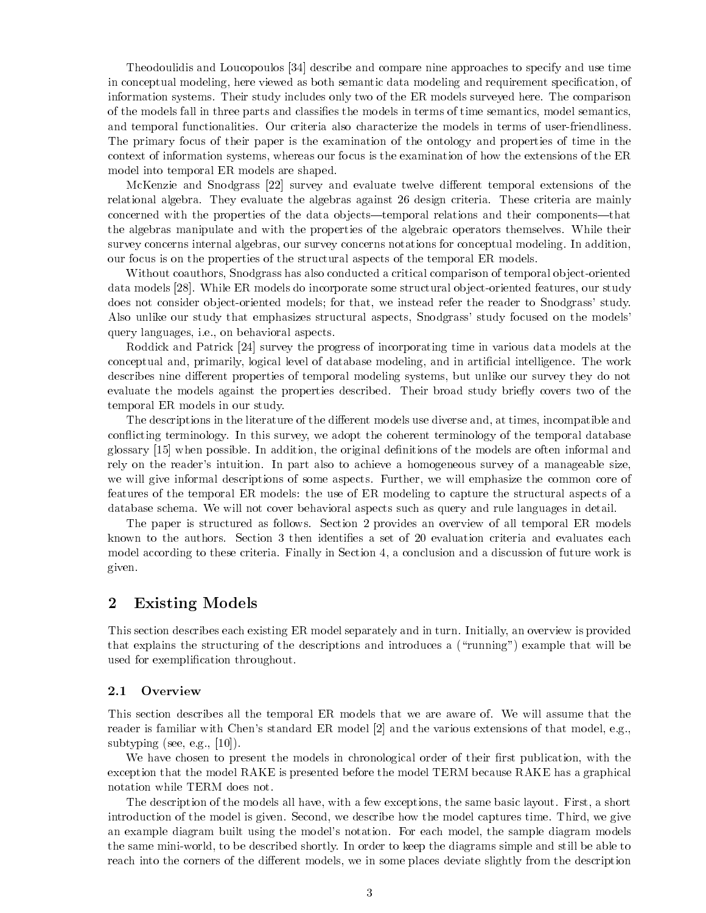Theodoulidis and Loucopoulos [34] describe and compare nine approaches to specify and use time in conceptual modeling, here viewed as both semantic data modeling and requirement specification, of information systems. Their study includes only two of the ER models surveyed here. The comparison of the models fall in three parts and classifies the models in terms of time semantics, model semantics, and temporal functionalities. Our criteria also characterize the models in terms of user-friendliness. The primary focus of their paper is the examination of the ontology and properties of time in the context of information systems, whereas our focus is the examination of how the extensions of the ER model into temporal ER models are shaped.

McKenzie and Snodgrass [22] survey and evaluate twelve different temporal extensions of the relational algebra. They evaluate the algebras against 26 design criteria. These criteria are mainly concerned with the properties of the data objects—temporal relations and their components—that the algebras manipulate and with the properties of the algebraic operators themselves. While their survey concerns internal algebras, our survey concerns notations for conceptual modeling. In addition, our focus is on the properties of the structural aspects of the temporal ER models.

Without coauthors, Snodgrass has also conducted a critical comparison of temporal object-oriented data models [28]. While ER models do incorporate some structural object-oriented features, our study does not consider object-oriented models; for that, we instead refer the reader to Snodgrass' study. Also unlike our study that emphasizes structural aspects, Snodgrass' study focused on the models' query languages, i.e., on behavioral aspects.

Roddick and Patrick [24] survey the progress of incorporating time in various data models at the conceptual and, primarily, logical level of database modeling, and in artificial intelligence. The work describes nine different properties of temporal modeling systems, but unlike our survey they do not evaluate the models against the properties described. Their broad study briefly covers two of the temporal ER models in our study.

The descriptions in the literature of the different models use diverse and, at times, incompatible and conflicting terminology. In this survey, we adopt the coherent terminology of the temporal database glossary [15] when possible. In addition, the original definitions of the models are often informal and rely on the reader's intuition. In part also to achieve a homogeneous survey of a manageable size, we will give informal descriptions of some aspects. Further, we will emphasize the common core of features of the temporal ER models: the use of ER modeling to capture the structural aspects of a database schema. We will not cover behavioral aspects such as query and rule languages in detail.

The paper is structured as follows. Section 2 provides an overview of all temporal ER models known to the authors. Section 3 then identifies a set of 20 evaluation criteria and evaluates each model according to these criteria. Finally in Section 4, a conclusion and a discussion of future work is given.

## 2 Existing Models

This section describes each existing ER model separately and in turn. Initially, an overview is provided that explains the structuring of the descriptions and introduces a ("running") example that will be used for exemplification throughout.

### 2.1 Overview

This section describes all the temporal ER models that we are aware of. We will assume that the reader is familiar with Chen's standard ER model [2] and the various extensions of that model, e.g., subtyping (see, e.g., [10]).

We have chosen to present the models in chronological order of their first publication, with the exception that the model RAKE is presented before the model TERM because RAKE has a graphical notation while TERM does not.

The description of the models all have, with a few exceptions, the same basic layout. First, a short introduction of the model is given. Second, we describe how the model captures time. Third, we give an example diagram built using the model's notation. For each model, the sample diagram models the same mini-world, to be described shortly. In order to keep the diagrams simple and still be able to reach into the corners of the different models, we in some places deviate slightly from the description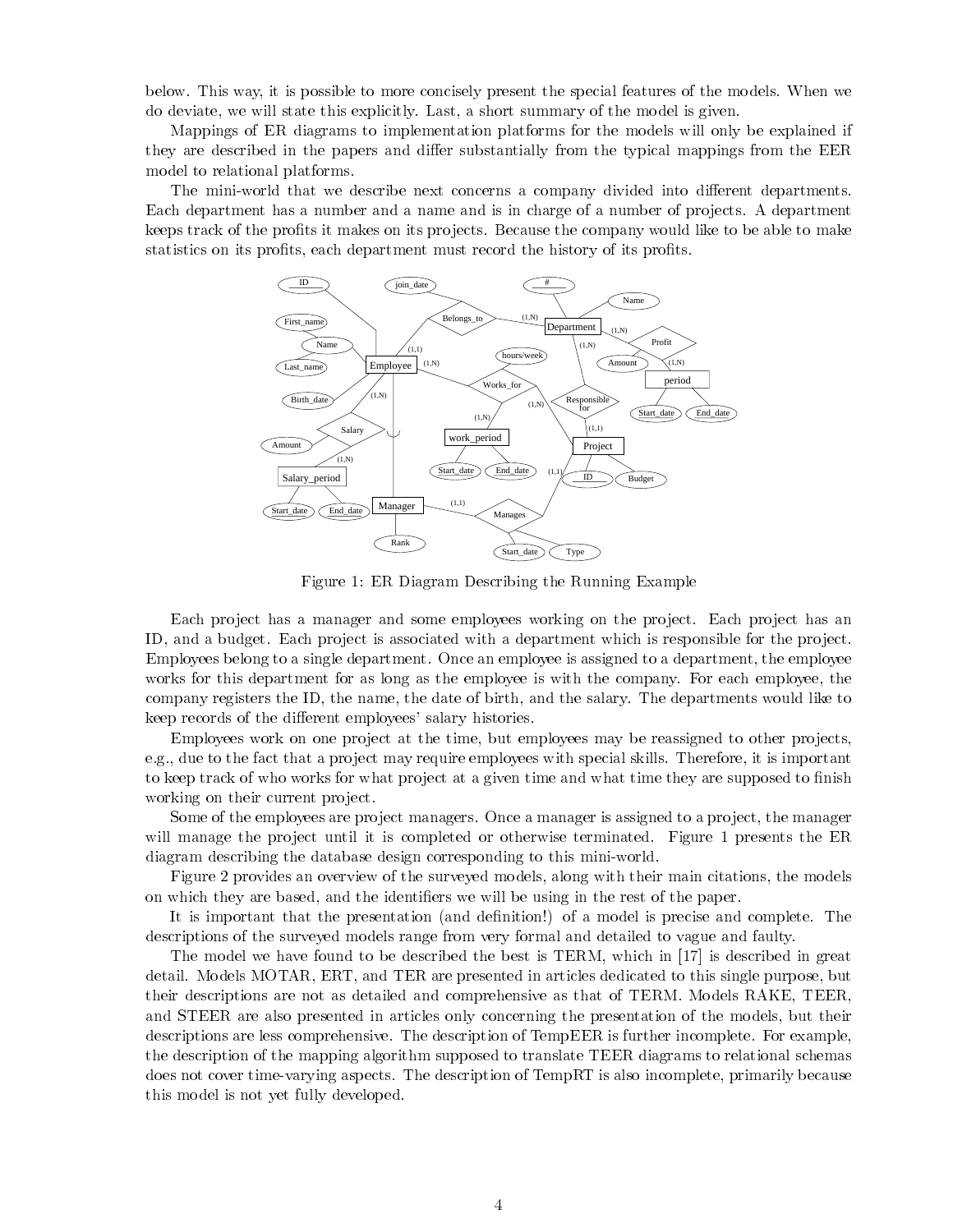below. This way, it is possible to more concisely present the special features of the models. When we do deviate, we will state this explicitly. Last, a short summary of the model is given.

Mappings of ER diagrams to implementation platforms for the models will only be explained if they are described in the papers and differ substantially from the typical mappings from the EER model to relational platforms.

The mini-world that we describe next concerns a company divided into different departments. Each department has a number and a name and is in charge of a number of projects. A department keeps track of the profits it makes on its projects. Because the company would like to be able to make statistics on its profits, each department must record the history of its profits.

Figure 1: ER Diagram Describing the Running Example

Each project has a manager and some employees working on the project. Each project has an ID, and a budget. Each project is associated with a department which is responsible for the project. Employees belong to a single department. Once an employee is assigned to a department, the employee works for this department for as long as the employee is with the company. For each employee, the company registers the ID, the name, the date of birth, and the salary. The departments would like to keep records of the different employees' salary histories.

Employees work on one project at the time, but employees may be reassigned to other projects, e.g., due to the fact that a project may require employees with special skills. Therefore, it is important to keep track of who works for what project at a given time and what time they are supposed to finish working on their current project.

Some of the employees are project managers. Once a manager is assigned to a project, the manager will manage the project until it is completed or otherwise terminated. Figure 1 presents the ER diagram describing the database design corresponding to this mini-world.

Figure 2 provides an overview of the surveyed models, along with their main citations, the models on which they are based, and the identifiers we will be using in the rest of the paper.

It is important that the presentation (and definition!) of a model is precise and complete. The descriptions of the surveyed models range from very formal and detailed to vague and faulty.

The model we have found to be described the best is TERM, which in [17] is described in great detail. Models MOTAR, ERT, and TER are presented in articles dedicated to this single purpose, but their descriptions are not as detailed and comprehensive as that of TERM. Models RAKE, TEER, and STEER are also presented in articles only concerning the presentation of the models, but their descriptions are less comprehensive. The description of TempEER is further incomplete. For example, the description of the mapping algorithm supposed to translate TEER diagrams to relational schemas does not cover time-varying aspects. The description of TempRT is also incomplete, primarily because this model is not yet fully developed.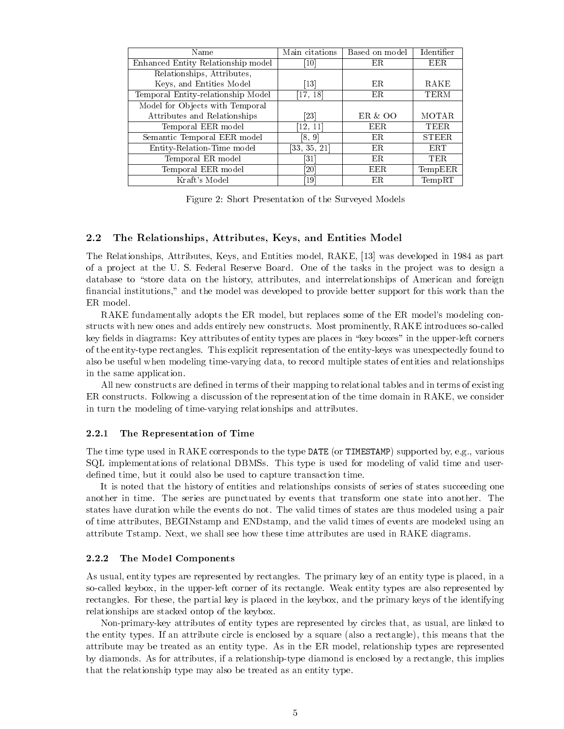| Name | Main citations | Based on model | Identifier |
|---|---|---|---|
| Enhanced Entity Relationship model | [10] | ER | EER |
| Relationships, Attributes, Keys, and Entities Model | [13] | ER | RAKE |
| Temporal Entity-relationship Model | [17, 18] | ER | TERM |
| Model for Objects with Temporal Attributes and Relationships | [23] | ER & OO | MOTAR |
| Temporal EER model | [12, 11] | EER | TEER |
| Semantic Temporal EER model | [8, 9] | ER | STEER |
| Entity-Relation-Time model | [33, 35, 21] | ER | ERT |
| Temporal ER model | [31] | ER | TER |
| Temporal EER model | [20] | EER | TempEER |
| Kraft's Model | [19] | ER | TempRT |

Figure 2: Short Presentation of the Surveyed Models

## 2.2 The Relationships, Attributes, Keys, and Entities Model

The Relationships, Attributes, Keys, and Entities model, RAKE, [13] was developed in 1984 as part of a project at the U. S. Federal Reserve Board. One of the tasks in the project was to design a database to "store data on the history, attributes, and interrelationships of American and foreign financial institutions," and the model was developed to provide better support for this work than the ER model.

RAKE fundamentally adopts the ER model, but replaces some of the ER model's modeling constructs with new ones and adds entirely new constructs. Most prominently, RAKE introduces so-called key fields in diagrams: Key attributes of entity types are places in "key boxes" in the upper-left corners of the entity-type rectangles. This explicit representation of the entity-keys was unexpectedly found to also be useful when modeling time-varying data, to record multiple states of entities and relationships in the same application.

All new constructs are defined in terms of their mapping to relational tables and in terms of existing ER constructs. Following a discussion of the representation of the time domain in RAKE, we consider in turn the modeling of time-varying relationships and attributes.

### 2.2.1 The Representation of Time

The time type used in RAKE corresponds to the type `DATE` (or `TIMESTAMP`) supported by, e.g., various SQL implementations of relational DBMSs. This type is used for modeling of valid time and user-defined time, but it could also be used to capture transaction time.

It is noted that the history of entities and relationships consists of series of states succeeding one another in time. The series are punctuated by events that transform one state into another. The states have duration while the events do not. The valid times of states are thus modeled using a pair of time attributes, BEGINstamp and ENDstamp, and the valid times of events are modeled using an attribute Tstamp. Next, we shall see how these time attributes are used in RAKE diagrams.

### 2.2.2 The Model Components

As usual, entity types are represented by rectangles. The primary key of an entity type is placed, in a so-called keybox, in the upper-left corner of its rectangle. Weak entity types are also represented by rectangles. For these, the partial key is placed in the keybox, and the primary keys of the identifying relationships are stacked ontop of the keybox.

Non-primary-key attributes of entity types are represented by circles that, as usual, are linked to the entity types. If an attribute circle is enclosed by a square (also a rectangle), this means that the attribute may be treated as an entity type. As in the ER model, relationship types are represented by diamonds. As for attributes, if a relationship-type diamond is enclosed by a rectangle, this implies that the relationship type may also be treated as an entity type.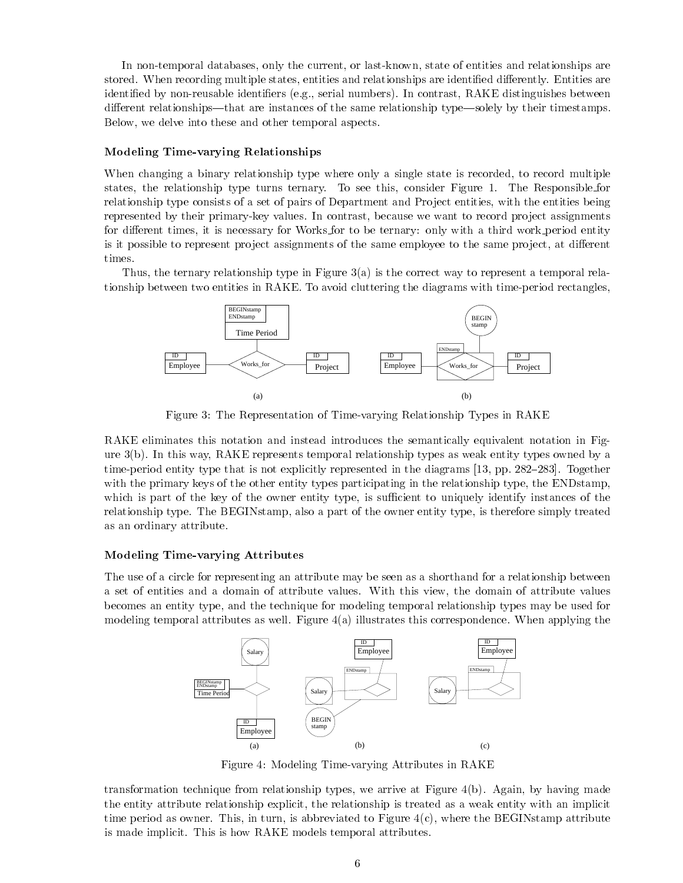In non-temporal databases, only the current, or last-known, state of entities and relationships are stored. When recording multiple states, entities and relationships are identified differently. Entities are identified by non-reusable identifiers (e.g., serial numbers). In contrast, RAKE distinguishes between different relationships—that are instances of the same relationship type—solely by their timestamps. Below, we delve into these and other temporal aspects.

### Modeling Time-varying Relationships

When changing a binary relationship type where only a single state is recorded, to record multiple states, the relationship type turns ternary. To see this, consider Figure 1. The Responsible_for relationship type consists of a set of pairs of Department and Project entities, with the entities being represented by their primary-key values. In contrast, because we want to record project assignments for different times, it is necessary for Works_for to be ternary: only with a third work_period entity is it possible to represent project assignments of the same employee to the same project, at different times.

Thus, the ternary relationship type in Figure 3(a) is the correct way to represent a temporal relationship between two entities in RAKE. To avoid cluttering the diagrams with time-period rectangles,

Figure 3: The Representation of Time-varying Relationship Types in RAKE

RAKE eliminates this notation and instead introduces the semantically equivalent notation in Figure 3(b). In this way, RAKE represents temporal relationship types as weak entity types owned by a time-period entity type that is not explicitly represented in the diagrams [13, pp. 282–283]. Together with the primary keys of the other entity types participating in the relationship type, the ENDstamp, which is part of the key of the owner entity type, is sufficient to uniquely identify instances of the relationship type. The BEGINstamp, also a part of the owner entity type, is therefore simply treated as an ordinary attribute.

### Modeling Time-varying Attributes

The use of a circle for representing an attribute may be seen as a shorthand for a relationship between a set of entities and a domain of attribute values. With this view, the domain of attribute values becomes an entity type, and the technique for modeling temporal relationship types may be used for modeling temporal attributes as well. Figure 4(a) illustrates this correspondence. When applying the

Figure 4: Modeling Time-varying Attributes in RAKE

transformation technique from relationship types, we arrive at Figure 4(b). Again, by having made the entity attribute relationship explicit, the relationship is treated as a weak entity with an implicit time period as owner. This, in turn, is abbreviated to Figure 4(c), where the BEGINstamp attribute is made implicit. This is how RAKE models temporal attributes.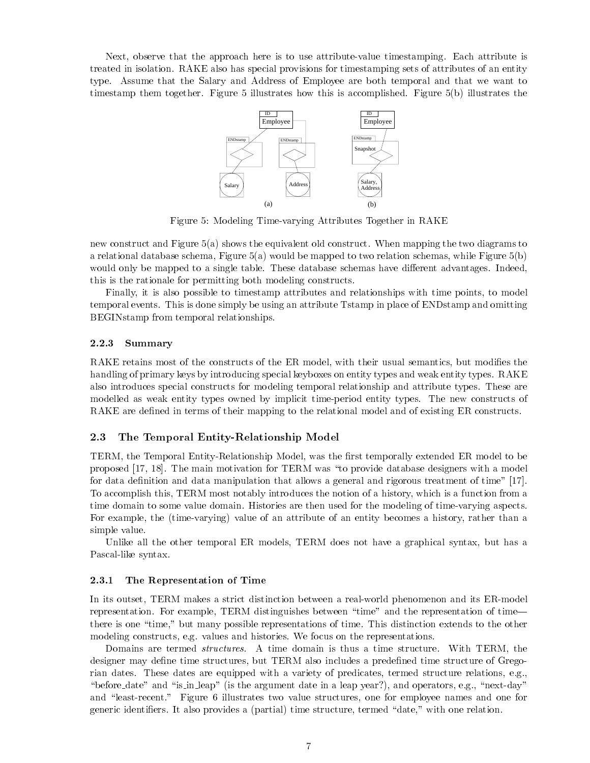Next, observe that the approach here is to use attribute-value timestamping. Each attribute is treated in isolation. RAKE also has special provisions for timestamping sets of attributes of an entity type. Assume that the Salary and Address of Employee are both temporal and that we want to timestamp them together. Figure 5 illustrates how this is accomplished. Figure 5(b) illustrates the

Figure 5: Modeling Time-varying Attributes Together in RAKE

new construct and Figure 5(a) shows the equivalent old construct. When mapping the two diagrams to a relational database schema, Figure 5(a) would be mapped to two relation schemas, while Figure 5(b) would only be mapped to a single table. These database schemas have different advantages. Indeed, this is the rationale for permitting both modeling constructs.

Finally, it is also possible to timestamp attributes and relationships with time points, to model temporal events. This is done simply be using an attribute Tstamp in place of ENDstamp and omitting BEGINstamp from temporal relationships.

### 2.2.3 Summary

RAKE retains most of the constructs of the ER model, with their usual semantics, but modifies the handling of primary keys by introducing special keyboxes on entity types and weak entity types. RAKE also introduces special constructs for modeling temporal relationship and attribute types. These are modelled as weak entity types owned by implicit time-period entity types. The new constructs of RAKE are defined in terms of their mapping to the relational model and of existing ER constructs.

## 2.3 The Temporal Entity-Relationship Model

TERM, the Temporal Entity-Relationship Model, was the first temporally extended ER model to be proposed [17, 18]. The main motivation for TERM was "to provide database designers with a model for data definition and data manipulation that allows a general and rigorous treatment of time" [17]. To accomplish this, TERM most notably introduces the notion of a history, which is a function from a time domain to some value domain. Histories are then used for the modeling of time-varying aspects. For example, the (time-varying) value of an attribute of an entity becomes a history, rather than a simple value.

Unlike all the other temporal ER models, TERM does not have a graphical syntax, but has a Pascal-like syntax.

### 2.3.1 The Representation of Time

In its outset, TERM makes a strict distinction between a real-world phenomenon and its ER-model representation. For example, TERM distinguishes between "time" and the representation of time—there is one "time," but many possible representations of time. This distinction extends to the other modeling constructs, e.g. values and histories. We focus on the representations.

Domains are termed *structures*. A time domain is thus a time structure. With TERM, the designer may define time structures, but TERM also includes a predefined time structure of Gregorian dates. These dates are equipped with a variety of predicates, termed structure relations, e.g., "before_date" and "is_in_leap" (is the argument date in a leap year?), and operators, e.g., "next-day" and "least-recent." Figure 6 illustrates two value structures, one for employee names and one for generic identifiers. It also provides a (partial) time structure, termed "date," with one relation.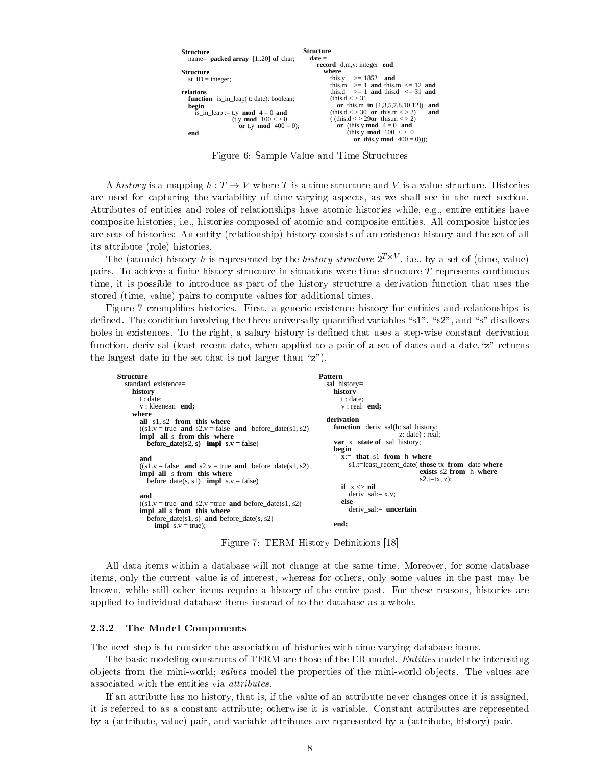```
Structure
   name=  packed array  [1..20]  of  char;

Structure
   st_ID = integer;

relations
   function   is_in_leap( t: date): boolean;
   begin
      is_in_leap := t.y  mod  4 = 0  and
                    (t.y  mod  100 < > 0
                       or t.y  mod  400 = 0);
   end
```

```
Structure
   date =
      record  d,m,y: integer  end
         where
            this.y    >= 1852   and
            this.m    >= 1  and this.m  <= 12  and
            this.d    >= 1  and this.d   <= 31  and
            (this.d < > 31
               or  this.m  in  [1,3,5,7,8,10,12])   and
            (this.d < > 30  or  this.m < > 2)       and
            ( (this.d < > 29or  this.m < > 2)
               or  (this.y mod  4 = 0   and
                  (this.y  mod  100  < >  0
                     or  this.y mod  400 = 0)));
```

Figure 6: Sample Value and Time Structures

A *history* is a mapping $h : T \rightarrow V$ where $T$ is a time structure and $V$ is a value structure. Histories are used for capturing the variability of time-varying aspects, as we shall see in the next section. Attributes of entities and roles of relationships have atomic histories while, e.g., entire entities have composite histories, i.e., histories composed of atomic and composite entities. All composite histories are sets of histories: An entity (relationship) history consists of an existence history and the set of all its attribute (role) histories.

The (atomic) history $h$ is represented by the *history structure* $2^{T \times V}$, i.e., by a set of (time, value) pairs. To achieve a finite history structure in situations were time structure $T$ represents continuous time, it is possible to introduce as part of the history structure a derivation function that uses the stored (time, value) pairs to compute values for additional times.

Figure 7 exemplifies histories. First, a generic existence history for entities and relationships is defined. The condition involving the three universally quantified variables "s1", "s2", and "s" disallows holes in existences. To the right, a salary history is defined that uses a step-wise constant derivation function, deriv_sal (least_recent_date, when applied to a pair of a set of dates and a date,"z" returns the largest date in the set that is not larger than "z").

```
Structure
   standard_existence=
      history
         t : date;
         v : kleenean   end;
      where
         all  s1, s2  from  this  where
         ((s1.v = true  and  s2.v = false  and  before_date(s1, s2)
         impl   all  s  from  this  where
            before_date(s2, s)   impl  s.v = false)

         and
         ((s1.v = false   and  s2.v = true  and  before_date(s1, s2)
         impl  all   s from  this  where
            before_date(s, s1)   impl  s.v = false)

         and
         ((s1.v = true  and  s2.v =true  and before_date(s1, s2)
         impl  all  s from  this  where
            before_date(s1, s)  and  before_date(s, s2)
               impl  s.v = true);
```

```
Pattern
   sal_history=
      history
         t : date;
         v : real   end;

   derivation
      function   deriv_sal(h: sal_history;
                                 z: date) : real;
      var  x   state of  sal_history;
      begin
         x:=  that  s1  from  h  where
            s1.t=least_recent_date(  those tx  from   date where
                                        exists  s2 from  h  where
                                        s2.t=tx, z);
         if  x <> nil
            deriv_sal:= x.v;
         else
            deriv_sal:=  uncertain

      end;
```

Figure 7: TERM History Definitions [18]

All data items within a database will not change at the same time. Moreover, for some database items, only the current value is of interest, whereas for others, only some values in the past may be known, while still other items require a history of the entire past. For these reasons, histories are applied to individual database items instead of to the database as a whole.

### 2.3.2 The Model Components

The next step is to consider the association of histories with time-varying database items.

The basic modeling constructs of TERM are those of the ER model. *Entities* model the interesting objects from the mini-world; *values* model the properties of the mini-world objects. The values are associated with the entities via *attributes*.

If an attribute has no history, that is, if the value of an attribute never changes once it is assigned, it is referred to as a constant attribute; otherwise it is variable. Constant attributes are represented by a (attribute, value) pair, and variable attributes are represented by a (attribute, history) pair.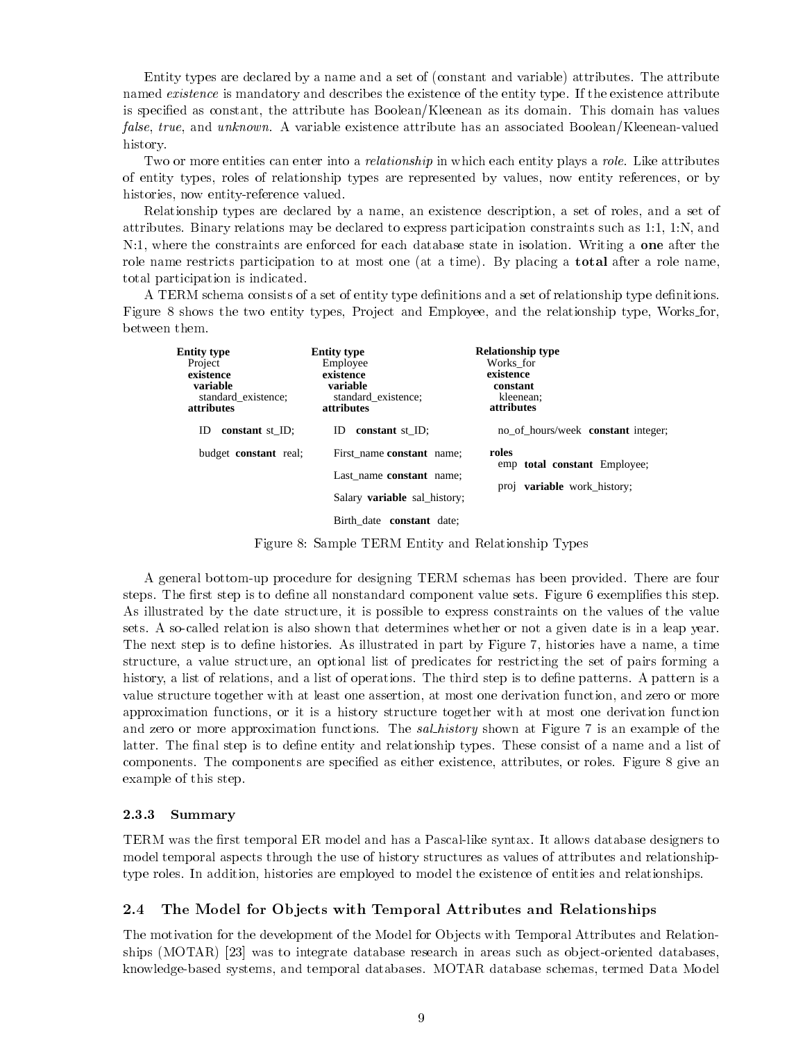Entity types are declared by a name and a set of (constant and variable) attributes. The attribute named *existence* is mandatory and describes the existence of the entity type. If the existence attribute is specified as constant, the attribute has Boolean/Kleenean as its domain. This domain has values *false*, *true*, and *unknown*. A variable existence attribute has an associated Boolean/Kleenean-valued history.

Two or more entities can enter into a *relationship* in which each entity plays a *role*. Like attributes of entity types, roles of relationship types are represented by values, now entity references, or by histories, now entity-reference valued.

Relationship types are declared by a name, an existence description, a set of roles, and a set of attributes. Binary relations may be declared to express participation constraints such as 1:1, 1:N, and N:1, where the constraints are enforced for each database state in isolation. Writing a **one** after the role name restricts participation to at most one (at a time). By placing a **total** after a role name, total participation is indicated.

A TERM schema consists of a set of entity type definitions and a set of relationship type definitions. Figure 8 shows the two entity types, Project and Employee, and the relationship type, Works_for, between them.

```
Entity type                  Entity type                      Relationship type
  Project                      Employee                         Works_for
  existence                    existence                        existence
    variable                     variable                         constant
      standard_existence;          standard_existence;              kleenean;
  attributes                   attributes                       attributes

    ID  constant st_ID;          ID  constant st_ID;                no_of_hours/week  constant integer;

    budget constant  real;       First_name constant  name;     roles
                                                                  emp  total constant  Employee;
                                 Last_name constant  name;
                                                                  proj  variable work_history;
                                 Salary variable sal_history;

                                 Birth_date  constant  date;
```

Figure 8: Sample TERM Entity and Relationship Types

A general bottom-up procedure for designing TERM schemas has been provided. There are four steps. The first step is to define all nonstandard component value sets. Figure 6 exemplifies this step. As illustrated by the date structure, it is possible to express constraints on the values of the value sets. A so-called relation is also shown that determines whether or not a given date is in a leap year. The next step is to define histories. As illustrated in part by Figure 7, histories have a name, a time structure, a value structure, an optional list of predicates for restricting the set of pairs forming a history, a list of relations, and a list of operations. The third step is to define patterns. A pattern is a value structure together with at least one assertion, at most one derivation function, and zero or more approximation functions, or it is a history structure together with at most one derivation function and zero or more approximation functions. The *sal_history* shown at Figure 7 is an example of the latter. The final step is to define entity and relationship types. These consist of a name and a list of components. The components are specified as either existence, attributes, or roles. Figure 8 give an example of this step.

### 2.3.3 Summary

TERM was the first temporal ER model and has a Pascal-like syntax. It allows database designers to model temporal aspects through the use of history structures as values of attributes and relationship-type roles. In addition, histories are employed to model the existence of entities and relationships.

## 2.4 The Model for Objects with Temporal Attributes and Relationships

The motivation for the development of the Model for Objects with Temporal Attributes and Relationships (MOTAR) [23] was to integrate database research in areas such as object-oriented databases, knowledge-based systems, and temporal databases. MOTAR database schemas, termed Data Model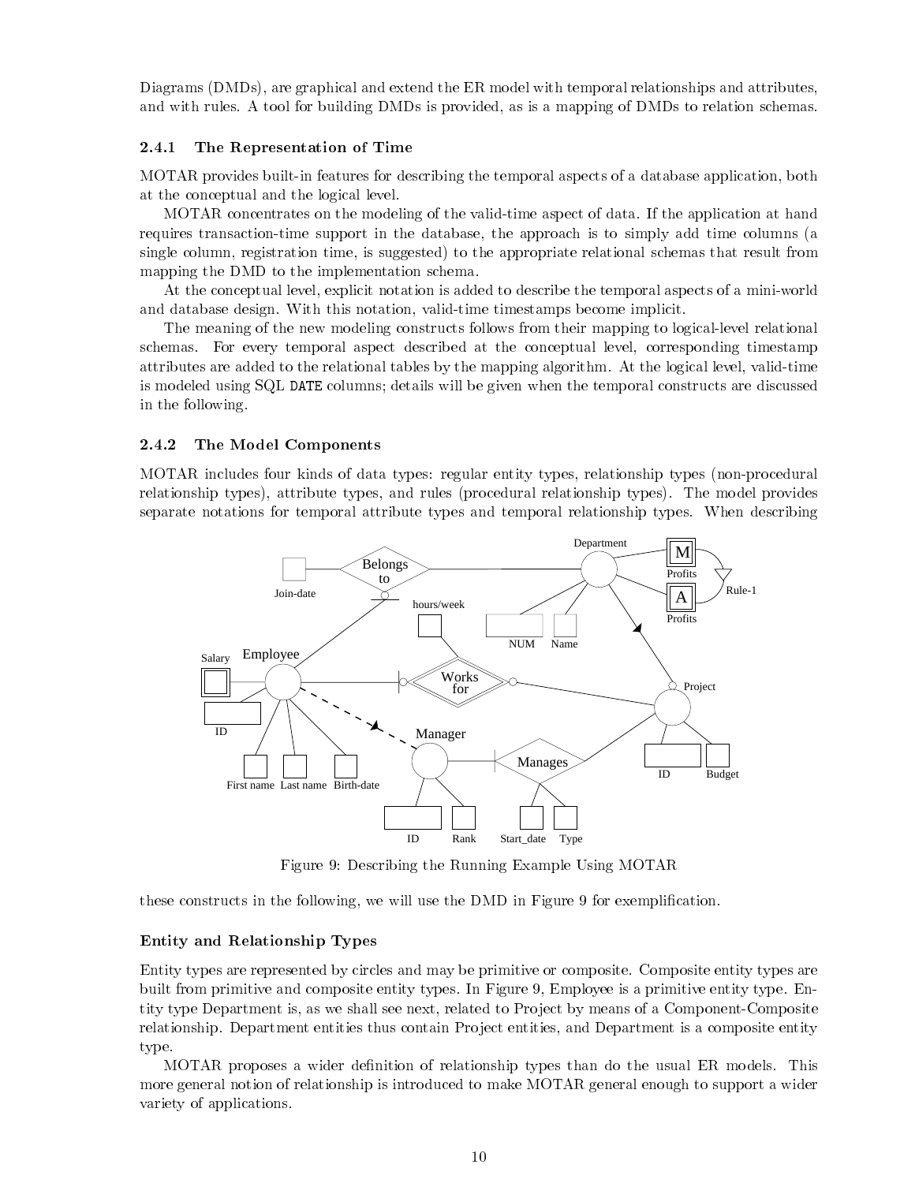Diagrams (DMDs), are graphical and extend the ER model with temporal relationships and attributes, and with rules. A tool for building DMDs is provided, as is a mapping of DMDs to relation schemas.

### 2.4.1 The Representation of Time

MOTAR provides built-in features for describing the temporal aspects of a database application, both at the conceptual and the logical level.

MOTAR concentrates on the modeling of the valid-time aspect of data. If the application at hand requires transaction-time support in the database, the approach is to simply add time columns (a single column, registration time, is suggested) to the appropriate relational schemas that result from mapping the DMD to the implementation schema.

At the conceptual level, explicit notation is added to describe the temporal aspects of a mini-world and database design. With this notation, valid-time timestamps become implicit.

The meaning of the new modeling constructs follows from their mapping to logical-level relational schemas. For every temporal aspect described at the conceptual level, corresponding timestamp attributes are added to the relational tables by the mapping algorithm. At the logical level, valid-time is modeled using SQL `DATE` columns; details will be given when the temporal constructs are discussed in the following.

### 2.4.2 The Model Components

MOTAR includes four kinds of data types: regular entity types, relationship types (non-procedural relationship types), attribute types, and rules (procedural relationship types). The model provides separate notations for temporal attribute types and temporal relationship types. When describing

Figure 9: Describing the Running Example Using MOTAR

these constructs in the following, we will use the DMD in Figure 9 for exemplification.

#### Entity and Relationship Types

Entity types are represented by circles and may be primitive or composite. Composite entity types are built from primitive and composite entity types. In Figure 9, Employee is a primitive entity type. Entity type Department is, as we shall see next, related to Project by means of a Component-Composite relationship. Department entities thus contain Project entities, and Department is a composite entity type.

MOTAR proposes a wider definition of relationship types than do the usual ER models. This more general notion of relationship is introduced to make MOTAR general enough to support a wider variety of applications.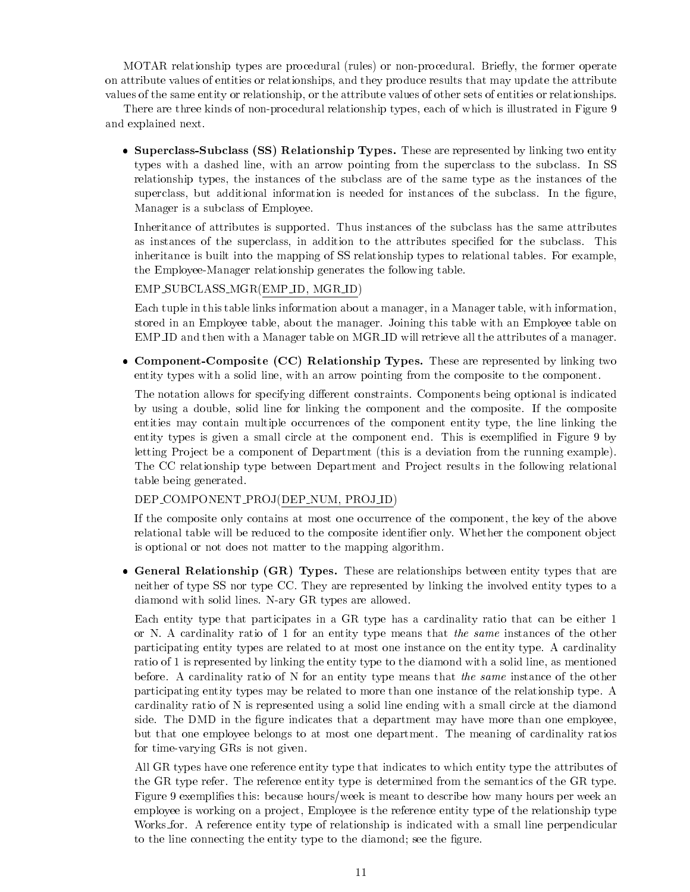MOTAR relationship types are procedural (rules) or non-procedural. Briefly, the former operate on attribute values of entities or relationships, and they produce results that may update the attribute values of the same entity or relationship, or the attribute values of other sets of entities or relationships.

There are three kinds of non-procedural relationship types, each of which is illustrated in Figure 9 and explained next.

- **Superclass-Subclass (SS) Relationship Types.** These are represented by linking two entity types with a dashed line, with an arrow pointing from the superclass to the subclass. In SS relationship types, the instances of the subclass are of the same type as the instances of the superclass, but additional information is needed for instances of the subclass. In the figure, Manager is a subclass of Employee.

  Inheritance of attributes is supported. Thus instances of the subclass has the same attributes as instances of the superclass, in addition to the attributes specified for the subclass. This inheritance is built into the mapping of SS relationship types to relational tables. For example, the Employee-Manager relationship generates the following table.

  EMP_SUBCLASS_MGR(<u>EMP_ID, MGR_ID</u>)

  Each tuple in this table links information about a manager, in a Manager table, with information, stored in an Employee table, about the manager. Joining this table with an Employee table on EMP_ID and then with a Manager table on MGR_ID will retrieve all the attributes of a manager.

- **Component-Composite (CC) Relationship Types.** These are represented by linking two entity types with a solid line, with an arrow pointing from the composite to the component.

  The notation allows for specifying different constraints. Components being optional is indicated by using a double, solid line for linking the component and the composite. If the composite entities may contain multiple occurrences of the component entity type, the line linking the entity types is given a small circle at the component end. This is exemplified in Figure 9 by letting Project be a component of Department (this is a deviation from the running example). The CC relationship type between Department and Project results in the following relational table being generated.

  DEP_COMPONENT_PROJ(<u>DEP_NUM, PROJ_ID</u>)

  If the composite only contains at most one occurrence of the component, the key of the above relational table will be reduced to the composite identifier only. Whether the component object is optional or not does not matter to the mapping algorithm.

- **General Relationship (GR) Types.** These are relationships between entity types that are neither of type SS nor type CC. They are represented by linking the involved entity types to a diamond with solid lines. N-ary GR types are allowed.

  Each entity type that participates in a GR type has a cardinality ratio that can be either 1 or N. A cardinality ratio of 1 for an entity type means that *the same* instances of the other participating entity types are related to at most one instance on the entity type. A cardinality ratio of 1 is represented by linking the entity type to the diamond with a solid line, as mentioned before. A cardinality ratio of N for an entity type means that *the same* instance of the other participating entity types may be related to more than one instance of the relationship type. A cardinality ratio of N is represented using a solid line ending with a small circle at the diamond side. The DMD in the figure indicates that a department may have more than one employee, but that one employee belongs to at most one department. The meaning of cardinality ratios for time-varying GRs is not given.

  All GR types have one reference entity type that indicates to which entity type the attributes of the GR type refer. The reference entity type is determined from the semantics of the GR type. Figure 9 exemplifies this: because hours/week is meant to describe how many hours per week an employee is working on a project, Employee is the reference entity type of the relationship type Works_for. A reference entity type of relationship is indicated with a small line perpendicular to the line connecting the entity type to the diamond; see the figure.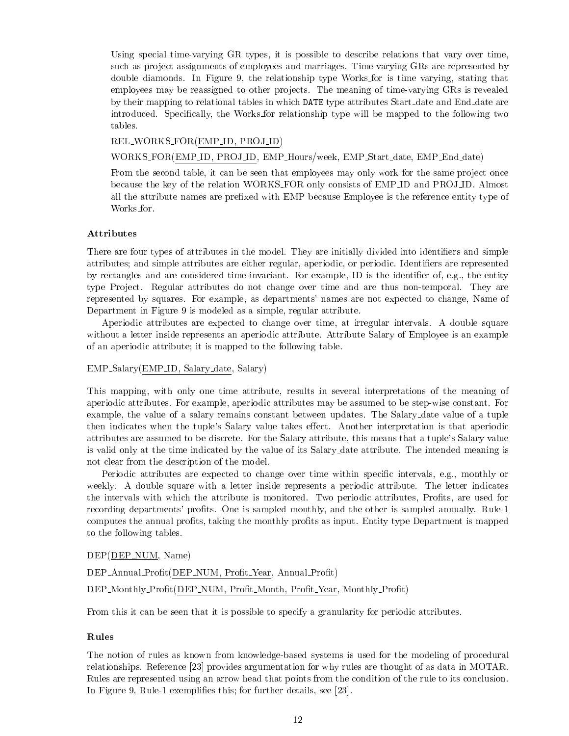Using special time-varying GR types, it is possible to describe relations that vary over time, such as project assignments of employees and marriages. Time-varying GRs are represented by double diamonds. In Figure 9, the relationship type Works_for is time varying, stating that employees may be reassigned to other projects. The meaning of time-varying GRs is revealed by their mapping to relational tables in which `DATE` type attributes Start_date and End_date are introduced. Specifically, the Works_for relationship type will be mapped to the following two tables.

REL_WORKS_FOR(<u>EMP_ID, PROJ_ID</u>)

WORKS_FOR(<u>EMP_ID, PROJ_ID</u>, EMP_Hours/week, EMP_Start_date, EMP_End_date)

From the second table, it can be seen that employees may only work for the same project once because the key of the relation WORKS_FOR only consists of EMP_ID and PROJ_ID. Almost all the attribute names are prefixed with EMP because Employee is the reference entity type of Works_for.

### Attributes

There are four types of attributes in the model. They are initially divided into identifiers and simple attributes; and simple attributes are either regular, aperiodic, or periodic. Identifiers are represented by rectangles and are considered time-invariant. For example, ID is the identifier of, e.g., the entity type Project. Regular attributes do not change over time and are thus non-temporal. They are represented by squares. For example, as departments' names are not expected to change, Name of Department in Figure 9 is modeled as a simple, regular attribute.

Aperiodic attributes are expected to change over time, at irregular intervals. A double square without a letter inside represents an aperiodic attribute. Attribute Salary of Employee is an example of an aperiodic attribute; it is mapped to the following table.

EMP_Salary(<u>EMP_ID, Salary_date</u>, Salary)

This mapping, with only one time attribute, results in several interpretations of the meaning of aperiodic attributes. For example, aperiodic attributes may be assumed to be step-wise constant. For example, the value of a salary remains constant between updates. The Salary_date value of a tuple then indicates when the tuple's Salary value takes effect. Another interpretation is that aperiodic attributes are assumed to be discrete. For the Salary attribute, this means that a tuple's Salary value is valid only at the time indicated by the value of its Salary_date attribute. The intended meaning is not clear from the description of the model.

Periodic attributes are expected to change over time within specific intervals, e.g., monthly or weekly. A double square with a letter inside represents a periodic attribute. The letter indicates the intervals with which the attribute is monitored. Two periodic attributes, Profits, are used for recording departments' profits. One is sampled monthly, and the other is sampled annually. Rule-1 computes the annual profits, taking the monthly profits as input. Entity type Department is mapped to the following tables.

DEP(<u>DEP_NUM</u>, Name)

DEP_Annual_Profit(<u>DEP_NUM, Profit_Year</u>, Annual_Profit)

DEP_Monthly_Profit(<u>DEP_NUM, Profit_Month, Profit_Year</u>, Monthly_Profit)

From this it can be seen that it is possible to specify a granularity for periodic attributes.

### Rules

The notion of rules as known from knowledge-based systems is used for the modeling of procedural relationships. Reference [23] provides argumentation for why rules are thought of as data in MOTAR. Rules are represented using an arrow head that points from the condition of the rule to its conclusion. In Figure 9, Rule-1 exemplifies this; for further details, see [23].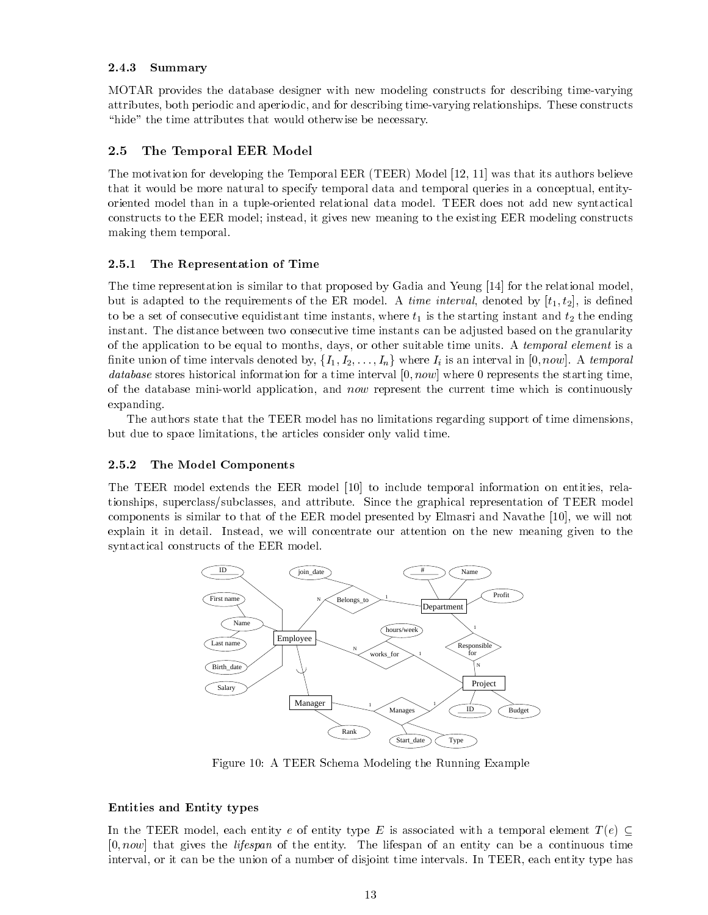### 2.4.3 Summary

MOTAR provides the database designer with new modeling constructs for describing time-varying attributes, both periodic and aperiodic, and for describing time-varying relationships. These constructs "hide" the time attributes that would otherwise be necessary.

## 2.5 The Temporal EER Model

The motivation for developing the Temporal EER (TEER) Model [12, 11] was that its authors believe that it would be more natural to specify temporal data and temporal queries in a conceptual, entity-oriented model than in a tuple-oriented relational data model. TEER does not add new syntactical constructs to the EER model; instead, it gives new meaning to the existing EER modeling constructs making them temporal.

### 2.5.1 The Representation of Time

The time representation is similar to that proposed by Gadia and Yeung [14] for the relational model, but is adapted to the requirements of the ER model. A *time interval*, denoted by $[t_1, t_2]$, is defined to be a set of consecutive equidistant time instants, where $t_1$ is the starting instant and $t_2$ the ending instant. The distance between two consecutive time instants can be adjusted based on the granularity of the application to be equal to months, days, or other suitable time units. A *temporal element* is a finite union of time intervals denoted by, $\{I_1, I_2, \ldots, I_n\}$ where $I_i$ is an interval in $[0, now]$. A *temporal database* stores historical information for a time interval $[0, now]$ where 0 represents the starting time, of the database mini-world application, and *now* represent the current time which is continuously expanding.

The authors state that the TEER model has no limitations regarding support of time dimensions, but due to space limitations, the articles consider only valid time.

### 2.5.2 The Model Components

The TEER model extends the EER model [10] to include temporal information on entities, relationships, superclass/subclasses, and attribute. Since the graphical representation of TEER model components is similar to that of the EER model presented by Elmasri and Navathe [10], we will not explain it in detail. Instead, we will concentrate our attention on the new meaning given to the syntactical constructs of the EER model.

Figure 10: A TEER Schema Modeling the Running Example

#### Entities and Entity types

In the TEER model, each entity $e$ of entity type $E$ is associated with a temporal element $T(e) \subseteq [0, now]$ that gives the *lifespan* of the entity. The lifespan of an entity can be a continuous time interval, or it can be the union of a number of disjoint time intervals. In TEER, each entity type has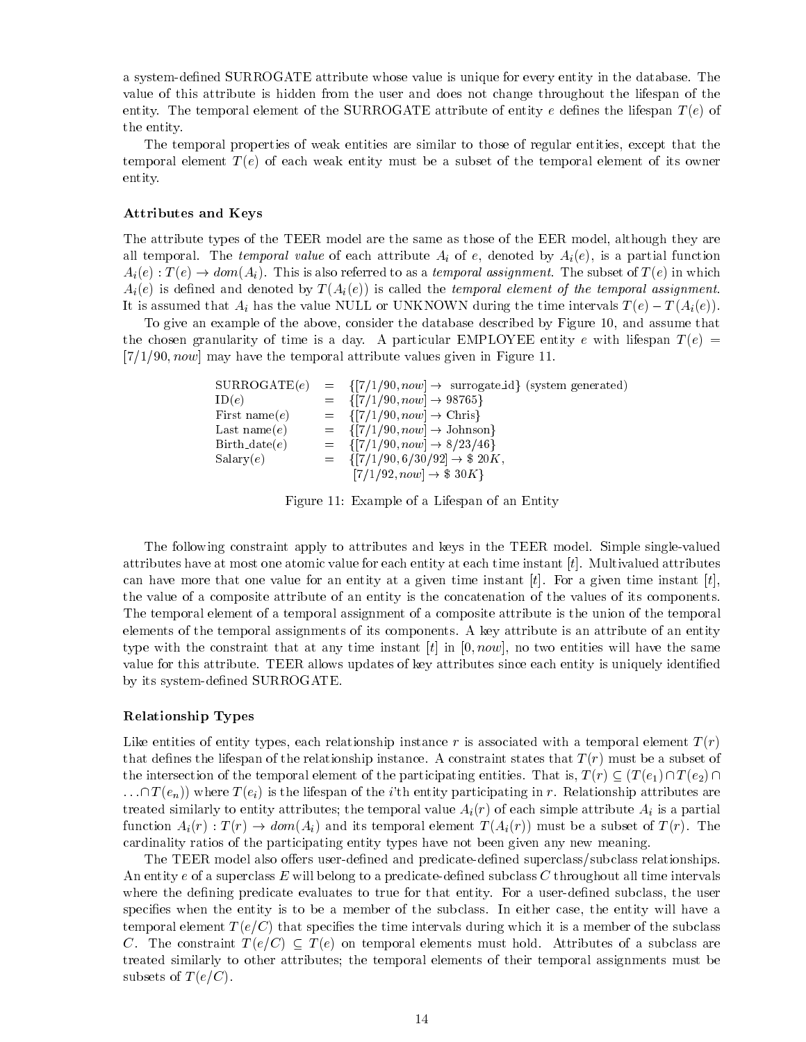a system-defined SURROGATE attribute whose value is unique for every entity in the database. The value of this attribute is hidden from the user and does not change throughout the lifespan of the entity. The temporal element of the SURROGATE attribute of entity $e$ defines the lifespan $T(e)$ of the entity.

The temporal properties of weak entities are similar to those of regular entities, except that the temporal element $T(e)$ of each weak entity must be a subset of the temporal element of its owner entity.

### Attributes and Keys

The attribute types of the TEER model are the same as those of the EER model, although they are all temporal. The *temporal value* of each attribute $A_i$ of $e$, denoted by $A_i(e)$, is a partial function $A_i(e) : T(e) \rightarrow dom(A_i)$. This is also referred to as a *temporal assignment*. The subset of $T(e)$ in which $A_i(e)$ is defined and denoted by $T(A_i(e))$ is called the *temporal element of the temporal assignment*. It is assumed that $A_i$ has the value NULL or UNKNOWN during the time intervals $T(e) - T(A_i(e))$.

To give an example of the above, consider the database described by Figure 10, and assume that the chosen granularity of time is a day. A particular EMPLOYEE entity $e$ with lifespan $T(e) = [7/1/90, now]$ may have the temporal attribute values given in Figure 11.

$$
\begin{aligned}
\text{SURROGATE}(e) &= \{[7/1/90, now] \rightarrow \text{ surrogate\_id}\} \text{ (system generated)} \\
\text{ID}(e) &= \{[7/1/90, now] \rightarrow 98765\} \\
\text{First name}(e) &= \{[7/1/90, now] \rightarrow \text{Chris}\} \\
\text{Last name}(e) &= \{[7/1/90, now] \rightarrow \text{Johnson}\} \\
\text{Birth\_date}(e) &= \{[7/1/90, now] \rightarrow 8/23/46\} \\
\text{Salary}(e) &= \{[7/1/90, 6/30/92] \rightarrow \$\ 20K, \\
&\quad\ [7/1/92, now] \rightarrow \$\ 30K\}
\end{aligned}
$$

Figure 11: Example of a Lifespan of an Entity

The following constraint apply to attributes and keys in the TEER model. Simple single-valued attributes have at most one atomic value for each entity at each time instant $[t]$. Multivalued attributes can have more that one value for an entity at a given time instant $[t]$. For a given time instant $[t]$, the value of a composite attribute of an entity is the concatenation of the values of its components. The temporal element of a temporal assignment of a composite attribute is the union of the temporal elements of the temporal assignments of its components. A key attribute is an attribute of an entity type with the constraint that at any time instant $[t]$ in $[0, now]$, no two entities will have the same value for this attribute. TEER allows updates of key attributes since each entity is uniquely identified by its system-defined SURROGATE.

### Relationship Types

Like entities of entity types, each relationship instance $r$ is associated with a temporal element $T(r)$ that defines the lifespan of the relationship instance. A constraint states that $T(r)$ must be a subset of the intersection of the temporal element of the participating entities. That is, $T(r) \subseteq (T(e_1) \cap T(e_2) \cap \ldots \cap T(e_n))$ where $T(e_i)$ is the lifespan of the $i$'th entity participating in $r$. Relationship attributes are treated similarly to entity attributes; the temporal value $A_i(r)$ of each simple attribute $A_i$ is a partial function $A_i(r) : T(r) \rightarrow dom(A_i)$ and its temporal element $T(A_i(r))$ must be a subset of $T(r)$. The cardinality ratios of the participating entity types have not been given any new meaning.

The TEER model also offers user-defined and predicate-defined superclass/subclass relationships. An entity $e$ of a superclass $E$ will belong to a predicate-defined subclass $C$ throughout all time intervals where the defining predicate evaluates to true for that entity. For a user-defined subclass, the user specifies when the entity is to be a member of the subclass. In either case, the entity will have a temporal element $T(e/C)$ that specifies the time intervals during which it is a member of the subclass $C$. The constraint $T(e/C) \subseteq T(e)$ on temporal elements must hold. Attributes of a subclass are treated similarly to other attributes; the temporal elements of their temporal assignments must be subsets of $T(e/C)$.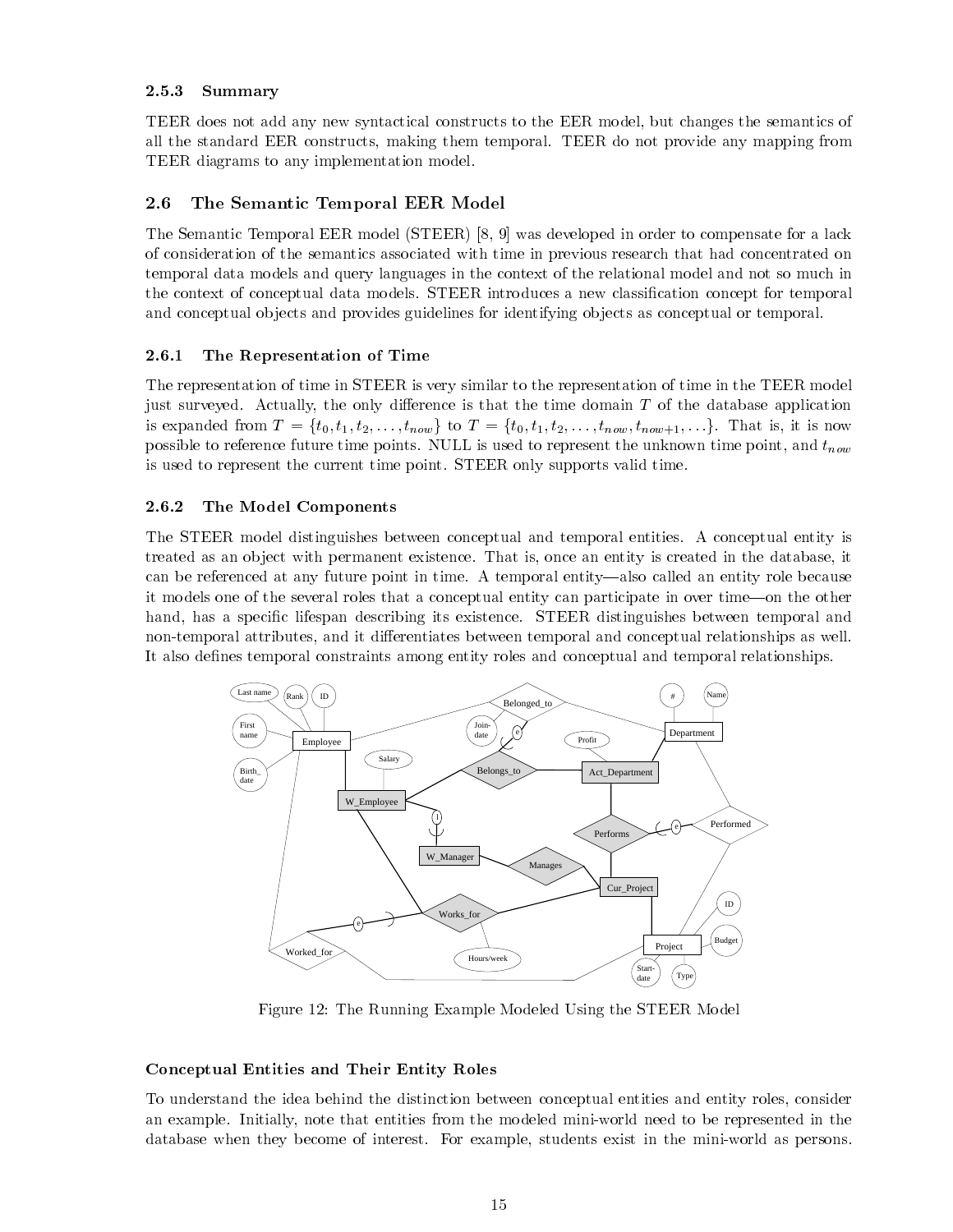### 2.5.3 Summary

TEER does not add any new syntactical constructs to the EER model, but changes the semantics of all the standard EER constructs, making them temporal. TEER do not provide any mapping from TEER diagrams to any implementation model.

## 2.6 The Semantic Temporal EER Model

The Semantic Temporal EER model (STEER) [8, 9] was developed in order to compensate for a lack of consideration of the semantics associated with time in previous research that had concentrated on temporal data models and query languages in the context of the relational model and not so much in the context of conceptual data models. STEER introduces a new classification concept for temporal and conceptual objects and provides guidelines for identifying objects as conceptual or temporal.

### 2.6.1 The Representation of Time

The representation of time in STEER is very similar to the representation of time in the TEER model just surveyed. Actually, the only difference is that the time domain $T$ of the database application is expanded from $T = \{t_0, t_1, t_2, \ldots, t_{now}\}$ to $T = \{t_0, t_1, t_2, \ldots, t_{now}, t_{now+1}, \ldots\}$. That is, it is now possible to reference future time points. NULL is used to represent the unknown time point, and $t_{now}$ is used to represent the current time point. STEER only supports valid time.

### 2.6.2 The Model Components

The STEER model distinguishes between conceptual and temporal entities. A conceptual entity is treated as an object with permanent existence. That is, once an entity is created in the database, it can be referenced at any future point in time. A temporal entity—also called an entity role because it models one of the several roles that a conceptual entity can participate in over time—on the other hand, has a specific lifespan describing its existence. STEER distinguishes between temporal and non-temporal attributes, and it differentiates between temporal and conceptual relationships as well. It also defines temporal constraints among entity roles and conceptual and temporal relationships.

Figure 12: The Running Example Modeled Using the STEER Model

#### Conceptual Entities and Their Entity Roles

To understand the idea behind the distinction between conceptual entities and entity roles, consider an example. Initially, note that entities from the modeled mini-world need to be represented in the database when they become of interest. For example, students exist in the mini-world as persons.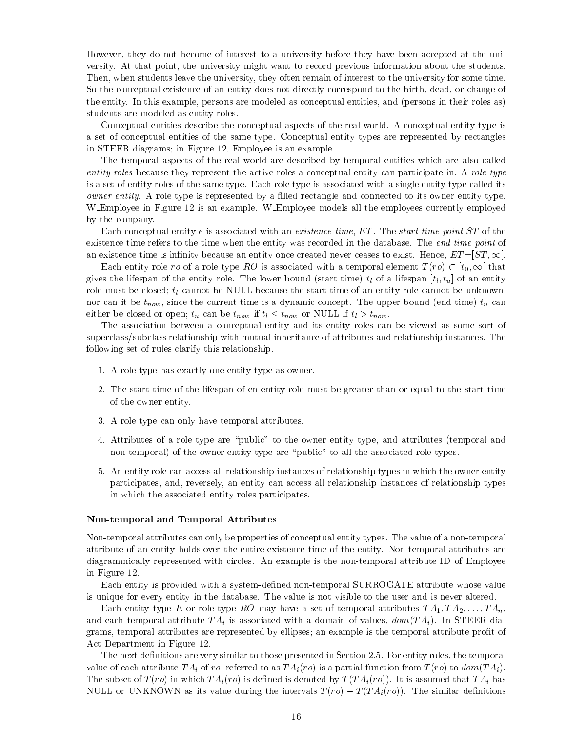However, they do not become of interest to a university before they have been accepted at the university. At that point, the university might want to record previous information about the students. Then, when students leave the university, they often remain of interest to the university for some time. So the conceptual existence of an entity does not directly correspond to the birth, dead, or change of the entity. In this example, persons are modeled as conceptual entities, and (persons in their roles as) students are modeled as entity roles.

Conceptual entities describe the conceptual aspects of the real world. A conceptual entity type is a set of conceptual entities of the same type. Conceptual entity types are represented by rectangles in STEER diagrams; in Figure 12, Employee is an example.

The temporal aspects of the real world are described by temporal entities which are also called *entity roles* because they represent the active roles a conceptual entity can participate in. A *role type* is a set of entity roles of the same type. Each role type is associated with a single entity type called its *owner entity*. A role type is represented by a filled rectangle and connected to its owner entity type. W_Employee in Figure 12 is an example. W_Employee models all the employees currently employed by the company.

Each conceptual entity $e$ is associated with an *existence time*, $ET$. The *start time point* $ST$ of the existence time refers to the time when the entity was recorded in the database. The *end time point* of an existence time is infinity because an entity once created never ceases to exist. Hence, $ET = [ST, \infty[$.

Each entity role $ro$ of a role type $RO$ is associated with a temporal element $T(ro) \subset [t_0, \infty[$ that gives the lifespan of the entity role. The lower bound (start time) $t_l$ of a lifespan $[t_l, t_u]$ of an entity role must be closed; $t_l$ cannot be NULL because the start time of an entity role cannot be unknown; nor can it be $t_{now}$, since the current time is a dynamic concept. The upper bound (end time) $t_u$ can either be closed or open; $t_u$ can be $t_{now}$ if $t_l \leq t_{now}$ or NULL if $t_l > t_{now}$.

The association between a conceptual entity and its entity roles can be viewed as some sort of superclass/subclass relationship with mutual inheritance of attributes and relationship instances. The following set of rules clarify this relationship.

1. A role type has exactly one entity type as owner.
2. The start time of the lifespan of en entity role must be greater than or equal to the start time of the owner entity.
3. A role type can only have temporal attributes.
4. Attributes of a role type are "public" to the owner entity type, and attributes (temporal and non-temporal) of the owner entity type are "public" to all the associated role types.
5. An entity role can access all relationship instances of relationship types in which the owner entity participates, and, reversely, an entity can access all relationship instances of relationship types in which the associated entity roles participates.

**Non-temporal and Temporal Attributes**

Non-temporal attributes can only be properties of conceptual entity types. The value of a non-temporal attribute of an entity holds over the entire existence time of the entity. Non-temporal attributes are diagrammically represented with circles. An example is the non-temporal attribute ID of Employee in Figure 12.

Each entity is provided with a system-defined non-temporal SURROGATE attribute whose value is unique for every entity in the database. The value is not visible to the user and is never altered.

Each entity type $E$ or role type $RO$ may have a set of temporal attributes $TA_1, TA_2, \ldots, TA_n$, and each temporal attribute $TA_i$ is associated with a domain of values, $dom(TA_i)$. In STEER diagrams, temporal attributes are represented by ellipses; an example is the temporal attribute profit of Act_Department in Figure 12.

The next definitions are very similar to those presented in Section 2.5. For entity roles, the temporal value of each attribute $TA_i$ of $ro$, referred to as $TA_i(ro)$ is a partial function from $T(ro)$ to $dom(TA_i)$. The subset of $T(ro)$ in which $TA_i(ro)$ is defined is denoted by $T(TA_i(ro))$. It is assumed that $TA_i$ has NULL or UNKNOWN as its value during the intervals $T(ro) - T(TA_i(ro))$. The similar definitions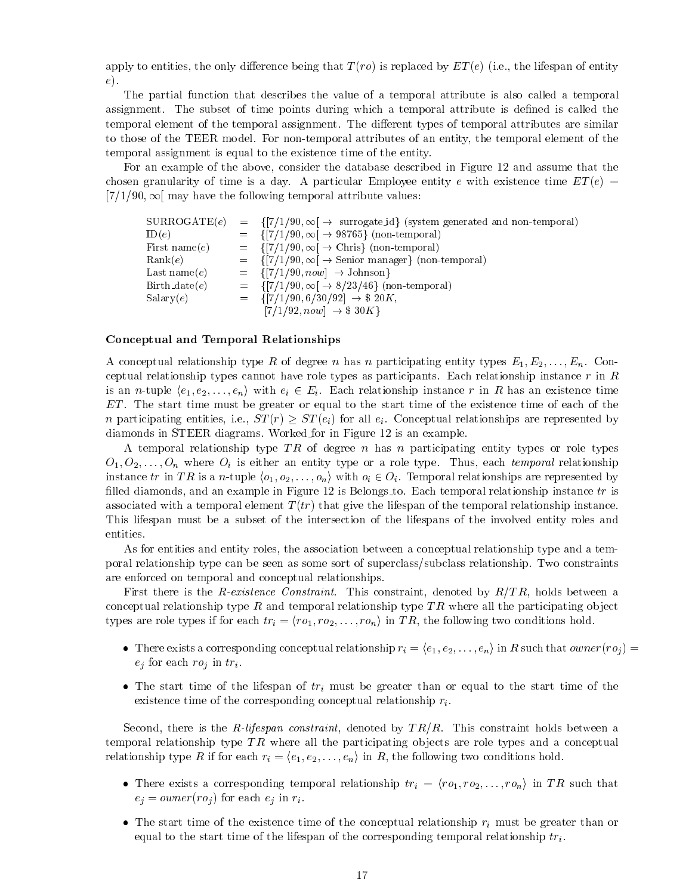apply to entities, the only difference being that $T(ro)$ is replaced by $ET(e)$ (i.e., the lifespan of entity $e$).

The partial function that describes the value of a temporal attribute is also called a temporal assignment. The subset of time points during which a temporal attribute is defined is called the temporal element of the temporal assignment. The different types of temporal attributes are similar to those of the TEER model. For non-temporal attributes of an entity, the temporal element of the temporal assignment is equal to the existence time of the entity.

For an example of the above, consider the database described in Figure 12 and assume that the chosen granularity of time is a day. A particular Employee entity $e$ with existence time $ET(e) = [7/1/90, \infty[$ may have the following temporal attribute values:

| | | |
|---|---|---|
| SURROGATE($e$) | = | $\{[7/1/90, \infty[ \rightarrow$ surrogate_id$\}$ (system generated and non-temporal) |
| ID($e$) | = | $\{[7/1/90, \infty[ \rightarrow 98765\}$ (non-temporal) |
| First name($e$) | = | $\{[7/1/90, \infty[ \rightarrow$ Chris$\}$ (non-temporal) |
| Rank($e$) | = | $\{[7/1/90, \infty[ \rightarrow$ Senior manager$\}$ (non-temporal) |
| Last name($e$) | = | $\{[7/1/90, now] \rightarrow$ Johnson$\}$ |
| Birth_date($e$) | = | $\{[7/1/90, \infty[ \rightarrow 8/23/46\}$ (non-temporal) |
| Salary($e$) | = | $\{[7/1/90, 6/30/92] \rightarrow \$\ 20K,$ |
| | | $[7/1/92, now] \rightarrow \$\ 30K\}$ |

### Conceptual and Temporal Relationships

A conceptual relationship type $R$ of degree $n$ has $n$ participating entity types $E_1, E_2, \ldots, E_n$. Conceptual relationship types cannot have role types as participants. Each relationship instance $r$ in $R$ is an $n$-tuple $\langle e_1, e_2, \ldots, e_n \rangle$ with $e_i \in E_i$. Each relationship instance $r$ in $R$ has an existence time $ET$. The start time must be greater or equal to the start time of the existence time of each of the $n$ participating entities, i.e., $ST(r) \geq ST(e_i)$ for all $e_i$. Conceptual relationships are represented by diamonds in STEER diagrams. Worked_for in Figure 12 is an example.

A temporal relationship type $TR$ of degree $n$ has $n$ participating entity types or role types $O_1, O_2, \ldots, O_n$ where $O_i$ is either an entity type or a role type. Thus, each *temporal* relationship instance $tr$ in $TR$ is a $n$-tuple $\langle o_1, o_2, \ldots, o_n \rangle$ with $o_i \in O_i$. Temporal relationships are represented by filled diamonds, and an example in Figure 12 is Belongs_to. Each temporal relationship instance $tr$ is associated with a temporal element $T(tr)$ that give the lifespan of the temporal relationship instance. This lifespan must be a subset of the intersection of the lifespans of the involved entity roles and entities.

As for entities and entity roles, the association between a conceptual relationship type and a temporal relationship type can be seen as some sort of superclass/subclass relationship. Two constraints are enforced on temporal and conceptual relationships.

First there is the *R-existence Constraint*. This constraint, denoted by $R/TR$, holds between a conceptual relationship type $R$ and temporal relationship type $TR$ where all the participating object types are role types if for each $tr_i = \langle ro_1, ro_2, \ldots, ro_n \rangle$ in $TR$, the following two conditions hold.

- There exists a corresponding conceptual relationship $r_i = \langle e_1, e_2, \ldots, e_n \rangle$ in $R$ such that $owner(ro_j) = e_j$ for each $ro_j$ in $tr_i$.
- The start time of the lifespan of $tr_i$ must be greater than or equal to the start time of the existence time of the corresponding conceptual relationship $r_i$.

Second, there is the *R-lifespan constraint*, denoted by $TR/R$. This constraint holds between a temporal relationship type $TR$ where all the participating objects are role types and a conceptual relationship type $R$ if for each $r_i = \langle e_1, e_2, \ldots, e_n \rangle$ in $R$, the following two conditions hold.

- There exists a corresponding temporal relationship $tr_i = \langle ro_1, ro_2, \ldots, ro_n \rangle$ in $TR$ such that $e_j = owner(ro_j)$ for each $e_j$ in $r_i$.
- The start time of the existence time of the conceptual relationship $r_i$ must be greater than or equal to the start time of the lifespan of the corresponding temporal relationship $tr_i$.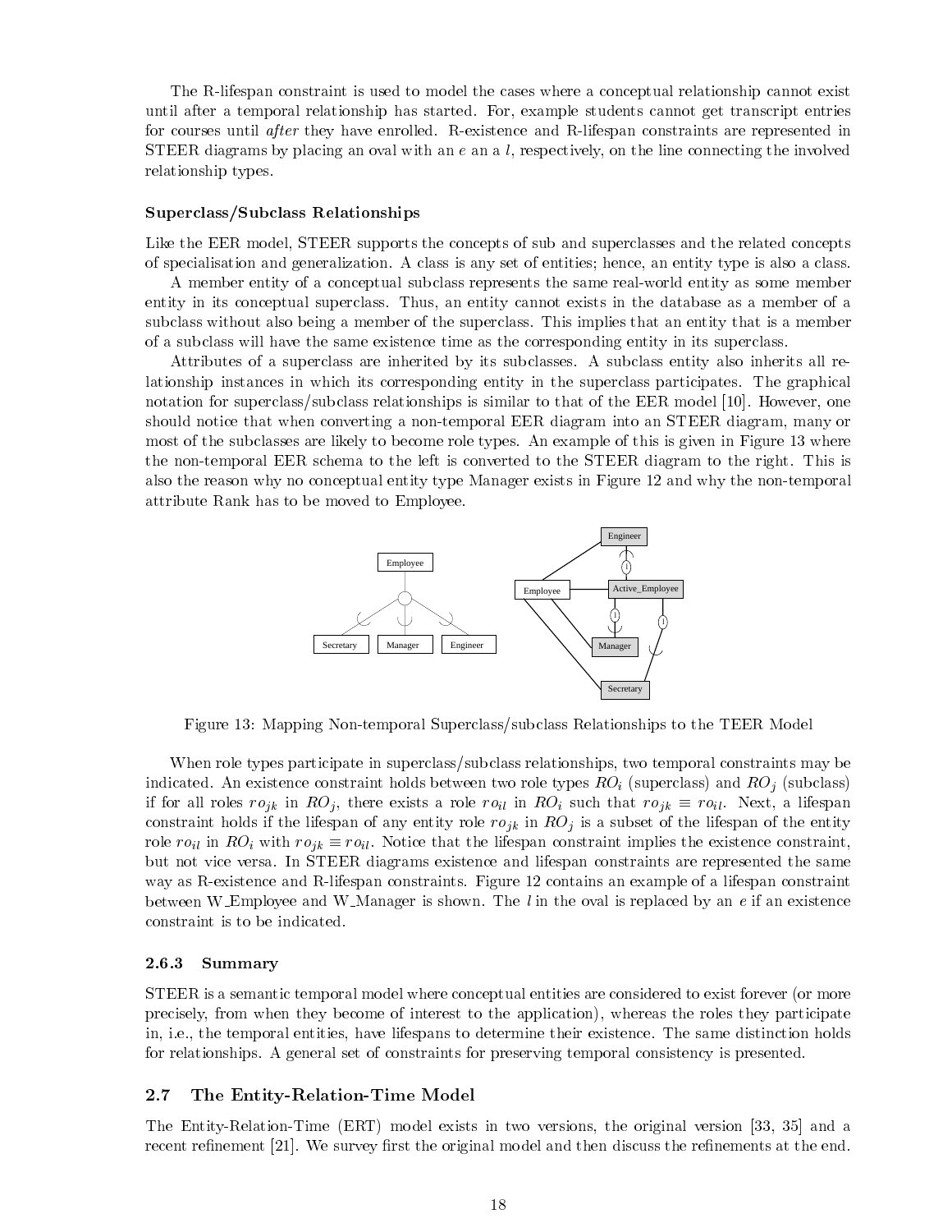The R-lifespan constraint is used to model the cases where a conceptual relationship cannot exist until after a temporal relationship has started. For, example students cannot get transcript entries for courses until *after* they have enrolled. R-existence and R-lifespan constraints are represented in STEER diagrams by placing an oval with an $e$ an a $l$, respectively, on the line connecting the involved relationship types.

### Superclass/Subclass Relationships

Like the EER model, STEER supports the concepts of sub and superclasses and the related concepts of specialisation and generalization. A class is any set of entities; hence, an entity type is also a class.

A member entity of a conceptual subclass represents the same real-world entity as some member entity in its conceptual superclass. Thus, an entity cannot exists in the database as a member of a subclass without also being a member of the superclass. This implies that an entity that is a member of a subclass will have the same existence time as the corresponding entity in its superclass.

Attributes of a superclass are inherited by its subclasses. A subclass entity also inherits all relationship instances in which its corresponding entity in the superclass participates. The graphical notation for superclass/subclass relationships is similar to that of the EER model [10]. However, one should notice that when converting a non-temporal EER diagram into an STEER diagram, many or most of the subclasses are likely to become role types. An example of this is given in Figure 13 where the non-temporal EER schema to the left is converted to the STEER diagram to the right. This is also the reason why no conceptual entity type Manager exists in Figure 12 and why the non-temporal attribute Rank has to be moved to Employee.

Figure 13: Mapping Non-temporal Superclass/subclass Relationships to the TEER Model

When role types participate in superclass/subclass relationships, two temporal constraints may be indicated. An existence constraint holds between two role types $RO_i$ (superclass) and $RO_j$ (subclass) if for all roles $ro_{jk}$ in $RO_j$, there exists a role $ro_{il}$ in $RO_i$ such that $ro_{jk} \equiv ro_{il}$. Next, a lifespan constraint holds if the lifespan of any entity role $ro_{jk}$ in $RO_j$ is a subset of the lifespan of the entity role $ro_{il}$ in $RO_i$ with $ro_{jk} \equiv ro_{il}$. Notice that the lifespan constraint implies the existence constraint, but not vice versa. In STEER diagrams existence and lifespan constraints are represented the same way as R-existence and R-lifespan constraints. Figure 12 contains an example of a lifespan constraint between W_Employee and W_Manager is shown. The $l$ in the oval is replaced by an $e$ if an existence constraint is to be indicated.

### 2.6.3 Summary

STEER is a semantic temporal model where conceptual entities are considered to exist forever (or more precisely, from when they become of interest to the application), whereas the roles they participate in, i.e., the temporal entities, have lifespans to determine their existence. The same distinction holds for relationships. A general set of constraints for preserving temporal consistency is presented.

## 2.7 The Entity-Relation-Time Model

The Entity-Relation-Time (ERT) model exists in two versions, the original version [33, 35] and a recent refinement [21]. We survey first the original model and then discuss the refinements at the end.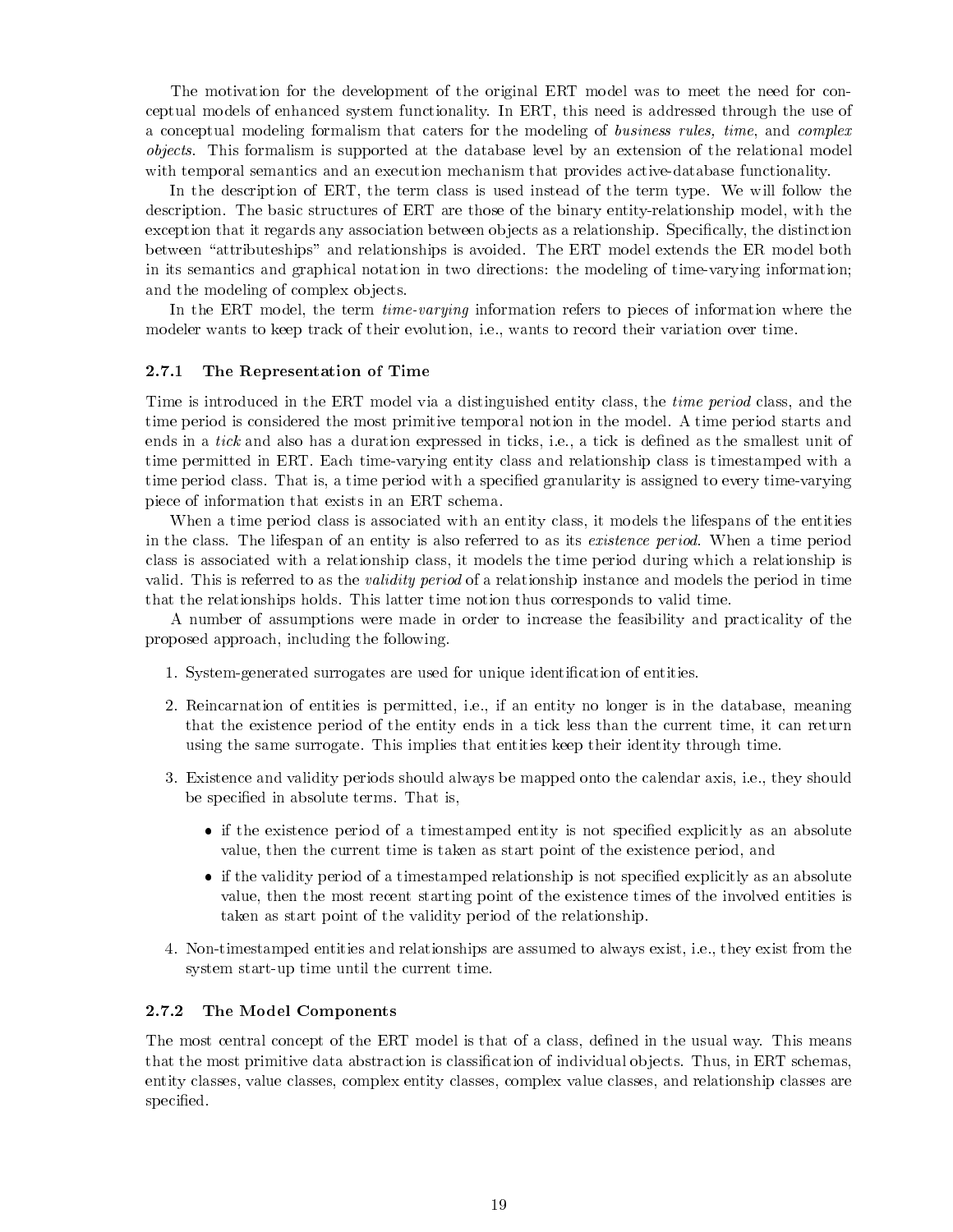The motivation for the development of the original ERT model was to meet the need for conceptual models of enhanced system functionality. In ERT, this need is addressed through the use of a conceptual modeling formalism that caters for the modeling of *business rules, time*, and *complex objects*. This formalism is supported at the database level by an extension of the relational model with temporal semantics and an execution mechanism that provides active-database functionality.

In the description of ERT, the term class is used instead of the term type. We will follow the description. The basic structures of ERT are those of the binary entity-relationship model, with the exception that it regards any association between objects as a relationship. Specifically, the distinction between "attributeships" and relationships is avoided. The ERT model extends the ER model both in its semantics and graphical notation in two directions: the modeling of time-varying information; and the modeling of complex objects.

In the ERT model, the term *time-varying* information refers to pieces of information where the modeler wants to keep track of their evolution, i.e., wants to record their variation over time.

### 2.7.1 The Representation of Time

Time is introduced in the ERT model via a distinguished entity class, the *time period* class, and the time period is considered the most primitive temporal notion in the model. A time period starts and ends in a *tick* and also has a duration expressed in ticks, i.e., a tick is defined as the smallest unit of time permitted in ERT. Each time-varying entity class and relationship class is timestamped with a time period class. That is, a time period with a specified granularity is assigned to every time-varying piece of information that exists in an ERT schema.

When a time period class is associated with an entity class, it models the lifespans of the entities in the class. The lifespan of an entity is also referred to as its *existence period*. When a time period class is associated with a relationship class, it models the time period during which a relationship is valid. This is referred to as the *validity period* of a relationship instance and models the period in time that the relationships holds. This latter time notion thus corresponds to valid time.

A number of assumptions were made in order to increase the feasibility and practicality of the proposed approach, including the following.

1. System-generated surrogates are used for unique identification of entities.

2. Reincarnation of entities is permitted, i.e., if an entity no longer is in the database, meaning that the existence period of the entity ends in a tick less than the current time, it can return using the same surrogate. This implies that entities keep their identity through time.

3. Existence and validity periods should always be mapped onto the calendar axis, i.e., they should be specified in absolute terms. That is,

   - if the existence period of a timestamped entity is not specified explicitly as an absolute value, then the current time is taken as start point of the existence period, and
   - if the validity period of a timestamped relationship is not specified explicitly as an absolute value, then the most recent starting point of the existence times of the involved entities is taken as start point of the validity period of the relationship.

4. Non-timestamped entities and relationships are assumed to always exist, i.e., they exist from the system start-up time until the current time.

### 2.7.2 The Model Components

The most central concept of the ERT model is that of a class, defined in the usual way. This means that the most primitive data abstraction is classification of individual objects. Thus, in ERT schemas, entity classes, value classes, complex entity classes, complex value classes, and relationship classes are specified.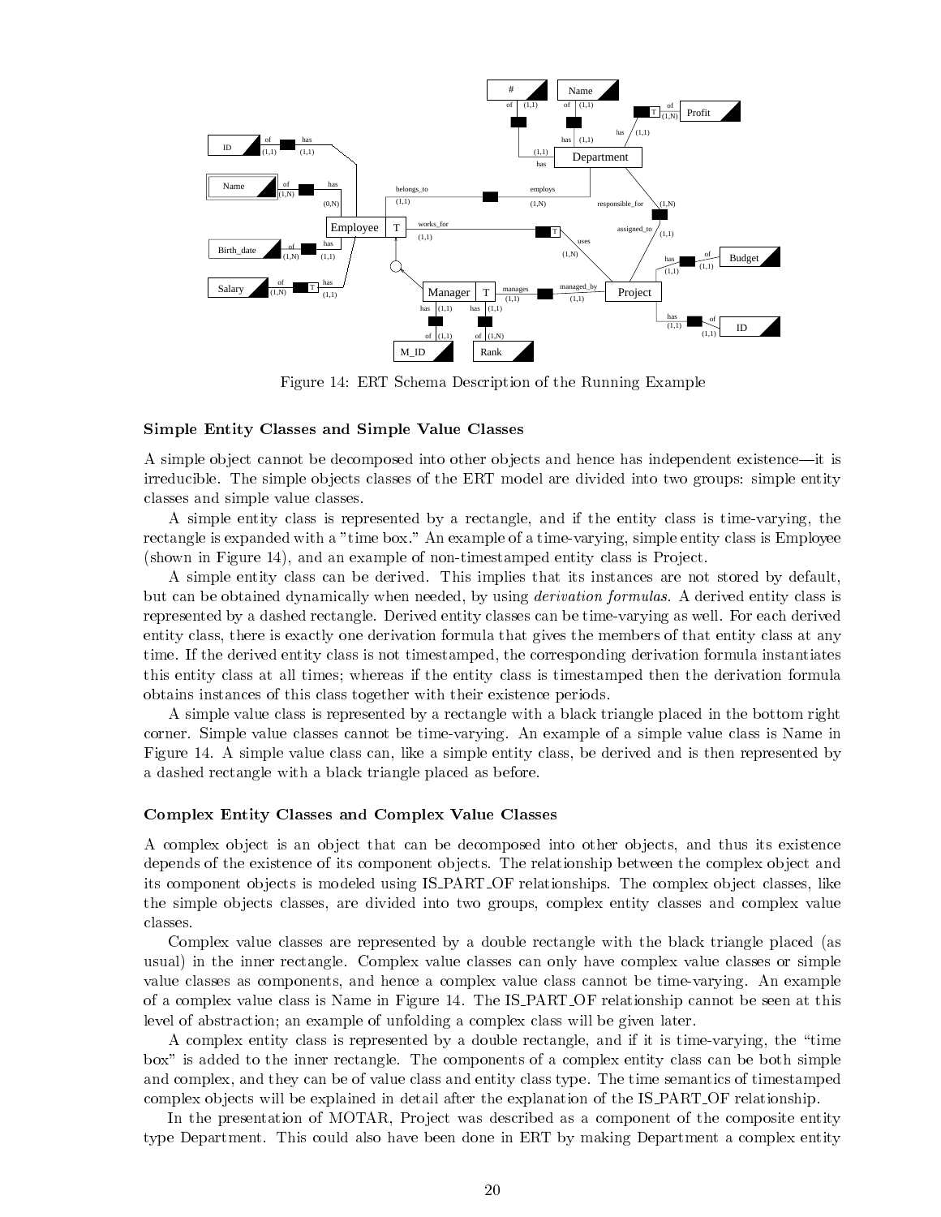Figure 14: ERT Schema Description of the Running Example

**Simple Entity Classes and Simple Value Classes**

A simple object cannot be decomposed into other objects and hence has independent existence—it is irreducible. The simple objects classes of the ERT model are divided into two groups: simple entity classes and simple value classes.

A simple entity class is represented by a rectangle, and if the entity class is time-varying, the rectangle is expanded with a "time box." An example of a time-varying, simple entity class is Employee (shown in Figure 14), and an example of non-timestamped entity class is Project.

A simple entity class can be derived. This implies that its instances are not stored by default, but can be obtained dynamically when needed, by using *derivation formulas*. A derived entity class is represented by a dashed rectangle. Derived entity classes can be time-varying as well. For each derived entity class, there is exactly one derivation formula that gives the members of that entity class at any time. If the derived entity class is not timestamped, the corresponding derivation formula instantiates this entity class at all times; whereas if the entity class is timestamped then the derivation formula obtains instances of this class together with their existence periods.

A simple value class is represented by a rectangle with a black triangle placed in the bottom right corner. Simple value classes cannot be time-varying. An example of a simple value class is Name in Figure 14. A simple value class can, like a simple entity class, be derived and is then represented by a dashed rectangle with a black triangle placed as before.

**Complex Entity Classes and Complex Value Classes**

A complex object is an object that can be decomposed into other objects, and thus its existence depends of the existence of its component objects. The relationship between the complex object and its component objects is modeled using IS_PART_OF relationships. The complex object classes, like the simple objects classes, are divided into two groups, complex entity classes and complex value classes.

Complex value classes are represented by a double rectangle with the black triangle placed (as usual) in the inner rectangle. Complex value classes can only have complex value classes or simple value classes as components, and hence a complex value class cannot be time-varying. An example of a complex value class is Name in Figure 14. The IS_PART_OF relationship cannot be seen at this level of abstraction; an example of unfolding a complex class will be given later.

A complex entity class is represented by a double rectangle, and if it is time-varying, the "time box" is added to the inner rectangle. The components of a complex entity class can be both simple and complex, and they can be of value class and entity class type. The time semantics of timestamped complex objects will be explained in detail after the explanation of the IS_PART_OF relationship.

In the presentation of MOTAR, Project was described as a component of the composite entity type Department. This could also have been done in ERT by making Department a complex entity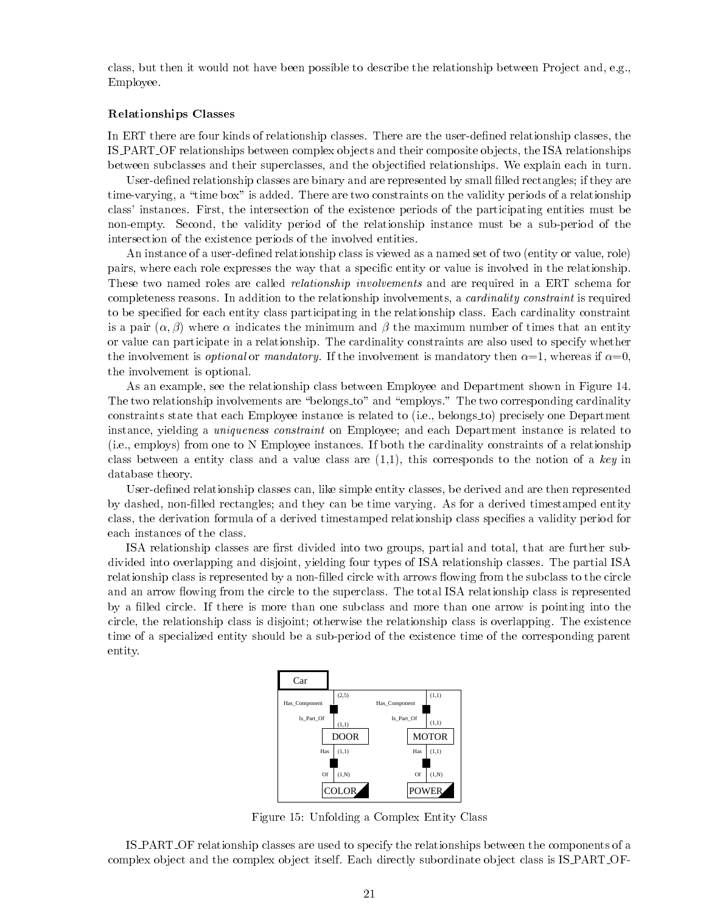class, but then it would not have been possible to describe the relationship between Project and, e.g., Employee.

### Relationships Classes

In ERT there are four kinds of relationship classes. There are the user-defined relationship classes, the IS_PART_OF relationships between complex objects and their composite objects, the ISA relationships between subclasses and their superclasses, and the objectified relationships. We explain each in turn.

User-defined relationship classes are binary and are represented by small filled rectangles; if they are time-varying, a "time box" is added. There are two constraints on the validity periods of a relationship class' instances. First, the intersection of the existence periods of the participating entities must be non-empty. Second, the validity period of the relationship instance must be a sub-period of the intersection of the existence periods of the involved entities.

An instance of a user-defined relationship class is viewed as a named set of two (entity or value, role) pairs, where each role expresses the way that a specific entity or value is involved in the relationship. These two named roles are called *relationship involvements* and are required in a ERT schema for completeness reasons. In addition to the relationship involvements, a *cardinality constraint* is required to be specified for each entity class participating in the relationship class. Each cardinality constraint is a pair $(\alpha, \beta)$ where $\alpha$ indicates the minimum and $\beta$ the maximum number of times that an entity or value can participate in a relationship. The cardinality constraints are also used to specify whether the involvement is *optional* or *mandatory*. If the involvement is mandatory then $\alpha$=1, whereas if $\alpha$=0, the involvement is optional.

As an example, see the relationship class between Employee and Department shown in Figure 14. The two relationship involvements are "belongs_to" and "employs." The two corresponding cardinality constraints state that each Employee instance is related to (i.e., belongs_to) precisely one Department instance, yielding a *uniqueness constraint* on Employee; and each Department instance is related to (i.e., employs) from one to N Employee instances. If both the cardinality constraints of a relationship class between a entity class and a value class are (1,1), this corresponds to the notion of a *key* in database theory.

User-defined relationship classes can, like simple entity classes, be derived and are then represented by dashed, non-filled rectangles; and they can be time varying. As for a derived timestamped entity class, the derivation formula of a derived timestamped relationship class specifies a validity period for each instances of the class.

ISA relationship classes are first divided into two groups, partial and total, that are further subdivided into overlapping and disjoint, yielding four types of ISA relationship classes. The partial ISA relationship class is represented by a non-filled circle with arrows flowing from the subclass to the circle and an arrow flowing from the circle to the superclass. The total ISA relationship class is represented by a filled circle. If there is more than one subclass and more than one arrow is pointing into the circle, the relationship class is disjoint; otherwise the relationship class is overlapping. The existence time of a specialized entity should be a sub-period of the existence time of the corresponding parent entity.

Car — Has_Component (2,5) / Is_Part_Of (1,1) — DOOR; Car — Has_Component (1,1) / Is_Part_Of (1,1) — MOTOR; DOOR — Has (1,1) / Of (1,N) — COLOR; MOTOR — Has (1,1) / Of (1,N) — POWER

Figure 15: Unfolding a Complex Entity Class

IS_PART_OF relationship classes are used to specify the relationships between the components of a complex object and the complex object itself. Each directly subordinate object class is IS_PART_OF-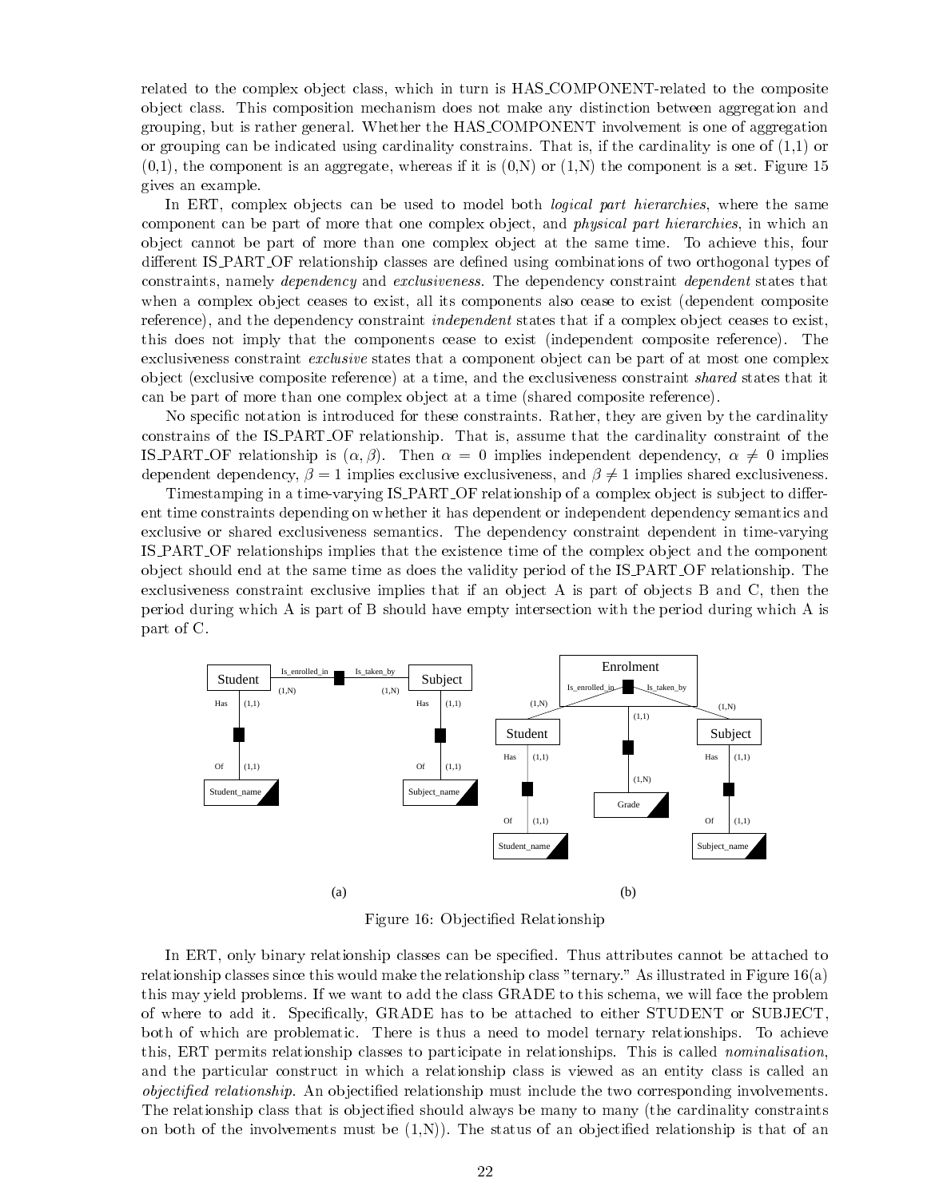related to the complex object class, which in turn is HAS_COMPONENT-related to the composite object class. This composition mechanism does not make any distinction between aggregation and grouping, but is rather general. Whether the HAS_COMPONENT involvement is one of aggregation or grouping can be indicated using cardinality constrains. That is, if the cardinality is one of (1,1) or (0,1), the component is an aggregate, whereas if it is (0,N) or (1,N) the component is a set. Figure 15 gives an example.

In ERT, complex objects can be used to model both *logical part hierarchies*, where the same component can be part of more that one complex object, and *physical part hierarchies*, in which an object cannot be part of more than one complex object at the same time. To achieve this, four different IS_PART_OF relationship classes are defined using combinations of two orthogonal types of constraints, namely *dependency* and *exclusiveness*. The dependency constraint *dependent* states that when a complex object ceases to exist, all its components also cease to exist (dependent composite reference), and the dependency constraint *independent* states that if a complex object ceases to exist, this does not imply that the components cease to exist (independent composite reference). The exclusiveness constraint *exclusive* states that a component object can be part of at most one complex object (exclusive composite reference) at a time, and the exclusiveness constraint *shared* states that it can be part of more than one complex object at a time (shared composite reference).

No specific notation is introduced for these constraints. Rather, they are given by the cardinality constrains of the IS_PART_OF relationship. That is, assume that the cardinality constraint of the IS_PART_OF relationship is $(\alpha, \beta)$. Then $\alpha = 0$ implies independent dependency, $\alpha \neq 0$ implies dependent dependency, $\beta = 1$ implies exclusive exclusiveness, and $\beta \neq 1$ implies shared exclusiveness.

Timestamping in a time-varying IS_PART_OF relationship of a complex object is subject to different time constraints depending on whether it has dependent or independent dependency semantics and exclusive or shared exclusiveness semantics. The dependency constraint dependent in time-varying IS_PART_OF relationships implies that the existence time of the complex object and the component object should end at the same time as does the validity period of the IS_PART_OF relationship. The exclusiveness constraint exclusive implies that if an object A is part of objects B and C, then the period during which A is part of B should have empty intersection with the period during which A is part of C.

Figure 16: Objectified Relationship

In ERT, only binary relationship classes can be specified. Thus attributes cannot be attached to relationship classes since this would make the relationship class "ternary." As illustrated in Figure 16(a) this may yield problems. If we want to add the class GRADE to this schema, we will face the problem of where to add it. Specifically, GRADE has to be attached to either STUDENT or SUBJECT, both of which are problematic. There is thus a need to model ternary relationships. To achieve this, ERT permits relationship classes to participate in relationships. This is called *nominalisation*, and the particular construct in which a relationship class is viewed as an entity class is called an *objectified relationship*. An objectified relationship must include the two corresponding involvements. The relationship class that is objectified should always be many to many (the cardinality constraints on both of the involvements must be (1,N)). The status of an objectified relationship is that of an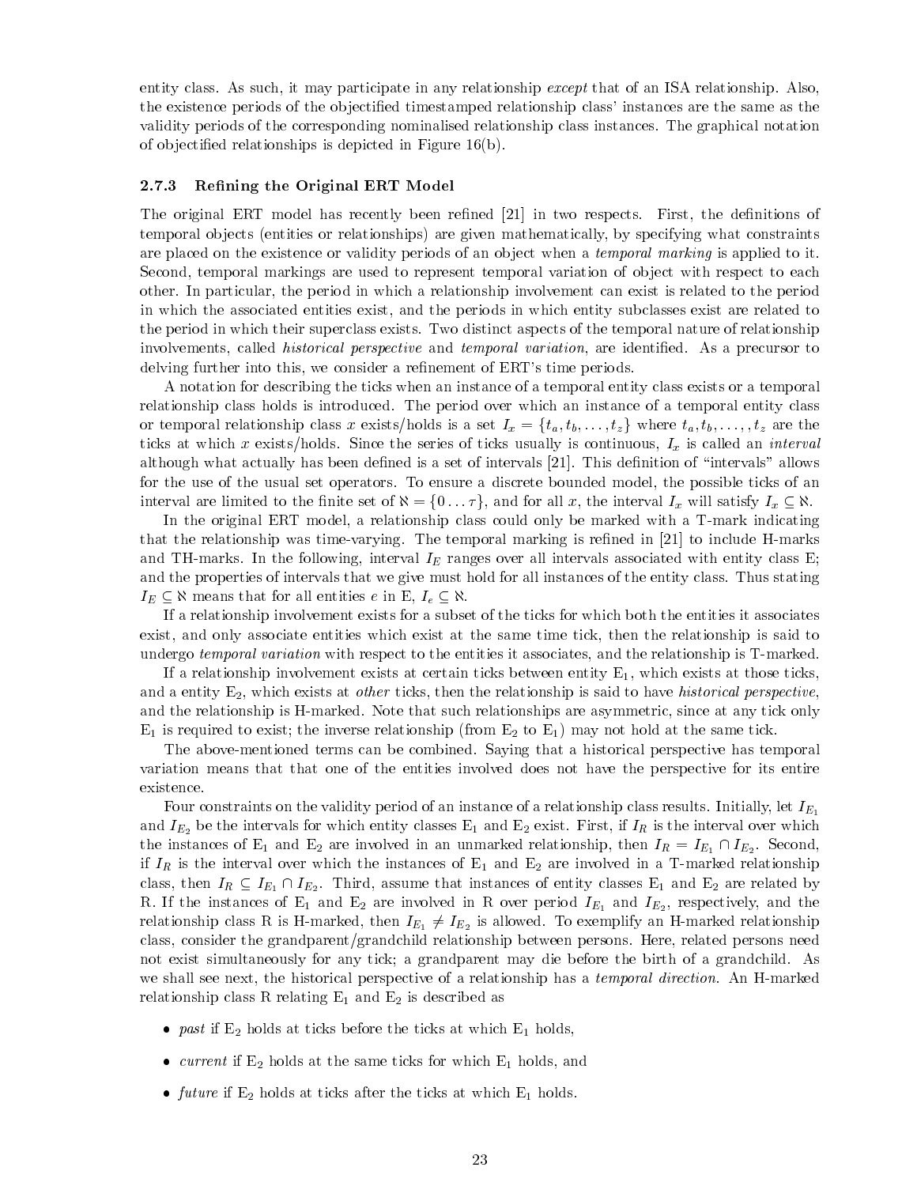entity class. As such, it may participate in any relationship *except* that of an ISA relationship. Also, the existence periods of the objectified timestamped relationship class' instances are the same as the validity periods of the corresponding nominalised relationship class instances. The graphical notation of objectified relationships is depicted in Figure 16(b).

### 2.7.3 Refining the Original ERT Model

The original ERT model has recently been refined [21] in two respects. First, the definitions of temporal objects (entities or relationships) are given mathematically, by specifying what constraints are placed on the existence or validity periods of an object when a *temporal marking* is applied to it. Second, temporal markings are used to represent temporal variation of object with respect to each other. In particular, the period in which a relationship involvement can exist is related to the period in which the associated entities exist, and the periods in which entity subclasses exist are related to the period in which their superclass exists. Two distinct aspects of the temporal nature of relationship involvements, called *historical perspective* and *temporal variation*, are identified. As a precursor to delving further into this, we consider a refinement of ERT's time periods.

A notation for describing the ticks when an instance of a temporal entity class exists or a temporal relationship class holds is introduced. The period over which an instance of a temporal entity class or temporal relationship class $x$ exists/holds is a set $I_x = \{t_a, t_b, \ldots, t_z\}$ where $t_a, t_b, \ldots, t_z$ are the ticks at which $x$ exists/holds. Since the series of ticks usually is continuous, $I_x$ is called an *interval* although what actually has been defined is a set of intervals [21]. This definition of "intervals" allows for the use of the usual set operators. To ensure a discrete bounded model, the possible ticks of an interval are limited to the finite set of $\aleph = \{0 \ldots \tau\}$, and for all $x$, the interval $I_x$ will satisfy $I_x \subseteq \aleph$.

In the original ERT model, a relationship class could only be marked with a T-mark indicating that the relationship was time-varying. The temporal marking is refined in [21] to include H-marks and TH-marks. In the following, interval $I_E$ ranges over all intervals associated with entity class E; and the properties of intervals that we give must hold for all instances of the entity class. Thus stating $I_E \subseteq \aleph$ means that for all entities $e$ in E, $I_e \subseteq \aleph$.

If a relationship involvement exists for a subset of the ticks for which both the entities it associates exist, and only associate entities which exist at the same time tick, then the relationship is said to undergo *temporal variation* with respect to the entities it associates, and the relationship is T-marked.

If a relationship involvement exists at certain ticks between entity $E_1$, which exists at those ticks, and a entity $E_2$, which exists at *other* ticks, then the relationship is said to have *historical perspective*, and the relationship is H-marked. Note that such relationships are asymmetric, since at any tick only $E_1$ is required to exist; the inverse relationship (from $E_2$ to $E_1$) may not hold at the same tick.

The above-mentioned terms can be combined. Saying that a historical perspective has temporal variation means that that one of the entities involved does not have the perspective for its entire existence.

Four constraints on the validity period of an instance of a relationship class results. Initially, let $I_{E_1}$ and $I_{E_2}$ be the intervals for which entity classes $E_1$ and $E_2$ exist. First, if $I_R$ is the interval over which the instances of $E_1$ and $E_2$ are involved in an unmarked relationship, then $I_R = I_{E_1} \cap I_{E_2}$. Second, if $I_R$ is the interval over which the instances of $E_1$ and $E_2$ are involved in a T-marked relationship class, then $I_R \subseteq I_{E_1} \cap I_{E_2}$. Third, assume that instances of entity classes $E_1$ and $E_2$ are related by R. If the instances of $E_1$ and $E_2$ are involved in R over period $I_{E_1}$ and $I_{E_2}$, respectively, and the relationship class R is H-marked, then $I_{E_1} \neq I_{E_2}$ is allowed. To exemplify an H-marked relationship class, consider the grandparent/grandchild relationship between persons. Here, related persons need not exist simultaneously for any tick; a grandparent may die before the birth of a grandchild. As we shall see next, the historical perspective of a relationship has a *temporal direction*. An H-marked relationship class R relating $E_1$ and $E_2$ is described as

- *past* if $E_2$ holds at ticks before the ticks at which $E_1$ holds,
- *current* if $E_2$ holds at the same ticks for which $E_1$ holds, and
- *future* if $E_2$ holds at ticks after the ticks at which $E_1$ holds.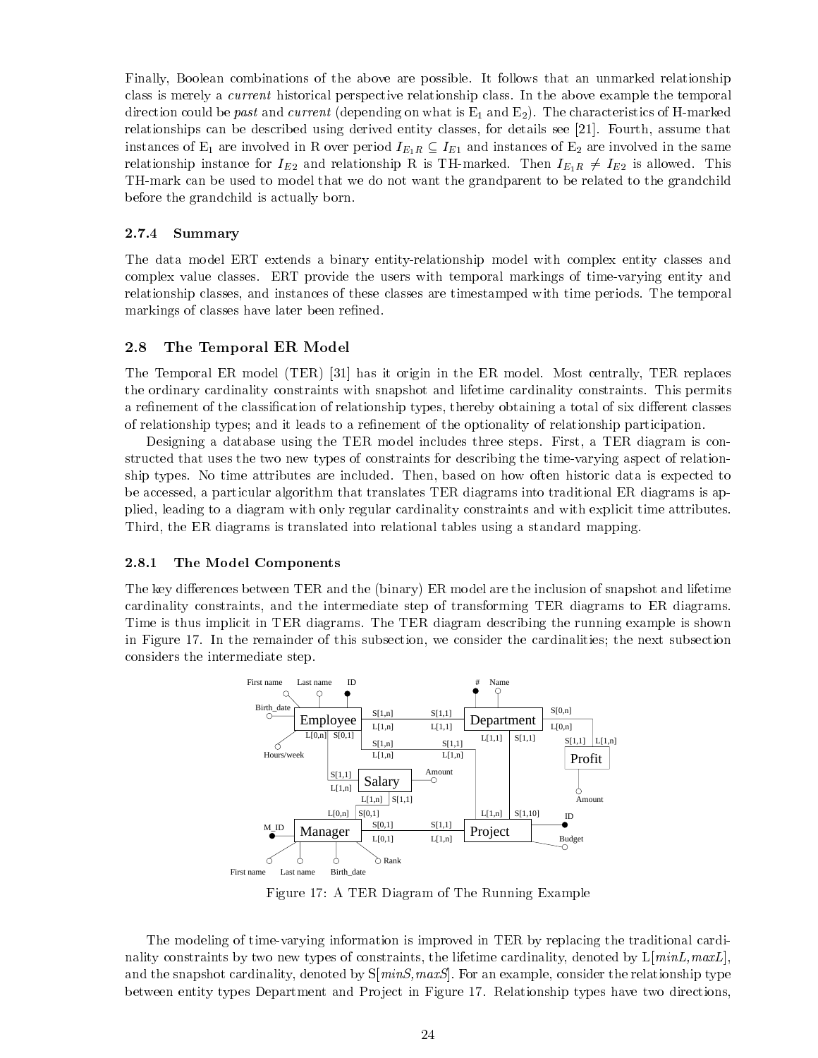Finally, Boolean combinations of the above are possible. It follows that an unmarked relationship class is merely a *current* historical perspective relationship class. In the above example the temporal direction could be *past* and *current* (depending on what is $E_1$ and $E_2$). The characteristics of H-marked relationships can be described using derived entity classes, for details see [21]. Fourth, assume that instances of $E_1$ are involved in R over period $I_{E_1R} \subseteq I_{E1}$ and instances of $E_2$ are involved in the same relationship instance for $I_{E2}$ and relationship R is TH-marked. Then $I_{E_1R} \neq I_{E2}$ is allowed. This TH-mark can be used to model that we do not want the grandparent to be related to the grandchild before the grandchild is actually born.

#### 2.7.4 Summary

The data model ERT extends a binary entity-relationship model with complex entity classes and complex value classes. ERT provide the users with temporal markings of time-varying entity and relationship classes, and instances of these classes are timestamped with time periods. The temporal markings of classes have later been refined.

### 2.8 The Temporal ER Model

The Temporal ER model (TER) [31] has it origin in the ER model. Most centrally, TER replaces the ordinary cardinality constraints with snapshot and lifetime cardinality constraints. This permits a refinement of the classification of relationship types, thereby obtaining a total of six different classes of relationship types; and it leads to a refinement of the optionality of relationship participation.

Designing a database using the TER model includes three steps. First, a TER diagram is constructed that uses the two new types of constraints for describing the time-varying aspect of relationship types. No time attributes are included. Then, based on how often historic data is expected to be accessed, a particular algorithm that translates TER diagrams into traditional ER diagrams is applied, leading to a diagram with only regular cardinality constraints and with explicit time attributes. Third, the ER diagrams is translated into relational tables using a standard mapping.

#### 2.8.1 The Model Components

The key differences between TER and the (binary) ER model are the inclusion of snapshot and lifetime cardinality constraints, and the intermediate step of transforming TER diagrams to ER diagrams. Time is thus implicit in TER diagrams. The TER diagram describing the running example is shown in Figure 17. In the remainder of this subsection, we consider the cardinalities; the next subsection considers the intermediate step.

Figure 17: A TER Diagram of The Running Example

The modeling of time-varying information is improved in TER by replacing the traditional cardinality constraints by two new types of constraints, the lifetime cardinality, denoted by L[*minL*,*maxL*], and the snapshot cardinality, denoted by S[*minS*,*maxS*]. For an example, consider the relationship type between entity types Department and Project in Figure 17. Relationship types have two directions,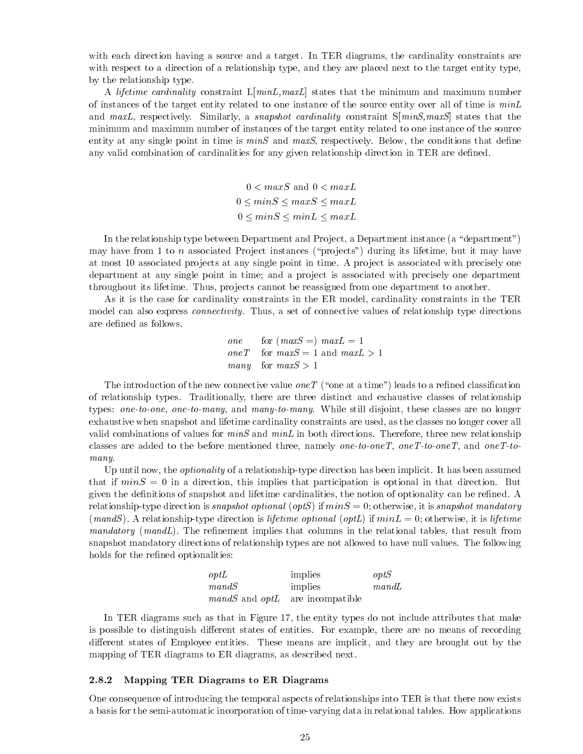with each direction having a source and a target. In TER diagrams, the cardinality constraints are with respect to a direction of a relationship type, and they are placed next to the target entity type, by the relationship type.

A *lifetime cardinality* constraint L[*minL*,*maxL*] states that the minimum and maximum number of instances of the target entity related to one instance of the source entity over all of time is *minL* and *maxL*, respectively. Similarly, a *snapshot cardinality* constraint S[*minS*,*maxS*] states that the minimum and maximum number of instances of the target entity related to one instance of the source entity at any single point in time is *minS* and *maxS*, respectively. Below, the conditions that define any valid combination of cardinalities for any given relationship direction in TER are defined.

$$
\begin{aligned}
0 < maxS \text{ and } 0 < maxL \\
0 \leq minS \leq maxS \leq maxL \\
0 \leq minS \leq minL \leq maxL
\end{aligned}
$$

In the relationship type between Department and Project, a Department instance (a "department") may have from 1 to $n$ associated Project instances ("projects") during its lifetime, but it may have at most 10 associated projects at any single point in time. A project is associated with precisely one department at any single point in time; and a project is associated with precisely one department throughout its lifetime. Thus, projects cannot be reassigned from one department to another.

As it is the case for cardinality constraints in the ER model, cardinality constraints in the TER model can also express *connectivity*. Thus, a set of connective values of relationship type directions are defined as follows.

| | |
|---|---|
| *one* | for ($maxS =$) $maxL = 1$ |
| *oneT* | for $maxS = 1$ and $maxL > 1$ |
| *many* | for $maxS > 1$ |

The introduction of the new connective value *oneT* ("one at a time") leads to a refined classification of relationship types. Traditionally, there are three distinct and exhaustive classes of relationship types: *one-to-one*, *one-to-many*, and *many-to-many*. While still disjoint, these classes are no longer exhaustive when snapshot and lifetime cardinality constraints are used, as the classes no longer cover all valid combinations of values for *minS* and *minL* in both directions. Therefore, three new relationship classes are added to the before mentioned three, namely *one-to-oneT*, *oneT-to-oneT*, and *oneT-to-many*.

Up until now, the *optionality* of a relationship-type direction has been implicit. It has been assumed that if $minS = 0$ in a direction, this implies that participation is optional in that direction. But given the definitions of snapshot and lifetime cardinalities, the notion of optionality can be refined. A relationship-type direction is *snapshot optional* (*optS*) if $minS = 0$; otherwise, it is *snapshot mandatory* (*mandS*). A relationship-type direction is *lifetime optional* (*optL*) if $minL = 0$; otherwise, it is *lifetime mandatory* (*mandL*). The refinement implies that columns in the relational tables, that result from snapshot mandatory directions of relationship types are not allowed to have null values. The following holds for the refined optionalities:

| | | |
|---|---|---|
| *optL* | implies | *optS* |
| *mandS* | implies | *mandL* |
| *mandS* and *optL* | are incompatible | |

In TER diagrams such as that in Figure 17, the entity types do not include attributes that make is possible to distinguish different states of entities. For example, there are no means of recording different states of Employee entities. These means are implicit, and they are brought out by the mapping of TER diagrams to ER diagrams, as described next.

### 2.8.2 Mapping TER Diagrams to ER Diagrams

One consequence of introducing the temporal aspects of relationships into TER is that there now exists a basis for the semi-automatic incorporation of time-varying data in relational tables. How applications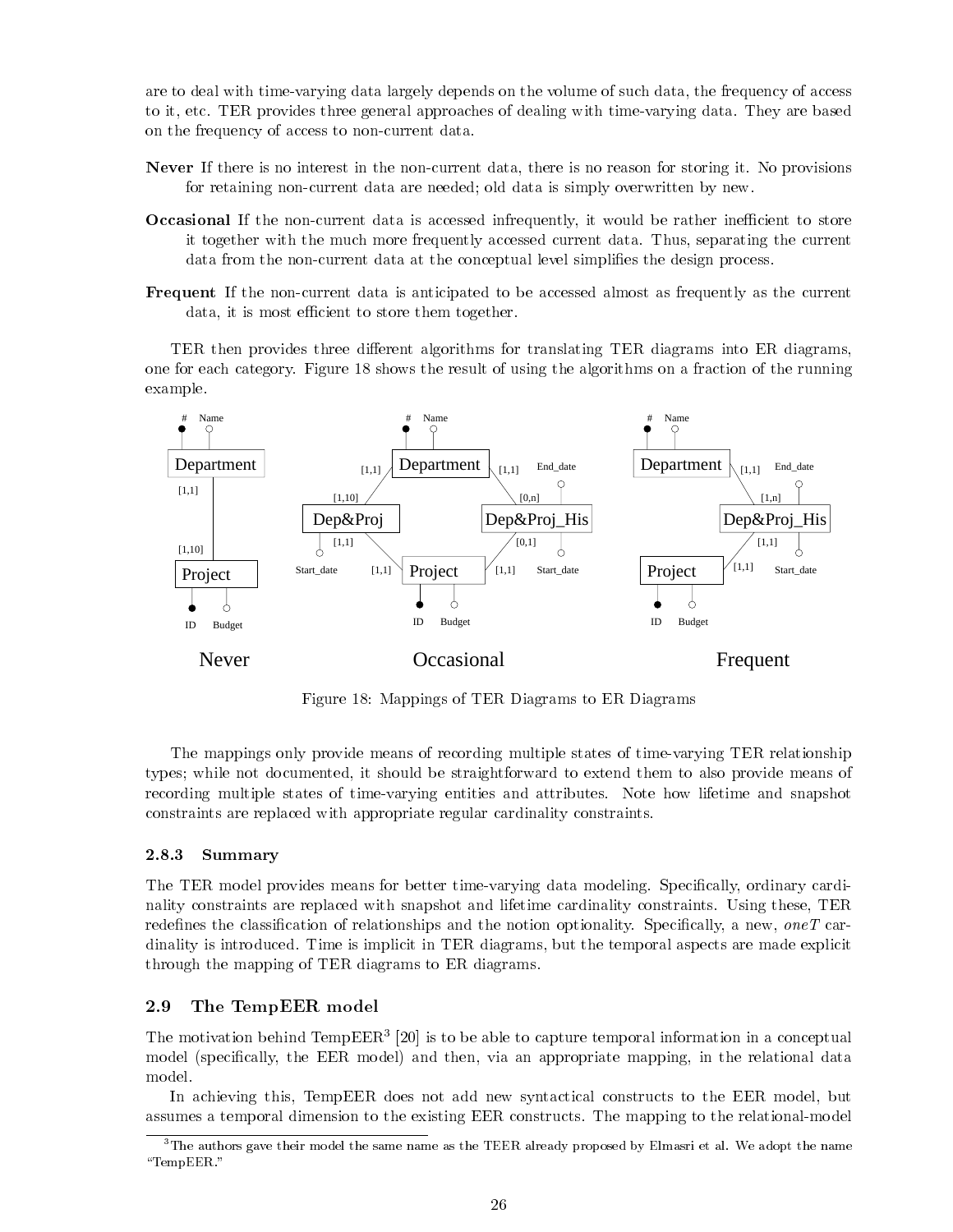are to deal with time-varying data largely depends on the volume of such data, the frequency of access to it, etc. TER provides three general approaches of dealing with time-varying data. They are based on the frequency of access to non-current data.

**Never** If there is no interest in the non-current data, there is no reason for storing it. No provisions for retaining non-current data are needed; old data is simply overwritten by new.

**Occasional** If the non-current data is accessed infrequently, it would be rather inefficient to store it together with the much more frequently accessed current data. Thus, separating the current data from the non-current data at the conceptual level simplifies the design process.

**Frequent** If the non-current data is anticipated to be accessed almost as frequently as the current data, it is most efficient to store them together.

TER then provides three different algorithms for translating TER diagrams into ER diagrams, one for each category. Figure 18 shows the result of using the algorithms on a fraction of the running example.

Figure 18: Mappings of TER Diagrams to ER Diagrams

The mappings only provide means of recording multiple states of time-varying TER relationship types; while not documented, it should be straightforward to extend them to also provide means of recording multiple states of time-varying entities and attributes. Note how lifetime and snapshot constraints are replaced with appropriate regular cardinality constraints.

### 2.8.3 Summary

The TER model provides means for better time-varying data modeling. Specifically, ordinary cardinality constraints are replaced with snapshot and lifetime cardinality constraints. Using these, TER redefines the classification of relationships and the notion optionality. Specifically, a new, *oneT* cardinality is introduced. Time is implicit in TER diagrams, but the temporal aspects are made explicit through the mapping of TER diagrams to ER diagrams.

## 2.9 The TempEER model

The motivation behind TempEER[3] [20] is to be able to capture temporal information in a conceptual model (specifically, the EER model) and then, via an appropriate mapping, in the relational data model.

In achieving this, TempEER does not add new syntactical constructs to the EER model, but assumes a temporal dimension to the existing EER constructs. The mapping to the relational-model

[3] The authors gave their model the same name as the TEER already proposed by Elmasri et al. We adopt the name "TempEER."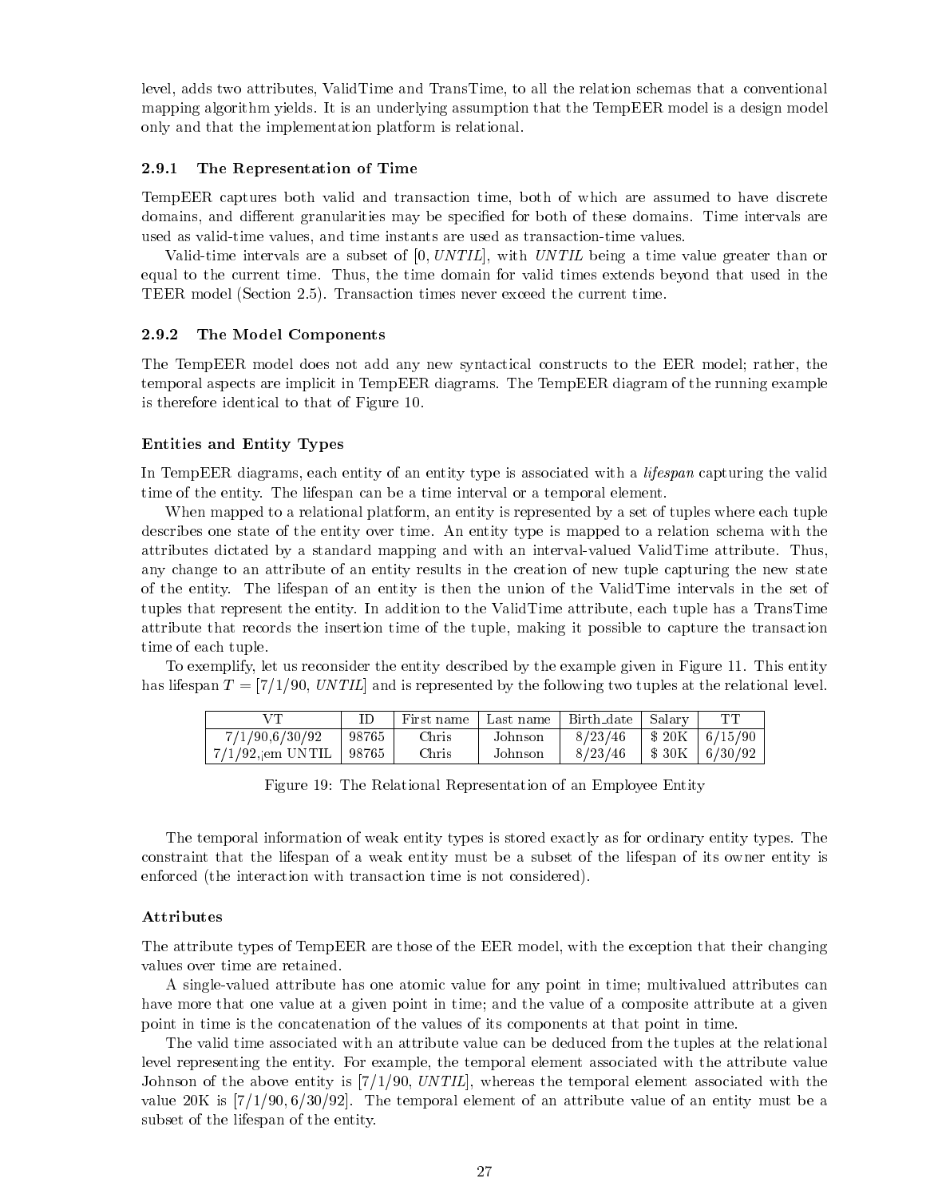level, adds two attributes, ValidTime and TransTime, to all the relation schemas that a conventional mapping algorithm yields. It is an underlying assumption that the TempEER model is a design model only and that the implementation platform is relational.

### 2.9.1 The Representation of Time

TempEER captures both valid and transaction time, both of which are assumed to have discrete domains, and different granularities may be specified for both of these domains. Time intervals are used as valid-time values, and time instants are used as transaction-time values.

Valid-time intervals are a subset of [0, *UNTIL*], with *UNTIL* being a time value greater than or equal to the current time. Thus, the time domain for valid times extends beyond that used in the TEER model (Section 2.5). Transaction times never exceed the current time.

### 2.9.2 The Model Components

The TempEER model does not add any new syntactical constructs to the EER model; rather, the temporal aspects are implicit in TempEER diagrams. The TempEER diagram of the running example is therefore identical to that of Figure 10.

#### Entities and Entity Types

In TempEER diagrams, each entity of an entity type is associated with a *lifespan* capturing the valid time of the entity. The lifespan can be a time interval or a temporal element.

When mapped to a relational platform, an entity is represented by a set of tuples where each tuple describes one state of the entity over time. An entity type is mapped to a relation schema with the attributes dictated by a standard mapping and with an interval-valued ValidTime attribute. Thus, any change to an attribute of an entity results in the creation of new tuple capturing the new state of the entity. The lifespan of an entity is then the union of the ValidTime intervals in the set of tuples that represent the entity. In addition to the ValidTime attribute, each tuple has a TransTime attribute that records the insertion time of the tuple, making it possible to capture the transaction time of each tuple.

To exemplify, let us reconsider the entity described by the example given in Figure 11. This entity has lifespan $T = [7/1/90, \mathit{UNTIL}]$ and is represented by the following two tuples at the relational level.

| VT | ID | First name | Last name | Birth_date | Salary | TT |
|---|---|---|---|---|---|---|
| 7/1/90,6/30/92 | 98765 | Chris | Johnson | 8/23/46 | $ 20K | 6/15/90 |
| 7/1/92,¡em UNTIL | 98765 | Chris | Johnson | 8/23/46 | $ 30K | 6/30/92 |

Figure 19: The Relational Representation of an Employee Entity

The temporal information of weak entity types is stored exactly as for ordinary entity types. The constraint that the lifespan of a weak entity must be a subset of the lifespan of its owner entity is enforced (the interaction with transaction time is not considered).

#### Attributes

The attribute types of TempEER are those of the EER model, with the exception that their changing values over time are retained.

A single-valued attribute has one atomic value for any point in time; multivalued attributes can have more that one value at a given point in time; and the value of a composite attribute at a given point in time is the concatenation of the values of its components at that point in time.

The valid time associated with an attribute value can be deduced from the tuples at the relational level representing the entity. For example, the temporal element associated with the attribute value Johnson of the above entity is [7/1/90, *UNTIL*], whereas the temporal element associated with the value 20K is [7/1/90, 6/30/92]. The temporal element of an attribute value of an entity must be a subset of the lifespan of the entity.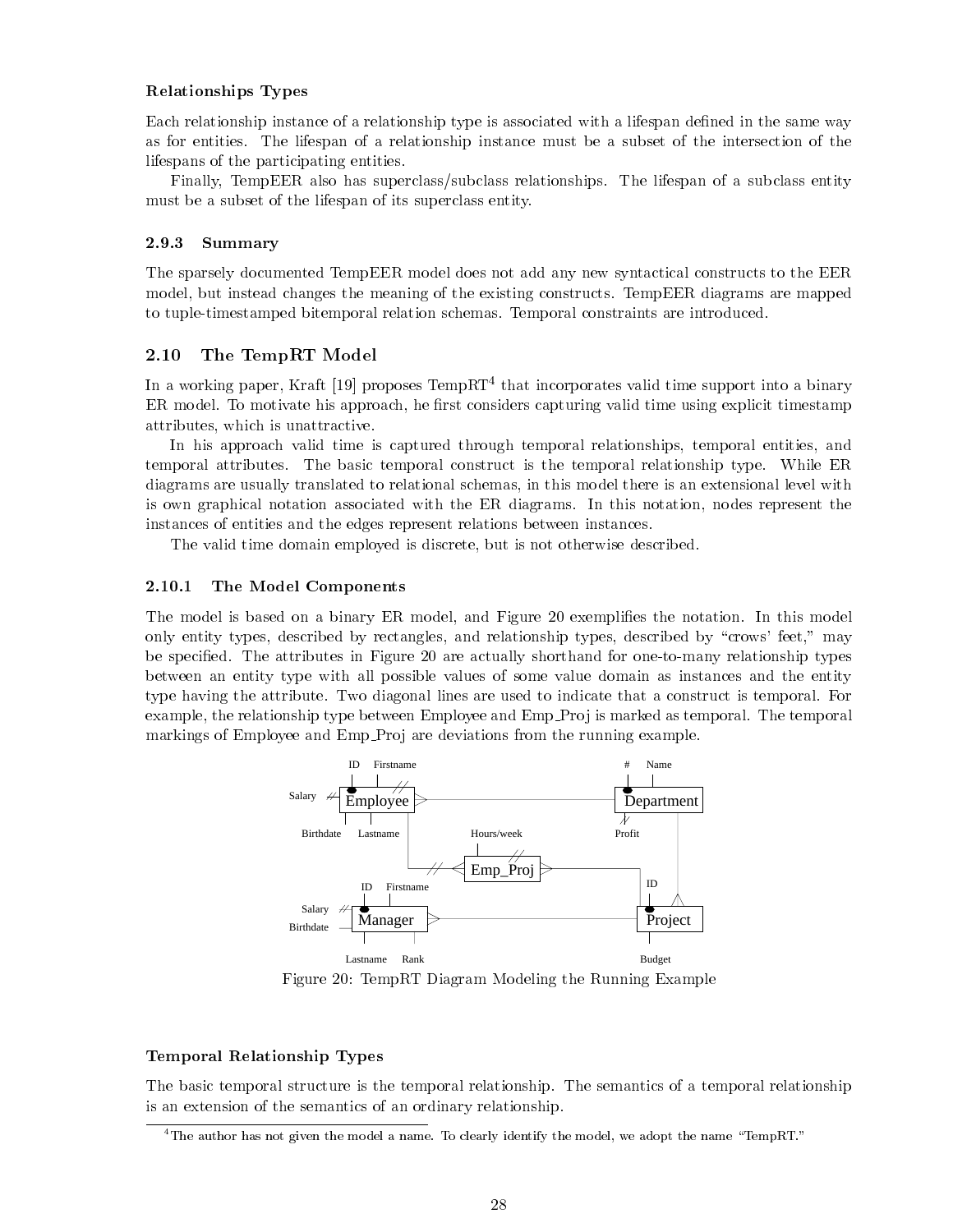### Relationships Types

Each relationship instance of a relationship type is associated with a lifespan defined in the same way as for entities. The lifespan of a relationship instance must be a subset of the intersection of the lifespans of the participating entities.

Finally, TempEER also has superclass/subclass relationships. The lifespan of a subclass entity must be a subset of the lifespan of its superclass entity.

### 2.9.3 Summary

The sparsely documented TempEER model does not add any new syntactical constructs to the EER model, but instead changes the meaning of the existing constructs. TempEER diagrams are mapped to tuple-timestamped bitemporal relation schemas. Temporal constraints are introduced.

## 2.10 The TempRT Model

In a working paper, Kraft [19] proposes TempRT[4] that incorporates valid time support into a binary ER model. To motivate his approach, he first considers capturing valid time using explicit timestamp attributes, which is unattractive.

In his approach valid time is captured through temporal relationships, temporal entities, and temporal attributes. The basic temporal construct is the temporal relationship type. While ER diagrams are usually translated to relational schemas, in this model there is an extensional level with is own graphical notation associated with the ER diagrams. In this notation, nodes represent the instances of entities and the edges represent relations between instances.

The valid time domain employed is discrete, but is not otherwise described.

### 2.10.1 The Model Components

The model is based on a binary ER model, and Figure 20 exemplifies the notation. In this model only entity types, described by rectangles, and relationship types, described by "crows' feet," may be specified. The attributes in Figure 20 are actually shorthand for one-to-many relationship types between an entity type with all possible values of some value domain as instances and the entity type having the attribute. Two diagonal lines are used to indicate that a construct is temporal. For example, the relationship type between Employee and Emp_Proj is marked as temporal. The temporal markings of Employee and Emp_Proj are deviations from the running example.

Figure 20: TempRT Diagram Modeling the Running Example

### Temporal Relationship Types

The basic temporal structure is the temporal relationship. The semantics of a temporal relationship is an extension of the semantics of an ordinary relationship.

[4] The author has not given the model a name. To clearly identify the model, we adopt the name "TempRT."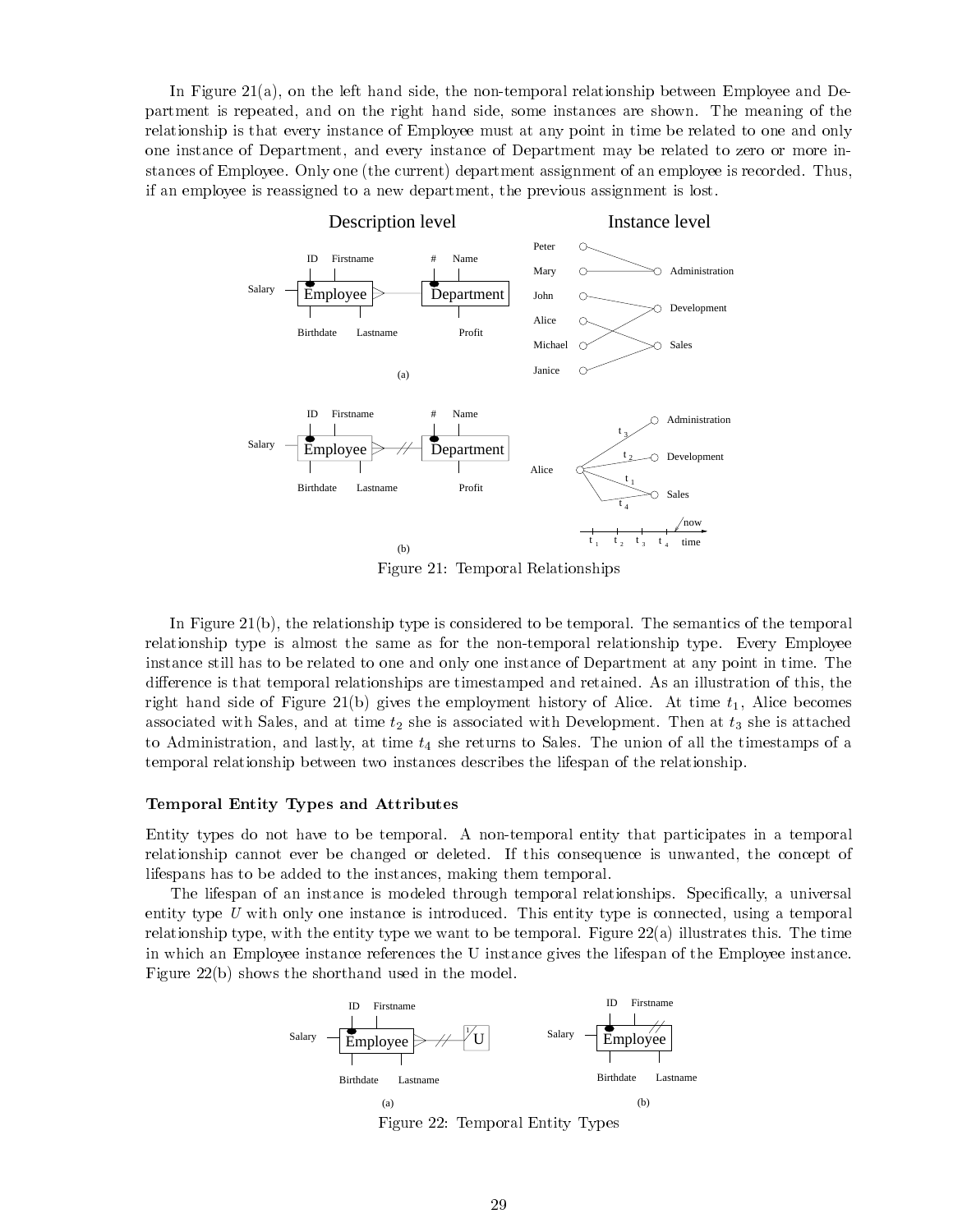In Figure 21(a), on the left hand side, the non-temporal relationship between Employee and Department is repeated, and on the right hand side, some instances are shown. The meaning of the relationship is that every instance of Employee must at any point in time be related to one and only one instance of Department, and every instance of Department may be related to zero or more instances of Employee. Only one (the current) department assignment of an employee is recorded. Thus, if an employee is reassigned to a new department, the previous assignment is lost.

Figure 21: Temporal Relationships

In Figure 21(b), the relationship type is considered to be temporal. The semantics of the temporal relationship type is almost the same as for the non-temporal relationship type. Every Employee instance still has to be related to one and only one instance of Department at any point in time. The difference is that temporal relationships are timestamped and retained. As an illustration of this, the right hand side of Figure 21(b) gives the employment history of Alice. At time $t_1$, Alice becomes associated with Sales, and at time $t_2$ she is associated with Development. Then at $t_3$ she is attached to Administration, and lastly, at time $t_4$ she returns to Sales. The union of all the timestamps of a temporal relationship between two instances describes the lifespan of the relationship.

### Temporal Entity Types and Attributes

Entity types do not have to be temporal. A non-temporal entity that participates in a temporal relationship cannot ever be changed or deleted. If this consequence is unwanted, the concept of lifespans has to be added to the instances, making them temporal.

The lifespan of an instance is modeled through temporal relationships. Specifically, a universal entity type $U$ with only one instance is introduced. This entity type is connected, using a temporal relationship type, with the entity type we want to be temporal. Figure 22(a) illustrates this. The time in which an Employee instance references the U instance gives the lifespan of the Employee instance. Figure 22(b) shows the shorthand used in the model.

Figure 22: Temporal Entity Types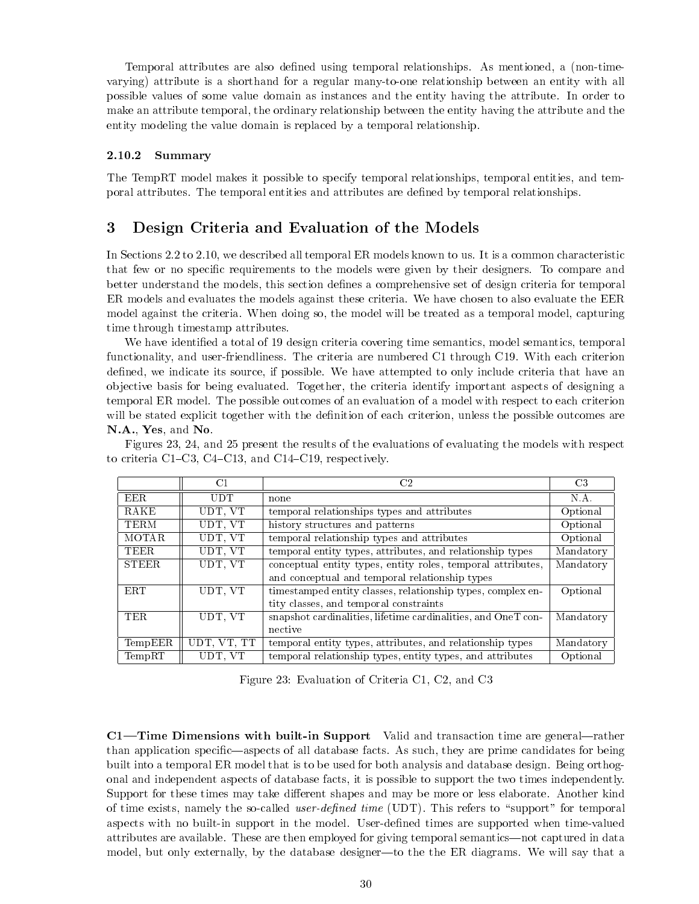Temporal attributes are also defined using temporal relationships. As mentioned, a (non-time-varying) attribute is a shorthand for a regular many-to-one relationship between an entity with all possible values of some value domain as instances and the entity having the attribute. In order to make an attribute temporal, the ordinary relationship between the entity having the attribute and the entity modeling the value domain is replaced by a temporal relationship.

### 2.10.2 Summary

The TempRT model makes it possible to specify temporal relationships, temporal entities, and temporal attributes. The temporal entities and attributes are defined by temporal relationships.

## 3 Design Criteria and Evaluation of the Models

In Sections 2.2 to 2.10, we described all temporal ER models known to us. It is a common characteristic that few or no specific requirements to the models were given by their designers. To compare and better understand the models, this section defines a comprehensive set of design criteria for temporal ER models and evaluates the models against these criteria. We have chosen to also evaluate the EER model against the criteria. When doing so, the model will be treated as a temporal model, capturing time through timestamp attributes.

We have identified a total of 19 design criteria covering time semantics, model semantics, temporal functionality, and user-friendliness. The criteria are numbered C1 through C19. With each criterion defined, we indicate its source, if possible. We have attempted to only include criteria that have an objective basis for being evaluated. Together, the criteria identify important aspects of designing a temporal ER model. The possible outcomes of an evaluation of a model with respect to each criterion will be stated explicit together with the definition of each criterion, unless the possible outcomes are **N.A.**, **Yes**, and **No**.

Figures 23, 24, and 25 present the results of the evaluations of evaluating the models with respect to criteria C1–C3, C4–C13, and C14–C19, respectively.

| | C1 | C2 | C3 |
|---|---|---|---|
| EER | UDT | none | N.A. |
| RAKE | UDT, VT | temporal relationships types and attributes | Optional |
| TERM | UDT, VT | history structures and patterns | Optional |
| MOTAR | UDT, VT | temporal relationship types and attributes | Optional |
| TEER | UDT, VT | temporal entity types, attributes, and relationship types | Mandatory |
| STEER | UDT, VT | conceptual entity types, entity roles, temporal attributes, and conceptual and temporal relationship types | Mandatory |
| ERT | UDT, VT | timestamped entity classes, relationship types, complex entity classes, and temporal constraints | Optional |
| TER | UDT, VT | snapshot cardinalities, lifetime cardinalities, and OneT connective | Mandatory |
| TempEER | UDT, VT, TT | temporal entity types, attributes, and relationship types | Mandatory |
| TempRT | UDT, VT | temporal relationship types, entity types, and attributes | Optional |

Figure 23: Evaluation of Criteria C1, C2, and C3

**C1—Time Dimensions with built-in Support** Valid and transaction time are general—rather than application specific—aspects of all database facts. As such, they are prime candidates for being built into a temporal ER model that is to be used for both analysis and database design. Being orthogonal and independent aspects of database facts, it is possible to support the two times independently. Support for these times may take different shapes and may be more or less elaborate. Another kind of time exists, namely the so-called *user-defined time* (UDT). This refers to "support" for temporal aspects with no built-in support in the model. User-defined times are supported when time-valued attributes are available. These are then employed for giving temporal semantics—not captured in data model, but only externally, by the database designer—to the the ER diagrams. We will say that a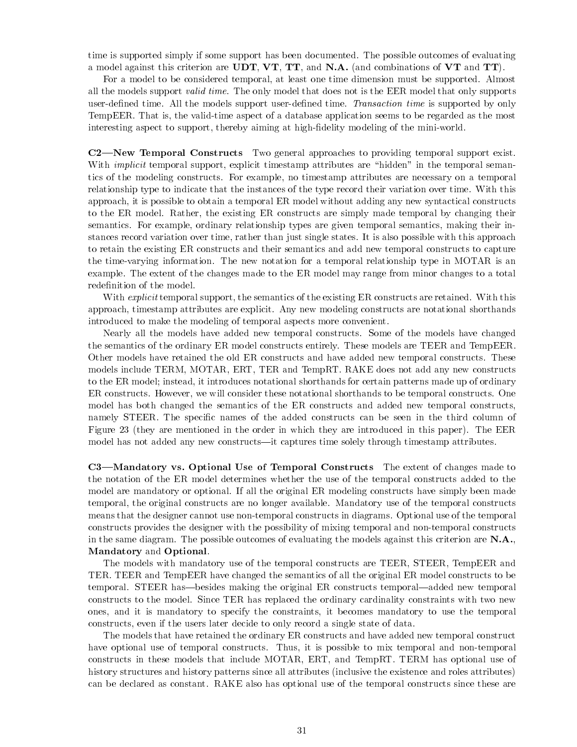time is supported simply if some support has been documented. The possible outcomes of evaluating a model against this criterion are **UDT**, **VT**, **TT**, and **N.A.** (and combinations of **VT** and **TT**).

For a model to be considered temporal, at least one time dimension must be supported. Almost all the models support *valid time*. The only model that does not is the EER model that only supports user-defined time. All the models support user-defined time. *Transaction time* is supported by only TempEER. That is, the valid-time aspect of a database application seems to be regarded as the most interesting aspect to support, thereby aiming at high-fidelity modeling of the mini-world.

**C2—New Temporal Constructs** Two general approaches to providing temporal support exist. With *implicit* temporal support, explicit timestamp attributes are "hidden" in the temporal semantics of the modeling constructs. For example, no timestamp attributes are necessary on a temporal relationship type to indicate that the instances of the type record their variation over time. With this approach, it is possible to obtain a temporal ER model without adding any new syntactical constructs to the ER model. Rather, the existing ER constructs are simply made temporal by changing their semantics. For example, ordinary relationship types are given temporal semantics, making their instances record variation over time, rather than just single states. It is also possible with this approach to retain the existing ER constructs and their semantics and add new temporal constructs to capture the time-varying information. The new notation for a temporal relationship type in MOTAR is an example. The extent of the changes made to the ER model may range from minor changes to a total redefinition of the model.

With *explicit* temporal support, the semantics of the existing ER constructs are retained. With this approach, timestamp attributes are explicit. Any new modeling constructs are notational shorthands introduced to make the modeling of temporal aspects more convenient.

Nearly all the models have added new temporal constructs. Some of the models have changed the semantics of the ordinary ER model constructs entirely. These models are TEER and TempEER. Other models have retained the old ER constructs and have added new temporal constructs. These models include TERM, MOTAR, ERT, TER and TempRT. RAKE does not add any new constructs to the ER model; instead, it introduces notational shorthands for certain patterns made up of ordinary ER constructs. However, we will consider these notational shorthands to be temporal constructs. One model has both changed the semantics of the ER constructs and added new temporal constructs, namely STEER. The specific names of the added constructs can be seen in the third column of Figure 23 (they are mentioned in the order in which they are introduced in this paper). The EER model has not added any new constructs—it captures time solely through timestamp attributes.

**C3—Mandatory vs. Optional Use of Temporal Constructs** The extent of changes made to the notation of the ER model determines whether the use of the temporal constructs added to the model are mandatory or optional. If all the original ER modeling constructs have simply been made temporal, the original constructs are no longer available. Mandatory use of the temporal constructs means that the designer cannot use non-temporal constructs in diagrams. Optional use of the temporal constructs provides the designer with the possibility of mixing temporal and non-temporal constructs in the same diagram. The possible outcomes of evaluating the models against this criterion are **N.A.**, **Mandatory** and **Optional**.

The models with mandatory use of the temporal constructs are TEER, STEER, TempEER and TER. TEER and TempEER have changed the semantics of all the original ER model constructs to be temporal. STEER has—besides making the original ER constructs temporal—added new temporal constructs to the model. Since TER has replaced the ordinary cardinality constraints with two new ones, and it is mandatory to specify the constraints, it becomes mandatory to use the temporal constructs, even if the users later decide to only record a single state of data.

The models that have retained the ordinary ER constructs and have added new temporal construct have optional use of temporal constructs. Thus, it is possible to mix temporal and non-temporal constructs in these models that include MOTAR, ERT, and TempRT. TERM has optional use of history structures and history patterns since all attributes (inclusive the existence and roles attributes) can be declared as constant. RAKE also has optional use of the temporal constructs since these are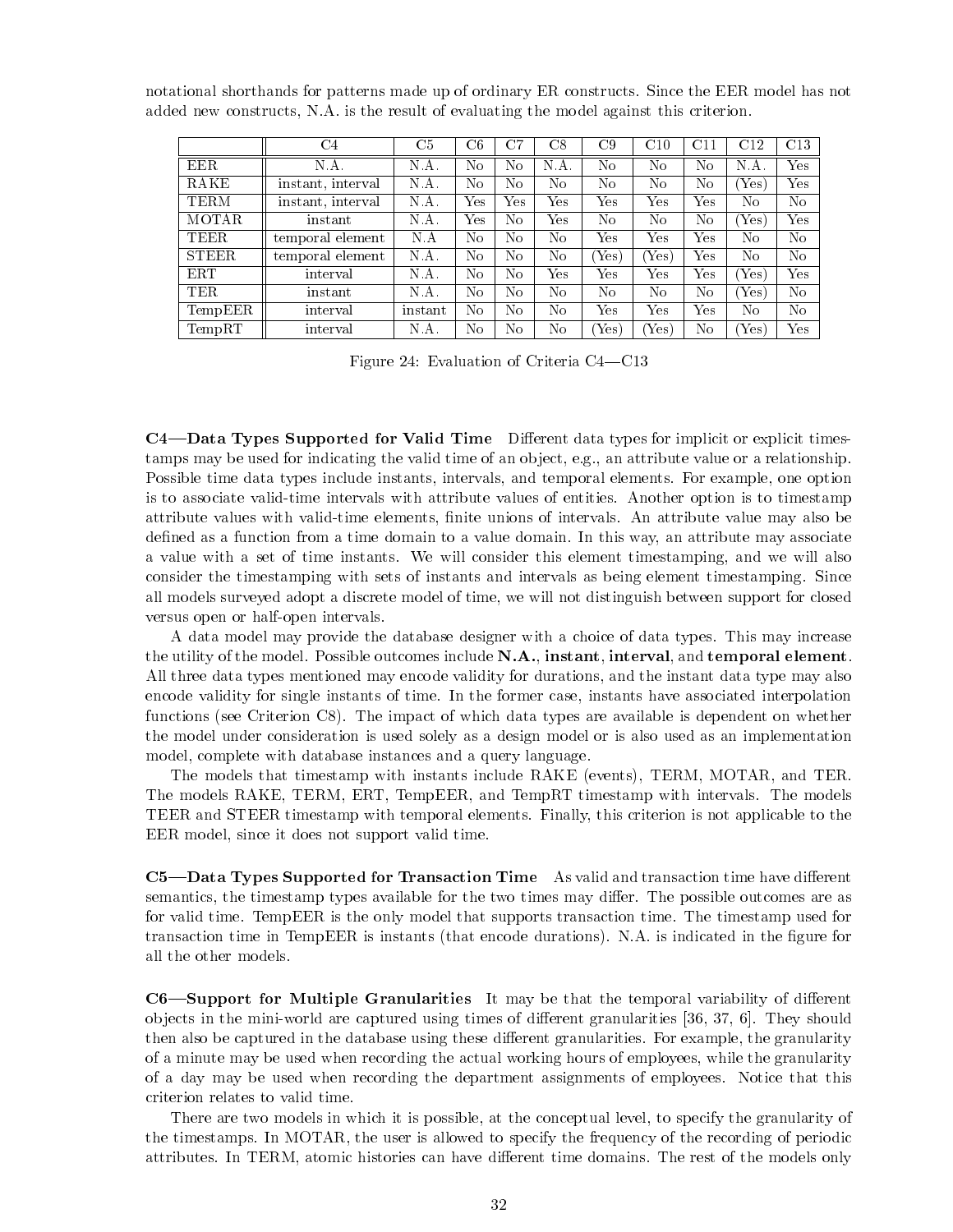notational shorthands for patterns made up of ordinary ER constructs. Since the EER model has not added new constructs, N.A. is the result of evaluating the model against this criterion.

| | C4 | C5 | C6 | C7 | C8 | C9 | C10 | C11 | C12 | C13 |
|---|---|---|---|---|---|---|---|---|---|---|
| EER | N.A. | N.A. | No | No | N.A. | No | No | No | N.A. | Yes |
| RAKE | instant, interval | N.A. | No | No | No | No | No | No | (Yes) | Yes |
| TERM | instant, interval | N.A. | Yes | Yes | Yes | Yes | Yes | Yes | No | No |
| MOTAR | instant | N.A. | Yes | No | Yes | No | No | No | (Yes) | Yes |
| TEER | temporal element | N.A | No | No | No | Yes | Yes | Yes | No | No |
| STEER | temporal element | N.A. | No | No | No | (Yes) | (Yes) | Yes | No | No |
| ERT | interval | N.A. | No | No | Yes | Yes | Yes | Yes | (Yes) | Yes |
| TER | instant | N.A. | No | No | No | No | No | No | (Yes) | No |
| TempEER | interval | instant | No | No | No | Yes | Yes | Yes | No | No |
| TempRT | interval | N.A. | No | No | No | (Yes) | (Yes) | No | (Yes) | Yes |

Figure 24: Evaluation of Criteria C4—C13

**C4—Data Types Supported for Valid Time** Different data types for implicit or explicit timestamps may be used for indicating the valid time of an object, e.g., an attribute value or a relationship. Possible time data types include instants, intervals, and temporal elements. For example, one option is to associate valid-time intervals with attribute values of entities. Another option is to timestamp attribute values with valid-time elements, finite unions of intervals. An attribute value may also be defined as a function from a time domain to a value domain. In this way, an attribute may associate a value with a set of time instants. We will consider this element timestamping, and we will also consider the timestamping with sets of instants and intervals as being element timestamping. Since all models surveyed adopt a discrete model of time, we will not distinguish between support for closed versus open or half-open intervals.

A data model may provide the database designer with a choice of data types. This may increase the utility of the model. Possible outcomes include **N.A.**, **instant**, **interval**, and **temporal element**. All three data types mentioned may encode validity for durations, and the instant data type may also encode validity for single instants of time. In the former case, instants have associated interpolation functions (see Criterion C8). The impact of which data types are available is dependent on whether the model under consideration is used solely as a design model or is also used as an implementation model, complete with database instances and a query language.

The models that timestamp with instants include RAKE (events), TERM, MOTAR, and TER. The models RAKE, TERM, ERT, TempEER, and TempRT timestamp with intervals. The models TEER and STEER timestamp with temporal elements. Finally, this criterion is not applicable to the EER model, since it does not support valid time.

**C5—Data Types Supported for Transaction Time** As valid and transaction time have different semantics, the timestamp types available for the two times may differ. The possible outcomes are as for valid time. TempEER is the only model that supports transaction time. The timestamp used for transaction time in TempEER is instants (that encode durations). N.A. is indicated in the figure for all the other models.

**C6—Support for Multiple Granularities** It may be that the temporal variability of different objects in the mini-world are captured using times of different granularities [36, 37, 6]. They should then also be captured in the database using these different granularities. For example, the granularity of a minute may be used when recording the actual working hours of employees, while the granularity of a day may be used when recording the department assignments of employees. Notice that this criterion relates to valid time.

There are two models in which it is possible, at the conceptual level, to specify the granularity of the timestamps. In MOTAR, the user is allowed to specify the frequency of the recording of periodic attributes. In TERM, atomic histories can have different time domains. The rest of the models only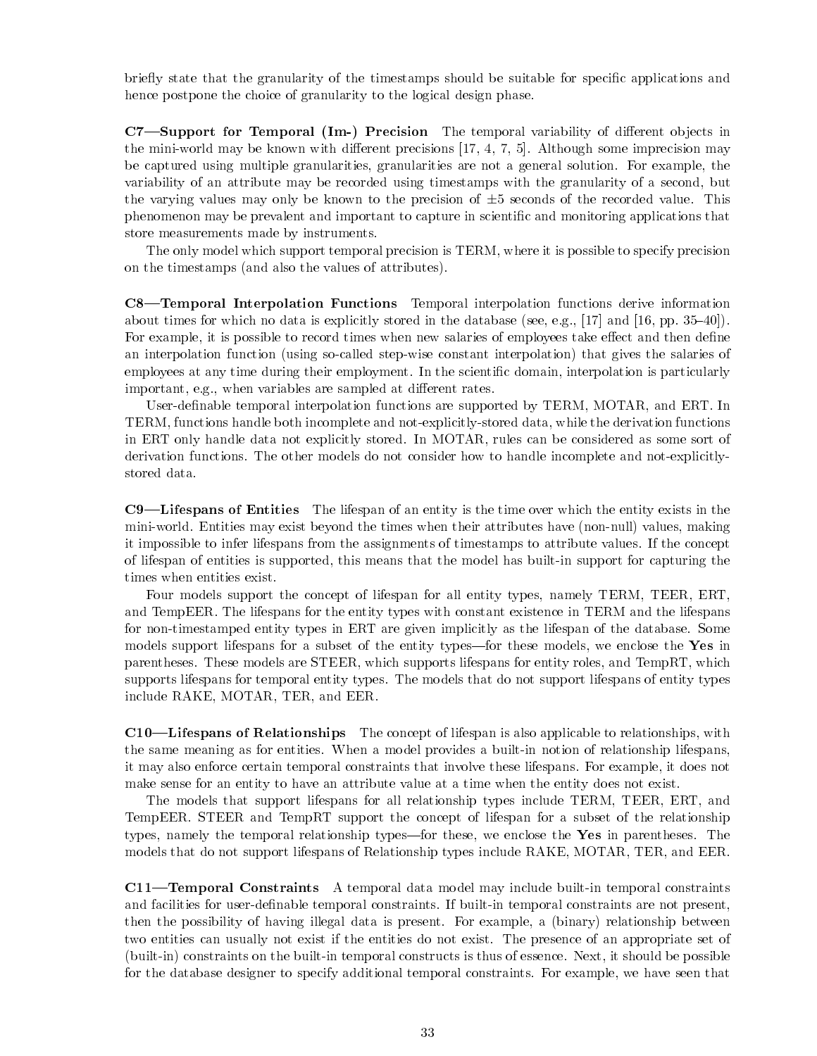briefly state that the granularity of the timestamps should be suitable for specific applications and hence postpone the choice of granularity to the logical design phase.

**C7—Support for Temporal (Im-) Precision** The temporal variability of different objects in the mini-world may be known with different precisions [17, 4, 7, 5]. Although some imprecision may be captured using multiple granularities, granularities are not a general solution. For example, the variability of an attribute may be recorded using timestamps with the granularity of a second, but the varying values may only be known to the precision of $\pm 5$ seconds of the recorded value. This phenomenon may be prevalent and important to capture in scientific and monitoring applications that store measurements made by instruments.

The only model which support temporal precision is TERM, where it is possible to specify precision on the timestamps (and also the values of attributes).

**C8—Temporal Interpolation Functions** Temporal interpolation functions derive information about times for which no data is explicitly stored in the database (see, e.g., [17] and [16, pp. 35–40]). For example, it is possible to record times when new salaries of employees take effect and then define an interpolation function (using so-called step-wise constant interpolation) that gives the salaries of employees at any time during their employment. In the scientific domain, interpolation is particularly important, e.g., when variables are sampled at different rates.

User-definable temporal interpolation functions are supported by TERM, MOTAR, and ERT. In TERM, functions handle both incomplete and not-explicitly-stored data, while the derivation functions in ERT only handle data not explicitly stored. In MOTAR, rules can be considered as some sort of derivation functions. The other models do not consider how to handle incomplete and not-explicitly-stored data.

**C9—Lifespans of Entities** The lifespan of an entity is the time over which the entity exists in the mini-world. Entities may exist beyond the times when their attributes have (non-null) values, making it impossible to infer lifespans from the assignments of timestamps to attribute values. If the concept of lifespan of entities is supported, this means that the model has built-in support for capturing the times when entities exist.

Four models support the concept of lifespan for all entity types, namely TERM, TEER, ERT, and TempEER. The lifespans for the entity types with constant existence in TERM and the lifespans for non-timestamped entity types in ERT are given implicitly as the lifespan of the database. Some models support lifespans for a subset of the entity types—for these models, we enclose the **Yes** in parentheses. These models are STEER, which supports lifespans for entity roles, and TempRT, which supports lifespans for temporal entity types. The models that do not support lifespans of entity types include RAKE, MOTAR, TER, and EER.

**C10—Lifespans of Relationships** The concept of lifespan is also applicable to relationships, with the same meaning as for entities. When a model provides a built-in notion of relationship lifespans, it may also enforce certain temporal constraints that involve these lifespans. For example, it does not make sense for an entity to have an attribute value at a time when the entity does not exist.

The models that support lifespans for all relationship types include TERM, TEER, ERT, and TempEER. STEER and TempRT support the concept of lifespan for a subset of the relationship types, namely the temporal relationship types—for these, we enclose the **Yes** in parentheses. The models that do not support lifespans of Relationship types include RAKE, MOTAR, TER, and EER.

**C11—Temporal Constraints** A temporal data model may include built-in temporal constraints and facilities for user-definable temporal constraints. If built-in temporal constraints are not present, then the possibility of having illegal data is present. For example, a (binary) relationship between two entities can usually not exist if the entities do not exist. The presence of an appropriate set of (built-in) constraints on the built-in temporal constructs is thus of essence. Next, it should be possible for the database designer to specify additional temporal constraints. For example, we have seen that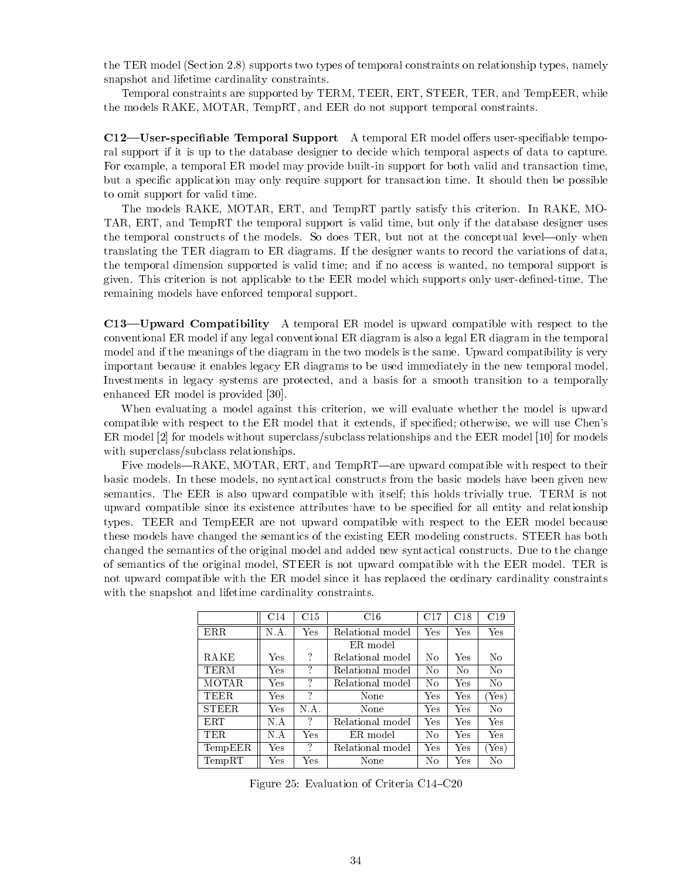the TER model (Section 2.8) supports two types of temporal constraints on relationship types, namely snapshot and lifetime cardinality constraints.

Temporal constraints are supported by TERM, TEER, ERT, STEER, TER, and TempEER, while the models RAKE, MOTAR, TempRT, and EER do not support temporal constraints.

**C12—User-specifiable Temporal Support** A temporal ER model offers user-specifiable temporal support if it is up to the database designer to decide which temporal aspects of data to capture. For example, a temporal ER model may provide built-in support for both valid and transaction time, but a specific application may only require support for transaction time. It should then be possible to omit support for valid time.

The models RAKE, MOTAR, ERT, and TempRT partly satisfy this criterion. In RAKE, MOTAR, ERT, and TempRT the temporal support is valid time, but only if the database designer uses the temporal constructs of the models. So does TER, but not at the conceptual level—only when translating the TER diagram to ER diagrams. If the designer wants to record the variations of data, the temporal dimension supported is valid time; and if no access is wanted, no temporal support is given. This criterion is not applicable to the EER model which supports only user-defined-time. The remaining models have enforced temporal support.

**C13—Upward Compatibility** A temporal ER model is upward compatible with respect to the conventional ER model if any legal conventional ER diagram is also a legal ER diagram in the temporal model and if the meanings of the diagram in the two models is the same. Upward compatibility is very important because it enables legacy ER diagrams to be used immediately in the new temporal model. Investments in legacy systems are protected, and a basis for a smooth transition to a temporally enhanced ER model is provided [30].

When evaluating a model against this criterion, we will evaluate whether the model is upward compatible with respect to the ER model that it extends, if specified; otherwise, we will use Chen's ER model [2] for models without superclass/subclass relationships and the EER model [10] for models with superclass/subclass relationships.

Five models—RAKE, MOTAR, ERT, and TempRT—are upward compatible with respect to their basic models. In these models, no syntactical constructs from the basic models have been given new semantics. The EER is also upward compatible with itself; this holds trivially true. TERM is not upward compatible since its existence attributes have to be specified for all entity and relationship types. TEER and TempEER are not upward compatible with respect to the EER model because these models have changed the semantics of the existing EER modeling constructs. STEER has both changed the semantics of the original model and added new syntactical constructs. Due to the change of semantics of the original model, STEER is not upward compatible with the EER model. TER is not upward compatible with the ER model since it has replaced the ordinary cardinality constraints with the snapshot and lifetime cardinality constraints.

| | C14 | C15 | C16 | C17 | C18 | C19 |
|---|---|---|---|---|---|---|
| ERR | N.A. | Yes | Relational model | Yes | Yes | Yes |
| RAKE | Yes | ? | ER model<br>Relational model | No | Yes | No |
| TERM | Yes | ? | Relational model | No | No | No |
| MOTAR | Yes | ? | Relational model | No | Yes | No |
| TEER | Yes | ? | None | Yes | Yes | (Yes) |
| STEER | Yes | N.A. | None | Yes | Yes | No |
| ERT | N.A | ? | Relational model | Yes | Yes | Yes |
| TER | N.A | Yes | ER model | No | Yes | Yes |
| TempEER | Yes | ? | Relational model | Yes | Yes | (Yes) |
| TempRT | Yes | Yes | None | No | Yes | No |

Figure 25: Evaluation of Criteria C14–C20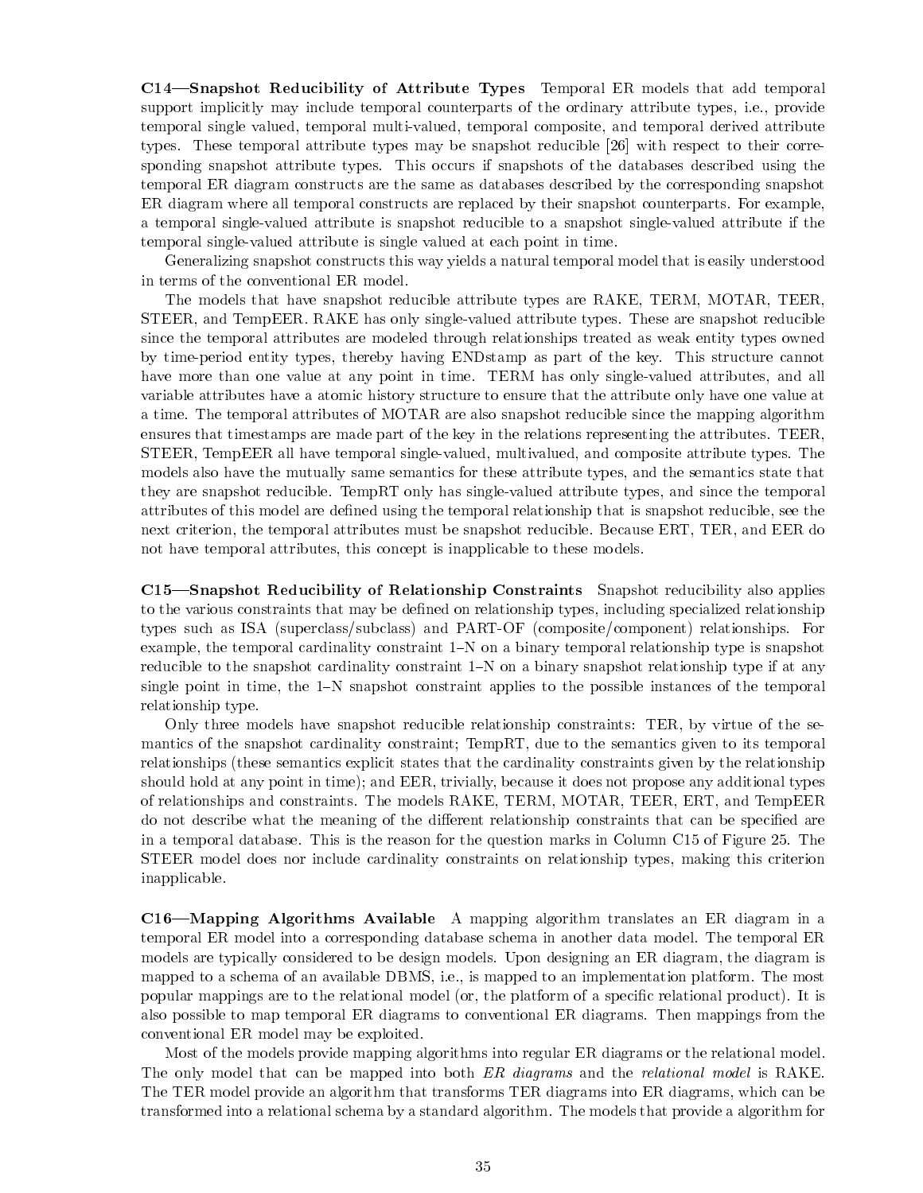**C14—Snapshot Reducibility of Attribute Types** Temporal ER models that add temporal support implicitly may include temporal counterparts of the ordinary attribute types, i.e., provide temporal single valued, temporal multi-valued, temporal composite, and temporal derived attribute types. These temporal attribute types may be snapshot reducible [26] with respect to their corresponding snapshot attribute types. This occurs if snapshots of the databases described using the temporal ER diagram constructs are the same as databases described by the corresponding snapshot ER diagram where all temporal constructs are replaced by their snapshot counterparts. For example, a temporal single-valued attribute is snapshot reducible to a snapshot single-valued attribute if the temporal single-valued attribute is single valued at each point in time.

Generalizing snapshot constructs this way yields a natural temporal model that is easily understood in terms of the conventional ER model.

The models that have snapshot reducible attribute types are RAKE, TERM, MOTAR, TEER, STEER, and TempEER. RAKE has only single-valued attribute types. These are snapshot reducible since the temporal attributes are modeled through relationships treated as weak entity types owned by time-period entity types, thereby having ENDstamp as part of the key. This structure cannot have more than one value at any point in time. TERM has only single-valued attributes, and all variable attributes have a atomic history structure to ensure that the attribute only have one value at a time. The temporal attributes of MOTAR are also snapshot reducible since the mapping algorithm ensures that timestamps are made part of the key in the relations representing the attributes. TEER, STEER, TempEER all have temporal single-valued, multivalued, and composite attribute types. The models also have the mutually same semantics for these attribute types, and the semantics state that they are snapshot reducible. TempRT only has single-valued attribute types, and since the temporal attributes of this model are defined using the temporal relationship that is snapshot reducible, see the next criterion, the temporal attributes must be snapshot reducible. Because ERT, TER, and EER do not have temporal attributes, this concept is inapplicable to these models.

**C15—Snapshot Reducibility of Relationship Constraints** Snapshot reducibility also applies to the various constraints that may be defined on relationship types, including specialized relationship types such as ISA (superclass/subclass) and PART-OF (composite/component) relationships. For example, the temporal cardinality constraint 1–N on a binary temporal relationship type is snapshot reducible to the snapshot cardinality constraint 1–N on a binary snapshot relationship type if at any single point in time, the 1–N snapshot constraint applies to the possible instances of the temporal relationship type.

Only three models have snapshot reducible relationship constraints: TER, by virtue of the semantics of the snapshot cardinality constraint; TempRT, due to the semantics given to its temporal relationships (these semantics explicit states that the cardinality constraints given by the relationship should hold at any point in time); and EER, trivially, because it does not propose any additional types of relationships and constraints. The models RAKE, TERM, MOTAR, TEER, ERT, and TempEER do not describe what the meaning of the different relationship constraints that can be specified are in a temporal database. This is the reason for the question marks in Column C15 of Figure 25. The STEER model does nor include cardinality constraints on relationship types, making this criterion inapplicable.

**C16—Mapping Algorithms Available** A mapping algorithm translates an ER diagram in a temporal ER model into a corresponding database schema in another data model. The temporal ER models are typically considered to be design models. Upon designing an ER diagram, the diagram is mapped to a schema of an available DBMS, i.e., is mapped to an implementation platform. The most popular mappings are to the relational model (or, the platform of a specific relational product). It is also possible to map temporal ER diagrams to conventional ER diagrams. Then mappings from the conventional ER model may be exploited.

Most of the models provide mapping algorithms into regular ER diagrams or the relational model. The only model that can be mapped into both *ER diagrams* and the *relational model* is RAKE. The TER model provide an algorithm that transforms TER diagrams into ER diagrams, which can be transformed into a relational schema by a standard algorithm. The models that provide a algorithm for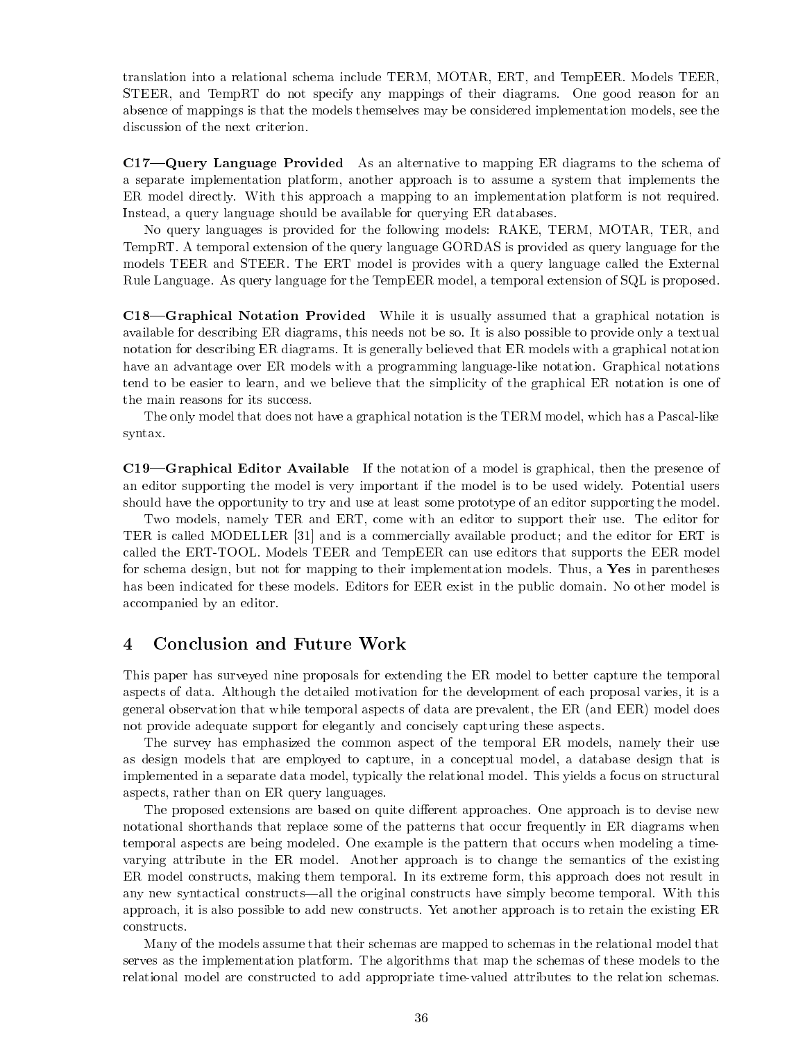translation into a relational schema include TERM, MOTAR, ERT, and TempEER. Models TEER, STEER, and TempRT do not specify any mappings of their diagrams. One good reason for an absence of mappings is that the models themselves may be considered implementation models, see the discussion of the next criterion.

**C17—Query Language Provided** As an alternative to mapping ER diagrams to the schema of a separate implementation platform, another approach is to assume a system that implements the ER model directly. With this approach a mapping to an implementation platform is not required. Instead, a query language should be available for querying ER databases.

No query languages is provided for the following models: RAKE, TERM, MOTAR, TER, and TempRT. A temporal extension of the query language GORDAS is provided as query language for the models TEER and STEER. The ERT model is provides with a query language called the External Rule Language. As query language for the TempEER model, a temporal extension of SQL is proposed.

**C18—Graphical Notation Provided** While it is usually assumed that a graphical notation is available for describing ER diagrams, this needs not be so. It is also possible to provide only a textual notation for describing ER diagrams. It is generally believed that ER models with a graphical notation have an advantage over ER models with a programming language-like notation. Graphical notations tend to be easier to learn, and we believe that the simplicity of the graphical ER notation is one of the main reasons for its success.

The only model that does not have a graphical notation is the TERM model, which has a Pascal-like syntax.

**C19—Graphical Editor Available** If the notation of a model is graphical, then the presence of an editor supporting the model is very important if the model is to be used widely. Potential users should have the opportunity to try and use at least some prototype of an editor supporting the model.

Two models, namely TER and ERT, come with an editor to support their use. The editor for TER is called MODELLER [31] and is a commercially available product; and the editor for ERT is called the ERT-TOOL. Models TEER and TempEER can use editors that supports the EER model for schema design, but not for mapping to their implementation models. Thus, a **Yes** in parentheses has been indicated for these models. Editors for EER exist in the public domain. No other model is accompanied by an editor.

## 4 Conclusion and Future Work

This paper has surveyed nine proposals for extending the ER model to better capture the temporal aspects of data. Although the detailed motivation for the development of each proposal varies, it is a general observation that while temporal aspects of data are prevalent, the ER (and EER) model does not provide adequate support for elegantly and concisely capturing these aspects.

The survey has emphasized the common aspect of the temporal ER models, namely their use as design models that are employed to capture, in a conceptual model, a database design that is implemented in a separate data model, typically the relational model. This yields a focus on structural aspects, rather than on ER query languages.

The proposed extensions are based on quite different approaches. One approach is to devise new notational shorthands that replace some of the patterns that occur frequently in ER diagrams when temporal aspects are being modeled. One example is the pattern that occurs when modeling a time-varying attribute in the ER model. Another approach is to change the semantics of the existing ER model constructs, making them temporal. In its extreme form, this approach does not result in any new syntactical constructs—all the original constructs have simply become temporal. With this approach, it is also possible to add new constructs. Yet another approach is to retain the existing ER constructs.

Many of the models assume that their schemas are mapped to schemas in the relational model that serves as the implementation platform. The algorithms that map the schemas of these models to the relational model are constructed to add appropriate time-valued attributes to the relation schemas.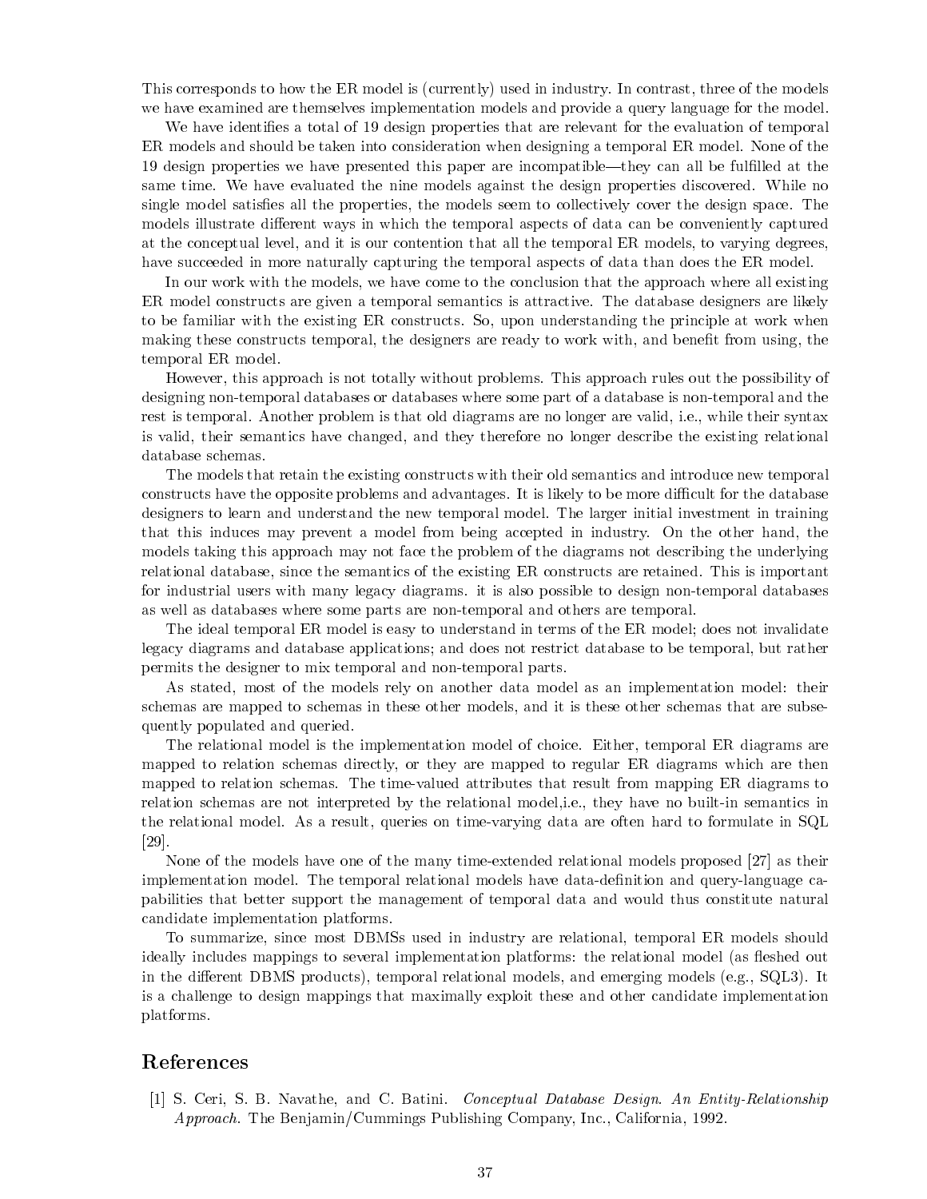This corresponds to how the ER model is (currently) used in industry. In contrast, three of the models we have examined are themselves implementation models and provide a query language for the model.

We have identifies a total of 19 design properties that are relevant for the evaluation of temporal ER models and should be taken into consideration when designing a temporal ER model. None of the 19 design properties we have presented this paper are incompatible—they can all be fulfilled at the same time. We have evaluated the nine models against the design properties discovered. While no single model satisfies all the properties, the models seem to collectively cover the design space. The models illustrate different ways in which the temporal aspects of data can be conveniently captured at the conceptual level, and it is our contention that all the temporal ER models, to varying degrees, have succeeded in more naturally capturing the temporal aspects of data than does the ER model.

In our work with the models, we have come to the conclusion that the approach where all existing ER model constructs are given a temporal semantics is attractive. The database designers are likely to be familiar with the existing ER constructs. So, upon understanding the principle at work when making these constructs temporal, the designers are ready to work with, and benefit from using, the temporal ER model.

However, this approach is not totally without problems. This approach rules out the possibility of designing non-temporal databases or databases where some part of a database is non-temporal and the rest is temporal. Another problem is that old diagrams are no longer are valid, i.e., while their syntax is valid, their semantics have changed, and they therefore no longer describe the existing relational database schemas.

The models that retain the existing constructs with their old semantics and introduce new temporal constructs have the opposite problems and advantages. It is likely to be more difficult for the database designers to learn and understand the new temporal model. The larger initial investment in training that this induces may prevent a model from being accepted in industry. On the other hand, the models taking this approach may not face the problem of the diagrams not describing the underlying relational database, since the semantics of the existing ER constructs are retained. This is important for industrial users with many legacy diagrams. it is also possible to design non-temporal databases as well as databases where some parts are non-temporal and others are temporal.

The ideal temporal ER model is easy to understand in terms of the ER model; does not invalidate legacy diagrams and database applications; and does not restrict database to be temporal, but rather permits the designer to mix temporal and non-temporal parts.

As stated, most of the models rely on another data model as an implementation model: their schemas are mapped to schemas in these other models, and it is these other schemas that are subsequently populated and queried.

The relational model is the implementation model of choice. Either, temporal ER diagrams are mapped to relation schemas directly, or they are mapped to regular ER diagrams which are then mapped to relation schemas. The time-valued attributes that result from mapping ER diagrams to relation schemas are not interpreted by the relational model,i.e., they have no built-in semantics in the relational model. As a result, queries on time-varying data are often hard to formulate in SQL [29].

None of the models have one of the many time-extended relational models proposed [27] as their implementation model. The temporal relational models have data-definition and query-language capabilities that better support the management of temporal data and would thus constitute natural candidate implementation platforms.

To summarize, since most DBMSs used in industry are relational, temporal ER models should ideally includes mappings to several implementation platforms: the relational model (as fleshed out in the different DBMS products), temporal relational models, and emerging models (e.g., SQL3). It is a challenge to design mappings that maximally exploit these and other candidate implementation platforms.

## References

[1] S. Ceri, S. B. Navathe, and C. Batini. *Conceptual Database Design. An Entity-Relationship Approach.* The Benjamin/Cummings Publishing Company, Inc., California, 1992.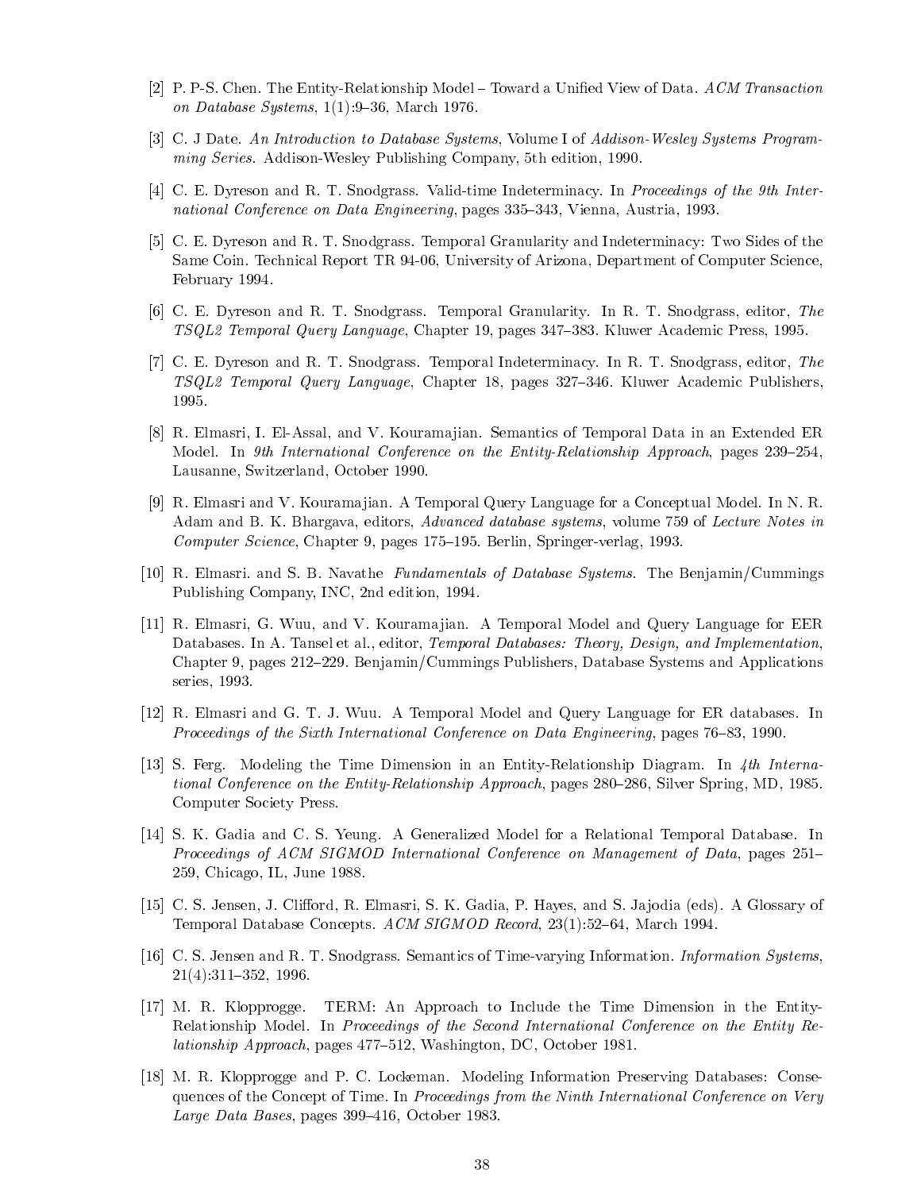[2] P. P-S. Chen. The Entity-Relationship Model – Toward a Unified View of Data. *ACM Transaction on Database Systems*, 1(1):9–36, March 1976.

[3] C. J Date. *An Introduction to Database Systems*, Volume I of *Addison-Wesley Systems Programming Series*. Addison-Wesley Publishing Company, 5th edition, 1990.

[4] C. E. Dyreson and R. T. Snodgrass. Valid-time Indeterminacy. In *Proceedings of the 9th International Conference on Data Engineering*, pages 335–343, Vienna, Austria, 1993.

[5] C. E. Dyreson and R. T. Snodgrass. Temporal Granularity and Indeterminacy: Two Sides of the Same Coin. Technical Report TR 94-06, University of Arizona, Department of Computer Science, February 1994.

[6] C. E. Dyreson and R. T. Snodgrass. Temporal Granularity. In R. T. Snodgrass, editor, *The TSQL2 Temporal Query Language*, Chapter 19, pages 347–383. Kluwer Academic Press, 1995.

[7] C. E. Dyreson and R. T. Snodgrass. Temporal Indeterminacy. In R. T. Snodgrass, editor, *The TSQL2 Temporal Query Language*, Chapter 18, pages 327–346. Kluwer Academic Publishers, 1995.

[8] R. Elmasri, I. El-Assal, and V. Kouramajian. Semantics of Temporal Data in an Extended ER Model. In *9th International Conference on the Entity-Relationship Approach*, pages 239–254, Lausanne, Switzerland, October 1990.

[9] R. Elmasri and V. Kouramajian. A Temporal Query Language for a Conceptual Model. In N. R. Adam and B. K. Bhargava, editors, *Advanced database systems*, volume 759 of *Lecture Notes in Computer Science*, Chapter 9, pages 175–195. Berlin, Springer-verlag, 1993.

[10] R. Elmasri. and S. B. Navathe *Fundamentals of Database Systems*. The Benjamin/Cummings Publishing Company, INC, 2nd edition, 1994.

[11] R. Elmasri, G. Wuu, and V. Kouramajian. A Temporal Model and Query Language for EER Databases. In A. Tansel et al., editor, *Temporal Databases: Theory, Design, and Implementation*, Chapter 9, pages 212–229. Benjamin/Cummings Publishers, Database Systems and Applications series, 1993.

[12] R. Elmasri and G. T. J. Wuu. A Temporal Model and Query Language for ER databases. In *Proceedings of the Sixth International Conference on Data Engineering*, pages 76–83, 1990.

[13] S. Ferg. Modeling the Time Dimension in an Entity-Relationship Diagram. In *4th International Conference on the Entity-Relationship Approach*, pages 280–286, Silver Spring, MD, 1985. Computer Society Press.

[14] S. K. Gadia and C. S. Yeung. A Generalized Model for a Relational Temporal Database. In *Proceedings of ACM SIGMOD International Conference on Management of Data*, pages 251–259, Chicago, IL, June 1988.

[15] C. S. Jensen, J. Clifford, R. Elmasri, S. K. Gadia, P. Hayes, and S. Jajodia (eds). A Glossary of Temporal Database Concepts. *ACM SIGMOD Record*, 23(1):52–64, March 1994.

[16] C. S. Jensen and R. T. Snodgrass. Semantics of Time-varying Information. *Information Systems*, 21(4):311–352, 1996.

[17] M. R. Klopprogge. TERM: An Approach to Include the Time Dimension in the Entity-Relationship Model. In *Proceedings of the Second International Conference on the Entity Relationship Approach*, pages 477–512, Washington, DC, October 1981.

[18] M. R. Klopprogge and P. C. Lockeman. Modeling Information Preserving Databases: Consequences of the Concept of Time. In *Proceedings from the Ninth International Conference on Very Large Data Bases*, pages 399–416, October 1983.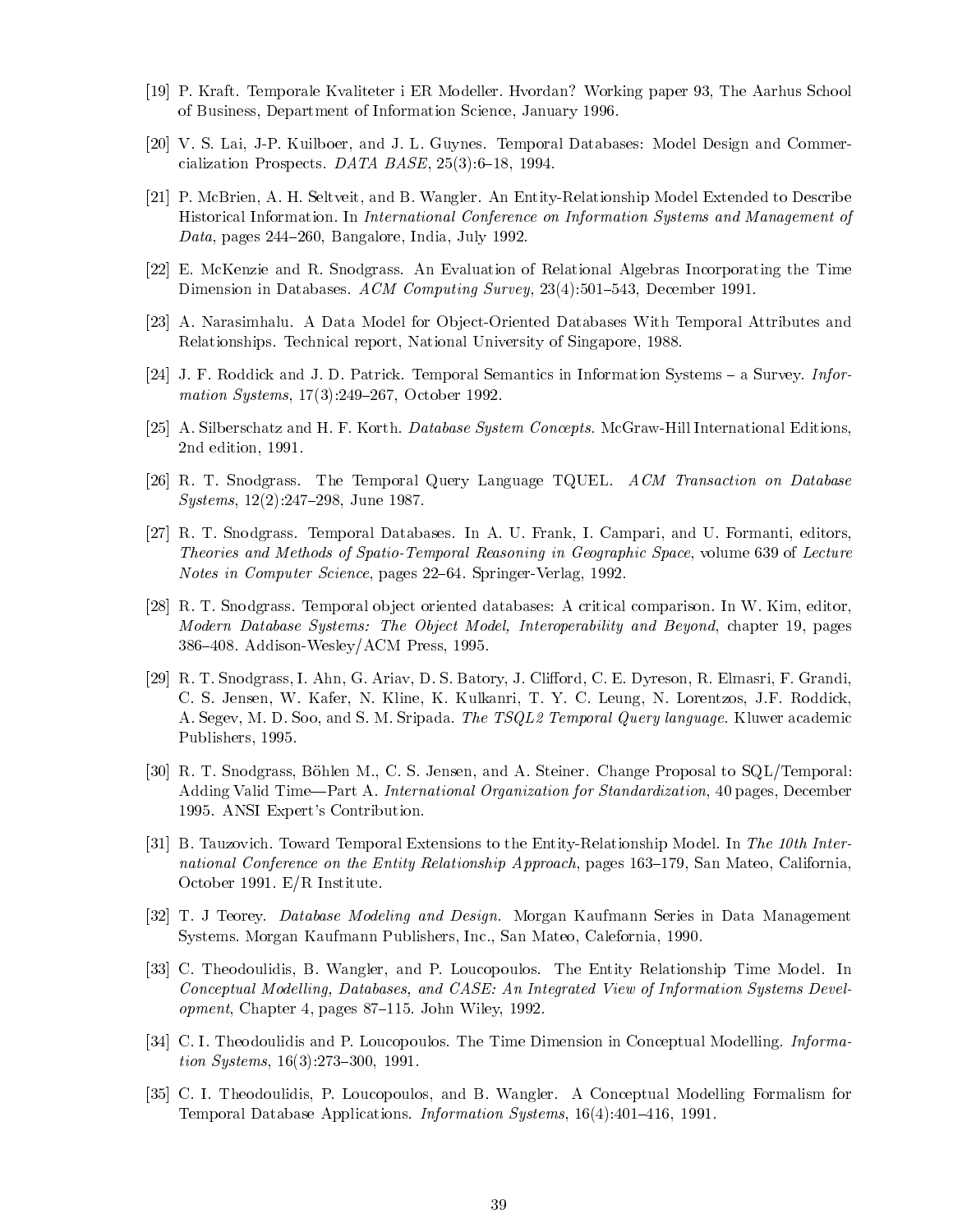[19] P. Kraft. Temporale Kvaliteter i ER Modeller. Hvordan? Working paper 93, The Aarhus School of Business, Department of Information Science, January 1996.

[20] V. S. Lai, J-P. Kuilboer, and J. L. Guynes. Temporal Databases: Model Design and Commercialization Prospects. *DATA BASE*, 25(3):6–18, 1994.

[21] P. McBrien, A. H. Seltveit, and B. Wangler. An Entity-Relationship Model Extended to Describe Historical Information. In *International Conference on Information Systems and Management of Data*, pages 244–260, Bangalore, India, July 1992.

[22] E. McKenzie and R. Snodgrass. An Evaluation of Relational Algebras Incorporating the Time Dimension in Databases. *ACM Computing Survey*, 23(4):501–543, December 1991.

[23] A. Narasimhalu. A Data Model for Object-Oriented Databases With Temporal Attributes and Relationships. Technical report, National University of Singapore, 1988.

[24] J. F. Roddick and J. D. Patrick. Temporal Semantics in Information Systems – a Survey. *Information Systems*, 17(3):249–267, October 1992.

[25] A. Silberschatz and H. F. Korth. *Database System Concepts*. McGraw-Hill International Editions, 2nd edition, 1991.

[26] R. T. Snodgrass. The Temporal Query Language TQUEL. *ACM Transaction on Database Systems*, 12(2):247–298, June 1987.

[27] R. T. Snodgrass. Temporal Databases. In A. U. Frank, I. Campari, and U. Formanti, editors, *Theories and Methods of Spatio-Temporal Reasoning in Geographic Space*, volume 639 of *Lecture Notes in Computer Science*, pages 22–64. Springer-Verlag, 1992.

[28] R. T. Snodgrass. Temporal object oriented databases: A critical comparison. In W. Kim, editor, *Modern Database Systems: The Object Model, Interoperability and Beyond*, chapter 19, pages 386–408. Addison-Wesley/ACM Press, 1995.

[29] R. T. Snodgrass, I. Ahn, G. Ariav, D. S. Batory, J. Clifford, C. E. Dyreson, R. Elmasri, F. Grandi, C. S. Jensen, W. Kafer, N. Kline, K. Kulkanri, T. Y. C. Leung, N. Lorentzos, J.F. Roddick, A. Segev, M. D. Soo, and S. M. Sripada. *The TSQL2 Temporal Query language*. Kluwer academic Publishers, 1995.

[30] R. T. Snodgrass, Böhlen M., C. S. Jensen, and A. Steiner. Change Proposal to SQL/Temporal: Adding Valid Time—Part A. *International Organization for Standardization*, 40 pages, December 1995. ANSI Expert's Contribution.

[31] B. Tauzovich. Toward Temporal Extensions to the Entity-Relationship Model. In *The 10th International Conference on the Entity Relationship Approach*, pages 163–179, San Mateo, California, October 1991. E/R Institute.

[32] T. J Teorey. *Database Modeling and Design*. Morgan Kaufmann Series in Data Management Systems. Morgan Kaufmann Publishers, Inc., San Mateo, Calefornia, 1990.

[33] C. Theodoulidis, B. Wangler, and P. Loucopoulos. The Entity Relationship Time Model. In *Conceptual Modelling, Databases, and CASE: An Integrated View of Information Systems Development*, Chapter 4, pages 87–115. John Wiley, 1992.

[34] C. I. Theodoulidis and P. Loucopoulos. The Time Dimension in Conceptual Modelling. *Information Systems*, 16(3):273–300, 1991.

[35] C. I. Theodoulidis, P. Loucopoulos, and B. Wangler. A Conceptual Modelling Formalism for Temporal Database Applications. *Information Systems*, 16(4):401–416, 1991.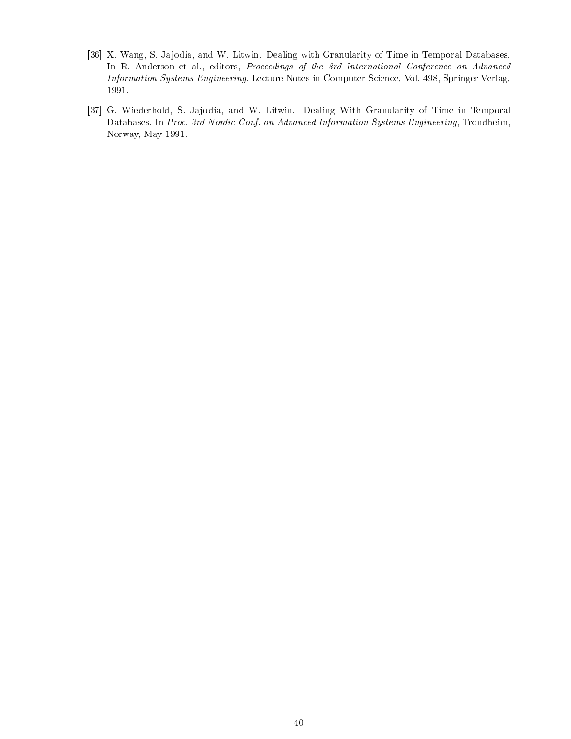[36] X. Wang, S. Jajodia, and W. Litwin. Dealing with Granularity of Time in Temporal Databases. In R. Anderson et al., editors, *Proceedings of the 3rd International Conference on Advanced Information Systems Engineering*. Lecture Notes in Computer Science, Vol. 498, Springer Verlag, 1991.

[37] G. Wiederhold, S. Jajodia, and W. Litwin. Dealing With Granularity of Time in Temporal Databases. In *Proc. 3rd Nordic Conf. on Advanced Information Systems Engineering*, Trondheim, Norway, May 1991.